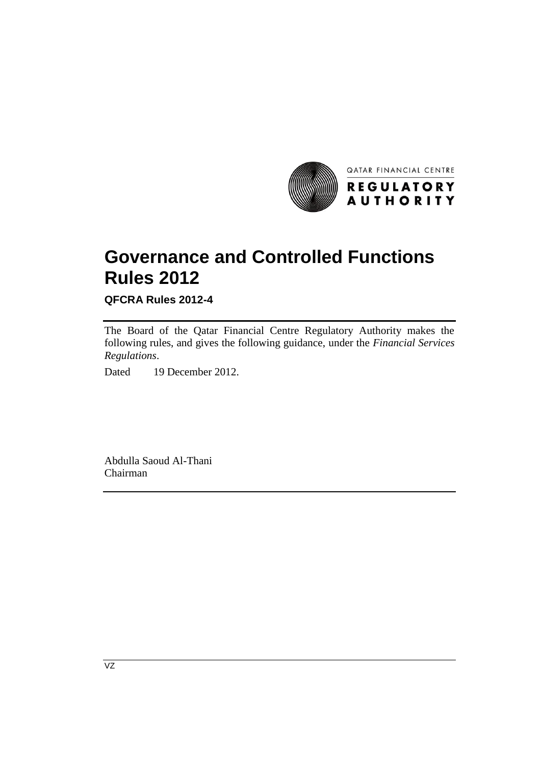QATAR FINANCIAL CENTRE

**REGULATORY AUTHORITY**

# Governance and Controlled Functions Rules 2012

**QFCRA Rules 2012-4**

The Board of the Qatar Financial Centre Regulatory Authority makes the following rules, and gives the following guidance, under the *Financial Services Regulations*.

Dated 19 December 2012.

Abdulla Saoud Al-Thani
Chairman

VZ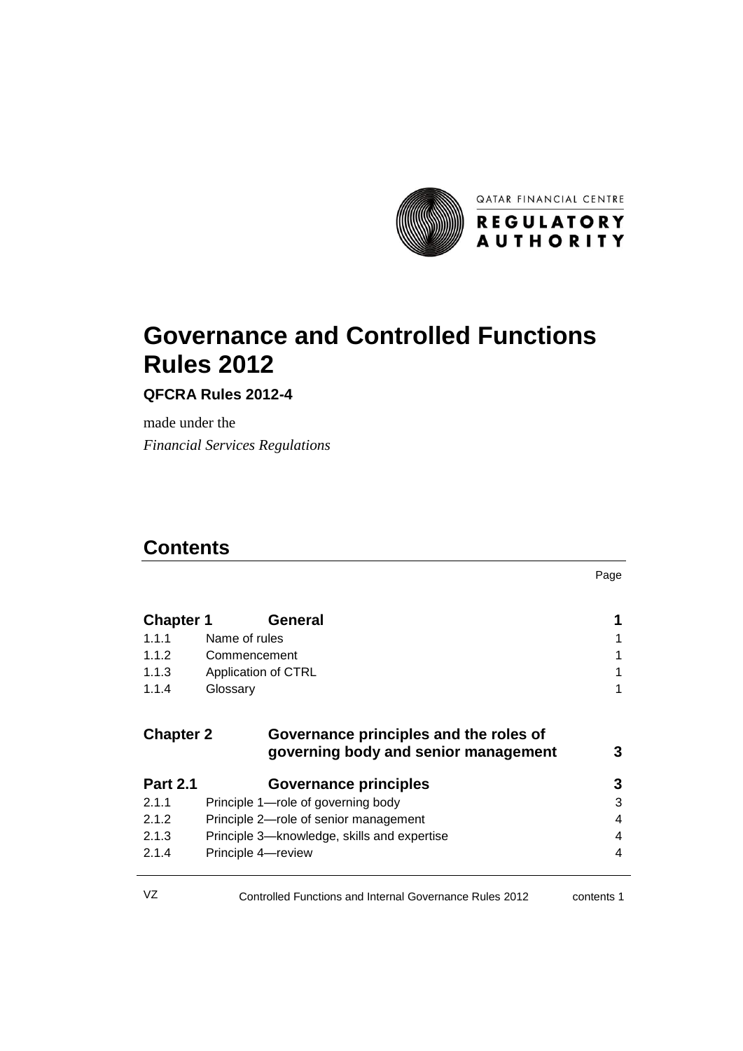QATAR FINANCIAL CENTRE

REGULATORY AUTHORITY

# Governance and Controlled Functions Rules 2012

**QFCRA Rules 2012-4**

made under the

*Financial Services Regulations*

## Contents

| | | Page |
|---|---|---|
| **Chapter 1** | **General** | **1** |
| 1.1.1 | Name of rules | 1 |
| 1.1.2 | Commencement | 1 |
| 1.1.3 | Application of CTRL | 1 |
| 1.1.4 | Glossary | 1 |
| **Chapter 2** | **Governance principles and the roles of governing body and senior management** | **3** |
| **Part 2.1** | **Governance principles** | **3** |
| 2.1.1 | Principle 1—role of governing body | 3 |
| 2.1.2 | Principle 2—role of senior management | 4 |
| 2.1.3 | Principle 3—knowledge, skills and expertise | 4 |
| 2.1.4 | Principle 4—review | 4 |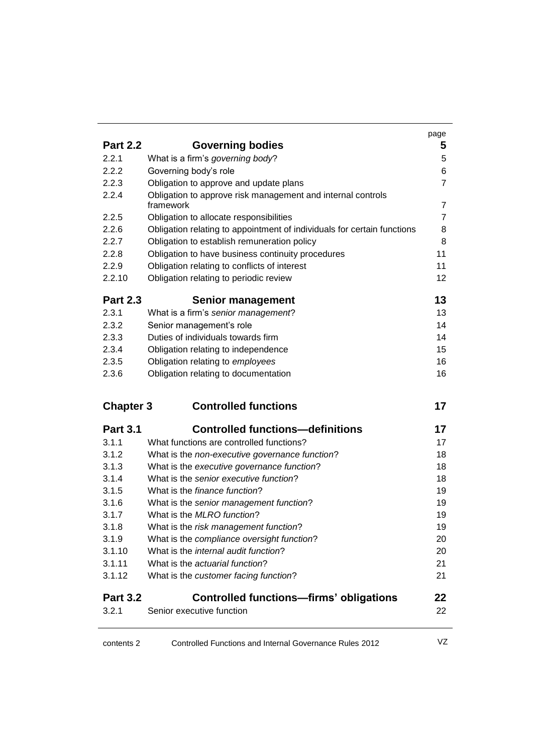| | | page |
|---|---|---|
| **Part 2.2** | **Governing bodies** | **5** |
| 2.2.1 | What is a firm's *governing body*? | 5 |
| 2.2.2 | Governing body's role | 6 |
| 2.2.3 | Obligation to approve and update plans | 7 |
| 2.2.4 | Obligation to approve risk management and internal controls framework | 7 |
| 2.2.5 | Obligation to allocate responsibilities | 7 |
| 2.2.6 | Obligation relating to appointment of individuals for certain functions | 8 |
| 2.2.7 | Obligation to establish remuneration policy | 8 |
| 2.2.8 | Obligation to have business continuity procedures | 11 |
| 2.2.9 | Obligation relating to conflicts of interest | 11 |
| 2.2.10 | Obligation relating to periodic review | 12 |
| **Part 2.3** | **Senior management** | **13** |
| 2.3.1 | What is a firm's *senior management*? | 13 |
| 2.3.2 | Senior management's role | 14 |
| 2.3.3 | Duties of individuals towards firm | 14 |
| 2.3.4 | Obligation relating to independence | 15 |
| 2.3.5 | Obligation relating to *employees* | 16 |
| 2.3.6 | Obligation relating to documentation | 16 |
| **Chapter 3** | **Controlled functions** | **17** |
| **Part 3.1** | **Controlled functions—definitions** | **17** |
| 3.1.1 | What functions are controlled functions? | 17 |
| 3.1.2 | What is the *non-executive governance function*? | 18 |
| 3.1.3 | What is the *executive governance function*? | 18 |
| 3.1.4 | What is the *senior executive function*? | 18 |
| 3.1.5 | What is the *finance function*? | 19 |
| 3.1.6 | What is the *senior management function*? | 19 |
| 3.1.7 | What is the *MLRO function*? | 19 |
| 3.1.8 | What is the *risk management function*? | 19 |
| 3.1.9 | What is the *compliance oversight function*? | 20 |
| 3.1.10 | What is the *internal audit function*? | 20 |
| 3.1.11 | What is the *actuarial function*? | 21 |
| 3.1.12 | What is the *customer facing function*? | 21 |
| **Part 3.2** | **Controlled functions—firms' obligations** | **22** |
| 3.2.1 | Senior executive function | 22 |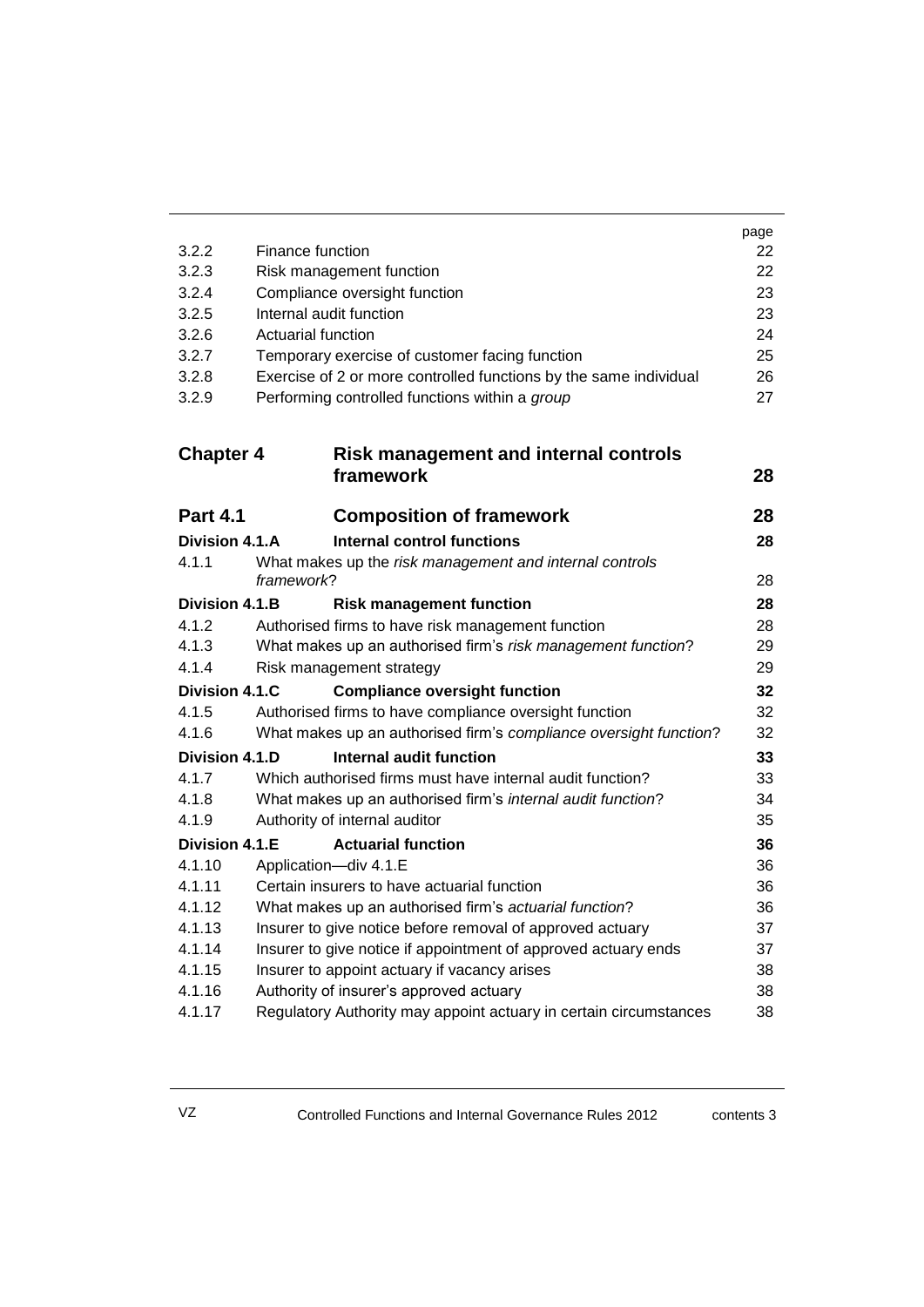| | | page |
|---|---|---|
| 3.2.2 | Finance function | 22 |
| 3.2.3 | Risk management function | 22 |
| 3.2.4 | Compliance oversight function | 23 |
| 3.2.5 | Internal audit function | 23 |
| 3.2.6 | Actuarial function | 24 |
| 3.2.7 | Temporary exercise of customer facing function | 25 |
| 3.2.8 | Exercise of 2 or more controlled functions by the same individual | 26 |
| 3.2.9 | Performing controlled functions within a *group* | 27 |

## Chapter 4 Risk management and internal controls framework — 28

### Part 4.1 Composition of framework — 28

**Division 4.1.A Internal control functions — 28**

| | | |
|---|---|---|
| 4.1.1 | What makes up the *risk management and internal controls framework*? | 28 |

**Division 4.1.B Risk management function — 28**

| | | |
|---|---|---|
| 4.1.2 | Authorised firms to have risk management function | 28 |
| 4.1.3 | What makes up an authorised firm's *risk management function*? | 29 |
| 4.1.4 | Risk management strategy | 29 |

**Division 4.1.C Compliance oversight function — 32**

| | | |
|---|---|---|
| 4.1.5 | Authorised firms to have compliance oversight function | 32 |
| 4.1.6 | What makes up an authorised firm's *compliance oversight function*? | 32 |

**Division 4.1.D Internal audit function — 33**

| | | |
|---|---|---|
| 4.1.7 | Which authorised firms must have internal audit function? | 33 |
| 4.1.8 | What makes up an authorised firm's *internal audit function*? | 34 |
| 4.1.9 | Authority of internal auditor | 35 |

**Division 4.1.E Actuarial function — 36**

| | | |
|---|---|---|
| 4.1.10 | Application—div 4.1.E | 36 |
| 4.1.11 | Certain insurers to have actuarial function | 36 |
| 4.1.12 | What makes up an authorised firm's *actuarial function*? | 36 |
| 4.1.13 | Insurer to give notice before removal of approved actuary | 37 |
| 4.1.14 | Insurer to give notice if appointment of approved actuary ends | 37 |
| 4.1.15 | Insurer to appoint actuary if vacancy arises | 38 |
| 4.1.16 | Authority of insurer's approved actuary | 38 |
| 4.1.17 | Regulatory Authority may appoint actuary in certain circumstances | 38 |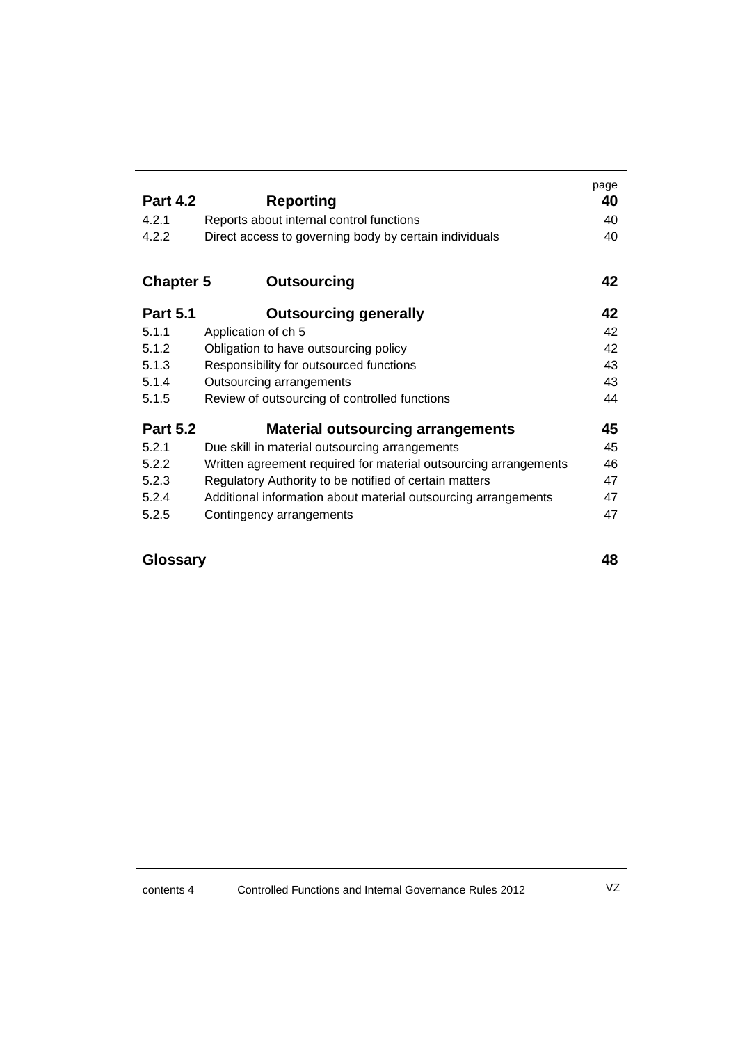| | | page |
|---|---|---|
| **Part 4.2** | **Reporting** | **40** |
| 4.2.1 | Reports about internal control functions | 40 |
| 4.2.2 | Direct access to governing body by certain individuals | 40 |
| **Chapter 5** | **Outsourcing** | **42** |
| **Part 5.1** | **Outsourcing generally** | **42** |
| 5.1.1 | Application of ch 5 | 42 |
| 5.1.2 | Obligation to have outsourcing policy | 42 |
| 5.1.3 | Responsibility for outsourced functions | 43 |
| 5.1.4 | Outsourcing arrangements | 43 |
| 5.1.5 | Review of outsourcing of controlled functions | 44 |
| **Part 5.2** | **Material outsourcing arrangements** | **45** |
| 5.2.1 | Due skill in material outsourcing arrangements | 45 |
| 5.2.2 | Written agreement required for material outsourcing arrangements | 46 |
| 5.2.3 | Regulatory Authority to be notified of certain matters | 47 |
| 5.2.4 | Additional information about material outsourcing arrangements | 47 |
| 5.2.5 | Contingency arrangements | 47 |
| **Glossary** | | **48** |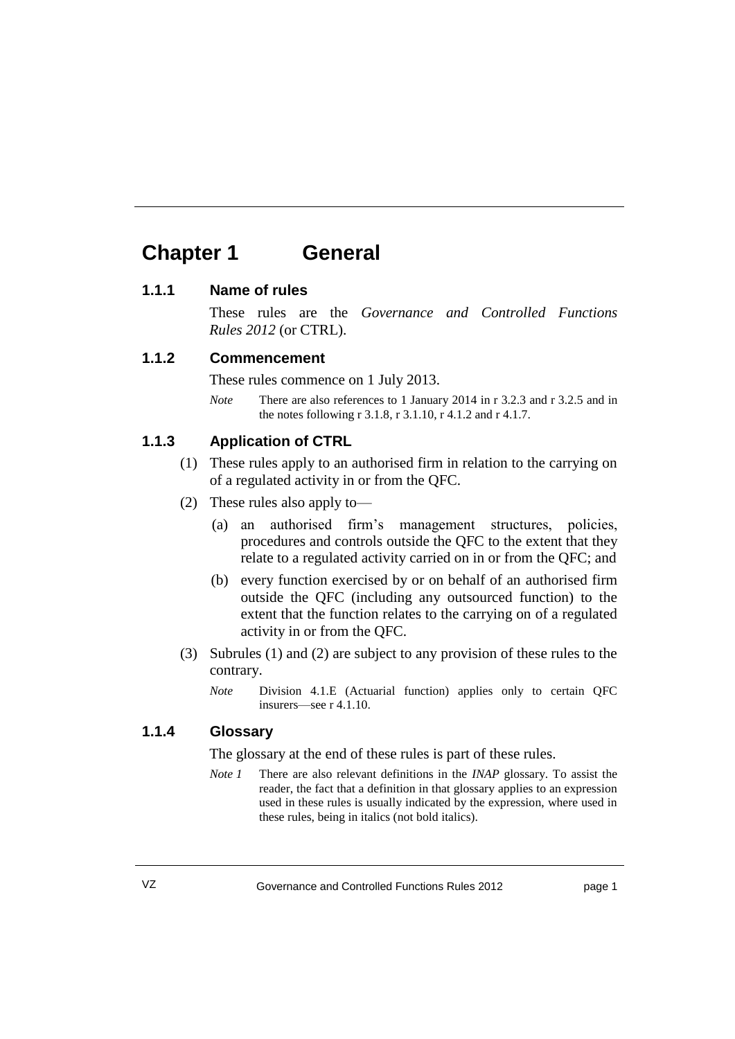# Chapter 1 General

### 1.1.1 Name of rules

These rules are the *Governance and Controlled Functions Rules 2012* (or CTRL).

### 1.1.2 Commencement

These rules commence on 1 July 2013.

*Note* There are also references to 1 January 2014 in r 3.2.3 and r 3.2.5 and in the notes following r 3.1.8, r 3.1.10, r 4.1.2 and r 4.1.7.

### 1.1.3 Application of CTRL

(1) These rules apply to an authorised firm in relation to the carrying on of a regulated activity in or from the QFC.

(2) These rules also apply to—

(a) an authorised firm's management structures, policies, procedures and controls outside the QFC to the extent that they relate to a regulated activity carried on in or from the QFC; and

(b) every function exercised by or on behalf of an authorised firm outside the QFC (including any outsourced function) to the extent that the function relates to the carrying on of a regulated activity in or from the QFC.

(3) Subrules (1) and (2) are subject to any provision of these rules to the contrary.

*Note* Division 4.1.E (Actuarial function) applies only to certain QFC insurers—see r 4.1.10.

### 1.1.4 Glossary

The glossary at the end of these rules is part of these rules.

*Note 1* There are also relevant definitions in the *INAP* glossary. To assist the reader, the fact that a definition in that glossary applies to an expression used in these rules is usually indicated by the expression, where used in these rules, being in italics (not bold italics).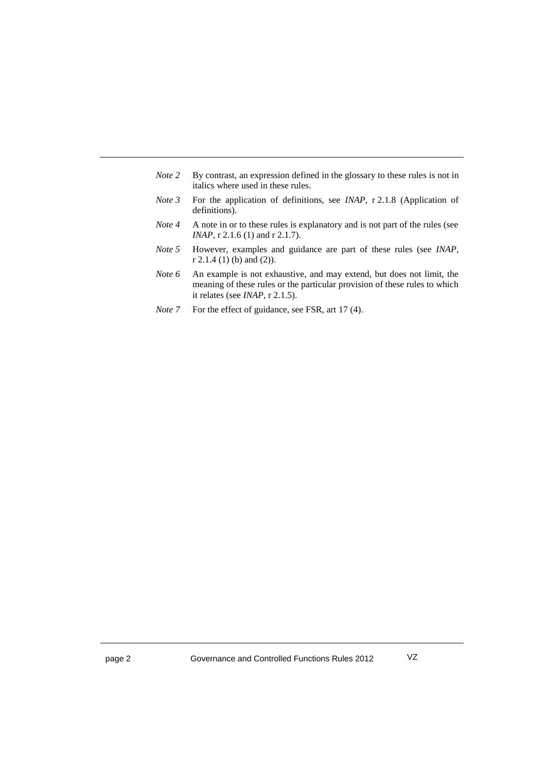*Note 2* By contrast, an expression defined in the glossary to these rules is not in italics where used in these rules.

*Note 3* For the application of definitions, see *INAP*, r 2.1.8 (Application of definitions).

*Note 4* A note in or to these rules is explanatory and is not part of the rules (see *INAP*, r 2.1.6 (1) and r 2.1.7).

*Note 5* However, examples and guidance are part of these rules (see *INAP*, r 2.1.4 (1) (b) and (2)).

*Note 6* An example is not exhaustive, and may extend, but does not limit, the meaning of these rules or the particular provision of these rules to which it relates (see *INAP*, r 2.1.5).

*Note 7* For the effect of guidance, see FSR, art 17 (4).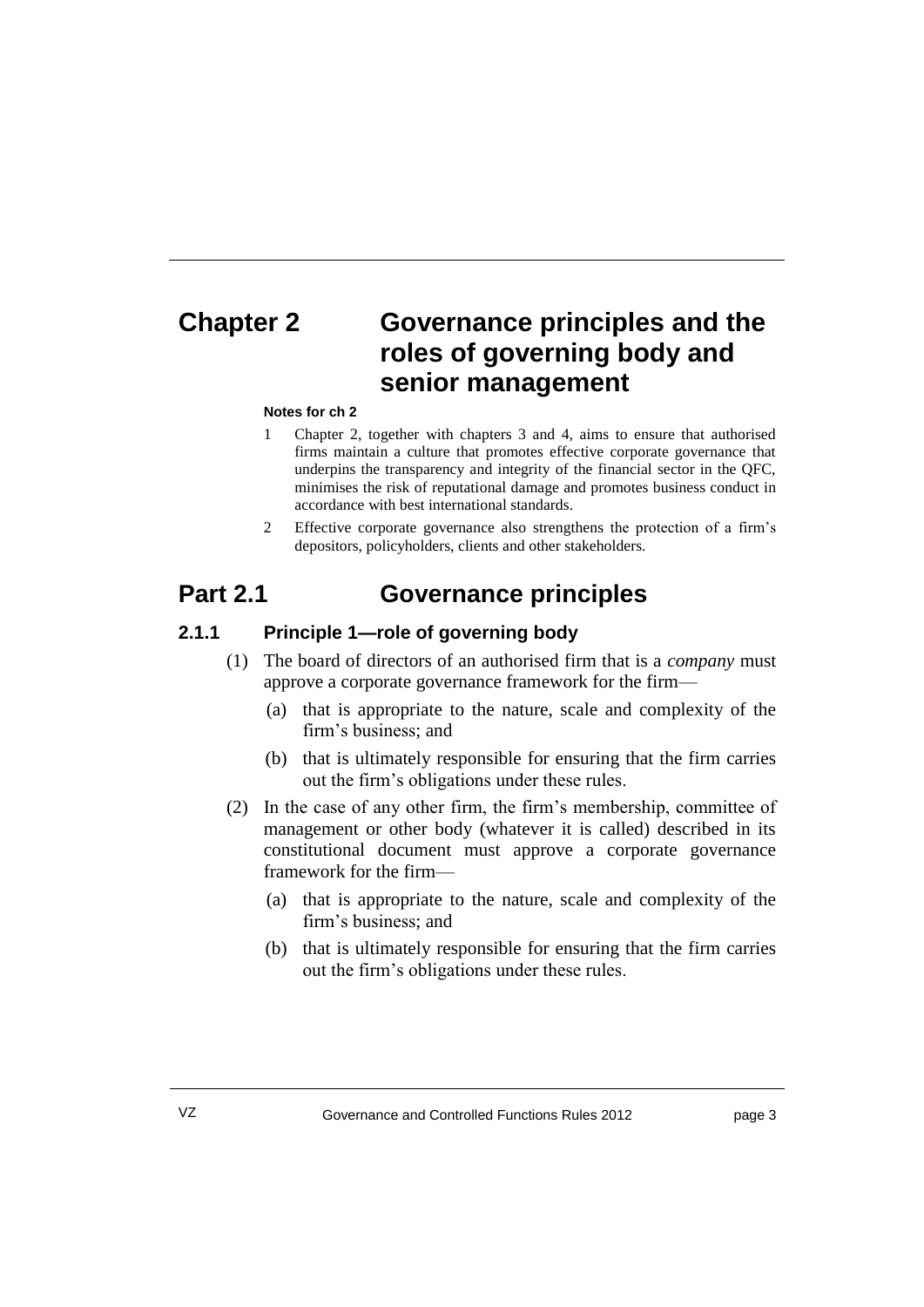# Chapter 2 Governance principles and the roles of governing body and senior management

**Notes for ch 2**

1 Chapter 2, together with chapters 3 and 4, aims to ensure that authorised firms maintain a culture that promotes effective corporate governance that underpins the transparency and integrity of the financial sector in the QFC, minimises the risk of reputational damage and promotes business conduct in accordance with best international standards.

2 Effective corporate governance also strengthens the protection of a firm's depositors, policyholders, clients and other stakeholders.

## Part 2.1 Governance principles

### 2.1.1 Principle 1—role of governing body

(1) The board of directors of an authorised firm that is a *company* must approve a corporate governance framework for the firm—

(a) that is appropriate to the nature, scale and complexity of the firm's business; and

(b) that is ultimately responsible for ensuring that the firm carries out the firm's obligations under these rules.

(2) In the case of any other firm, the firm's membership, committee of management or other body (whatever it is called) described in its constitutional document must approve a corporate governance framework for the firm—

(a) that is appropriate to the nature, scale and complexity of the firm's business; and

(b) that is ultimately responsible for ensuring that the firm carries out the firm's obligations under these rules.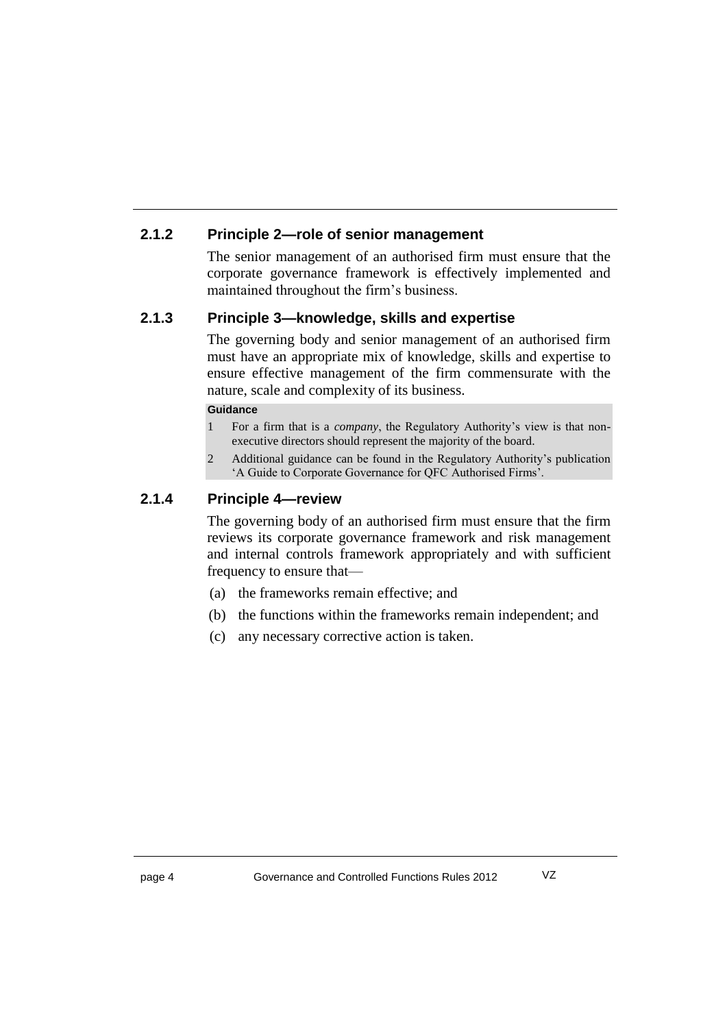### 2.1.2 Principle 2—role of senior management

The senior management of an authorised firm must ensure that the corporate governance framework is effectively implemented and maintained throughout the firm's business.

### 2.1.3 Principle 3—knowledge, skills and expertise

The governing body and senior management of an authorised firm must have an appropriate mix of knowledge, skills and expertise to ensure effective management of the firm commensurate with the nature, scale and complexity of its business.

**Guidance**

1. For a firm that is a *company*, the Regulatory Authority's view is that non-executive directors should represent the majority of the board.
2. Additional guidance can be found in the Regulatory Authority's publication 'A Guide to Corporate Governance for QFC Authorised Firms'.

### 2.1.4 Principle 4—review

The governing body of an authorised firm must ensure that the firm reviews its corporate governance framework and risk management and internal controls framework appropriately and with sufficient frequency to ensure that—

(a) the frameworks remain effective; and

(b) the functions within the frameworks remain independent; and

(c) any necessary corrective action is taken.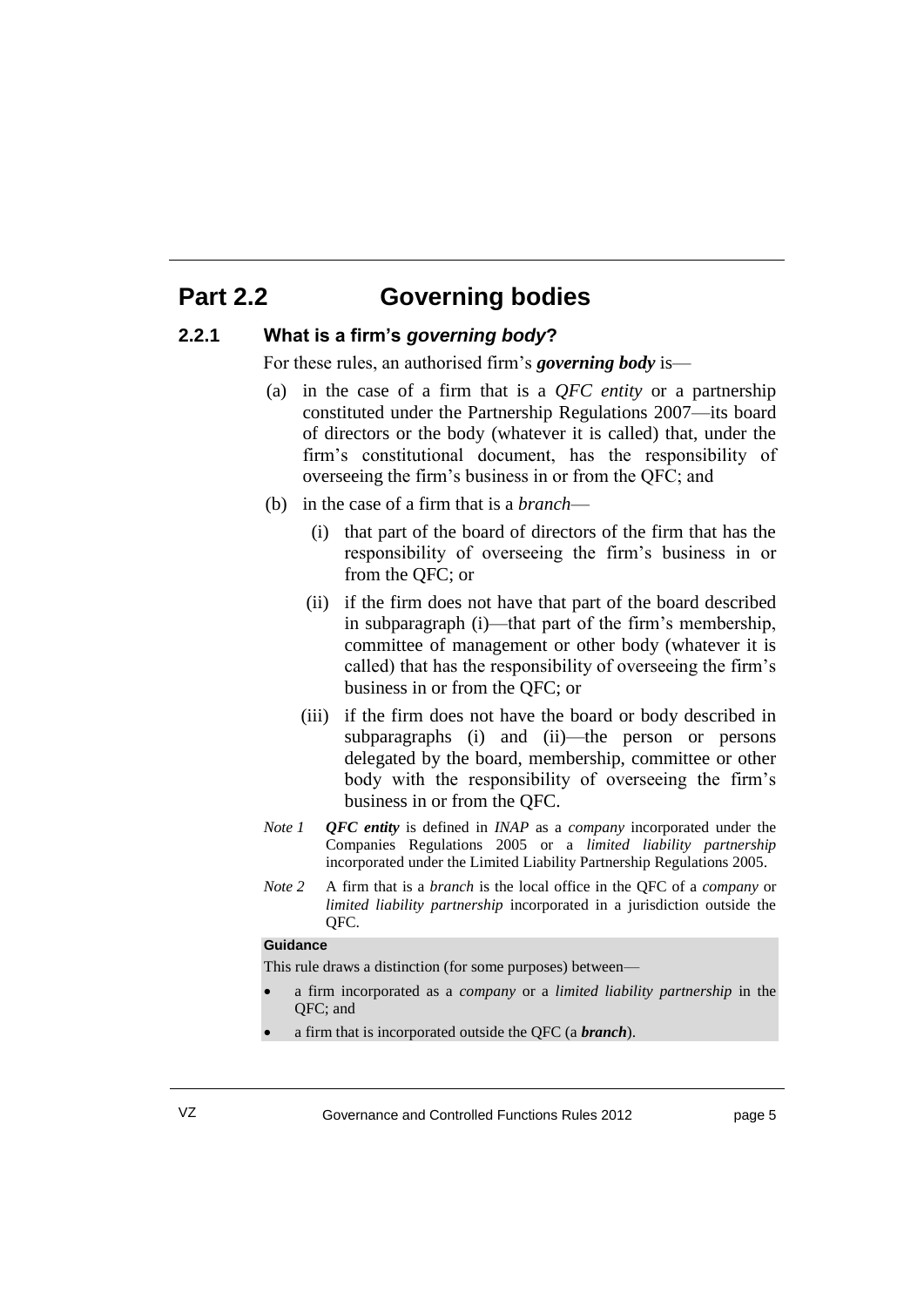# Part 2.2 Governing bodies

## 2.2.1 What is a firm's *governing body*?

For these rules, an authorised firm's ***governing body*** is—

(a) in the case of a firm that is a *QFC entity* or a partnership constituted under the Partnership Regulations 2007—its board of directors or the body (whatever it is called) that, under the firm's constitutional document, has the responsibility of overseeing the firm's business in or from the QFC; and

(b) in the case of a firm that is a *branch*—

  (i) that part of the board of directors of the firm that has the responsibility of overseeing the firm's business in or from the QFC; or

  (ii) if the firm does not have that part of the board described in subparagraph (i)—that part of the firm's membership, committee of management or other body (whatever it is called) that has the responsibility of overseeing the firm's business in or from the QFC; or

  (iii) if the firm does not have the board or body described in subparagraphs (i) and (ii)—the person or persons delegated by the board, membership, committee or other body with the responsibility of overseeing the firm's business in or from the QFC.

*Note 1* ***QFC entity*** is defined in *INAP* as a *company* incorporated under the Companies Regulations 2005 or a *limited liability partnership* incorporated under the Limited Liability Partnership Regulations 2005.

*Note 2* A firm that is a *branch* is the local office in the QFC of a *company* or *limited liability partnership* incorporated in a jurisdiction outside the QFC.

**Guidance**

This rule draws a distinction (for some purposes) between—

- a firm incorporated as a *company* or a *limited liability partnership* in the QFC; and
- a firm that is incorporated outside the QFC (a ***branch***).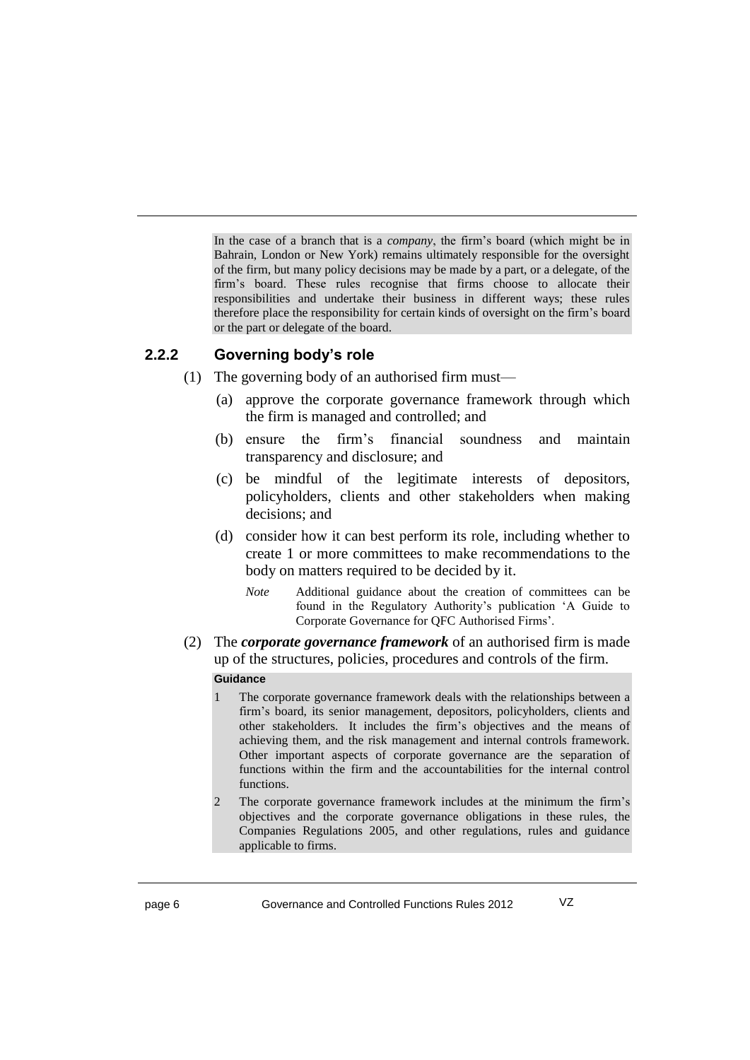In the case of a branch that is a *company*, the firm's board (which might be in Bahrain, London or New York) remains ultimately responsible for the oversight of the firm, but many policy decisions may be made by a part, or a delegate, of the firm's board. These rules recognise that firms choose to allocate their responsibilities and undertake their business in different ways; these rules therefore place the responsibility for certain kinds of oversight on the firm's board or the part or delegate of the board.

### 2.2.2 Governing body's role

(1) The governing body of an authorised firm must—

(a) approve the corporate governance framework through which the firm is managed and controlled; and

(b) ensure the firm's financial soundness and maintain transparency and disclosure; and

(c) be mindful of the legitimate interests of depositors, policyholders, clients and other stakeholders when making decisions; and

(d) consider how it can best perform its role, including whether to create 1 or more committees to make recommendations to the body on matters required to be decided by it.

*Note* Additional guidance about the creation of committees can be found in the Regulatory Authority's publication 'A Guide to Corporate Governance for QFC Authorised Firms'.

(2) The ***corporate governance framework*** of an authorised firm is made up of the structures, policies, procedures and controls of the firm.

**Guidance**

1 The corporate governance framework deals with the relationships between a firm's board, its senior management, depositors, policyholders, clients and other stakeholders. It includes the firm's objectives and the means of achieving them, and the risk management and internal controls framework. Other important aspects of corporate governance are the separation of functions within the firm and the accountabilities for the internal control functions.

2 The corporate governance framework includes at the minimum the firm's objectives and the corporate governance obligations in these rules, the Companies Regulations 2005, and other regulations, rules and guidance applicable to firms.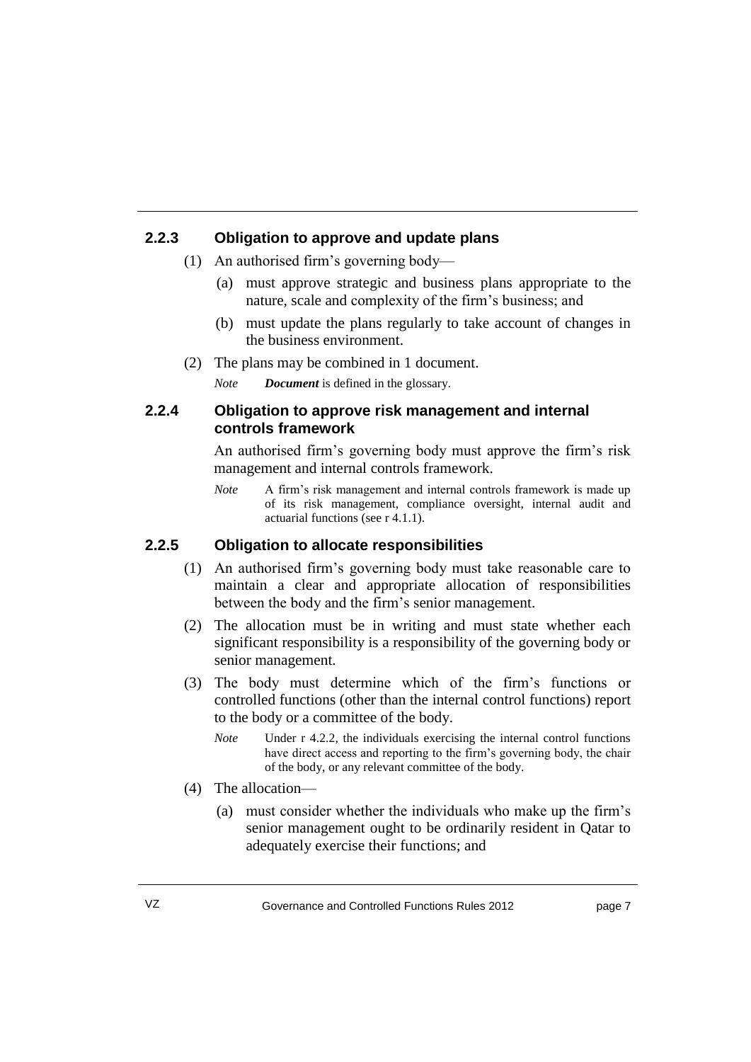### 2.2.3 Obligation to approve and update plans

(1) An authorised firm's governing body—

(a) must approve strategic and business plans appropriate to the nature, scale and complexity of the firm's business; and

(b) must update the plans regularly to take account of changes in the business environment.

(2) The plans may be combined in 1 document.

*Note* ***Document*** is defined in the glossary.

### 2.2.4 Obligation to approve risk management and internal controls framework

An authorised firm's governing body must approve the firm's risk management and internal controls framework.

*Note* A firm's risk management and internal controls framework is made up of its risk management, compliance oversight, internal audit and actuarial functions (see r 4.1.1).

### 2.2.5 Obligation to allocate responsibilities

(1) An authorised firm's governing body must take reasonable care to maintain a clear and appropriate allocation of responsibilities between the body and the firm's senior management.

(2) The allocation must be in writing and must state whether each significant responsibility is a responsibility of the governing body or senior management.

(3) The body must determine which of the firm's functions or controlled functions (other than the internal control functions) report to the body or a committee of the body.

*Note* Under r 4.2.2, the individuals exercising the internal control functions have direct access and reporting to the firm's governing body, the chair of the body, or any relevant committee of the body.

(4) The allocation—

(a) must consider whether the individuals who make up the firm's senior management ought to be ordinarily resident in Qatar to adequately exercise their functions; and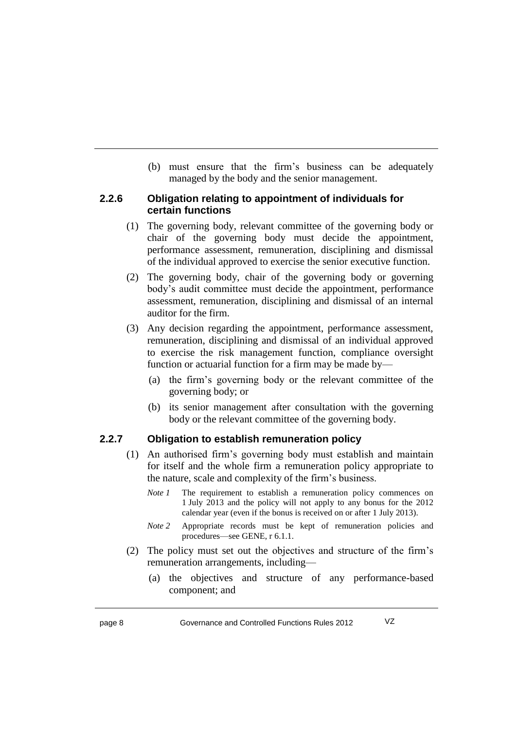(b) must ensure that the firm's business can be adequately managed by the body and the senior management.

### 2.2.6 Obligation relating to appointment of individuals for certain functions

(1) The governing body, relevant committee of the governing body or chair of the governing body must decide the appointment, performance assessment, remuneration, disciplining and dismissal of the individual approved to exercise the senior executive function.

(2) The governing body, chair of the governing body or governing body's audit committee must decide the appointment, performance assessment, remuneration, disciplining and dismissal of an internal auditor for the firm.

(3) Any decision regarding the appointment, performance assessment, remuneration, disciplining and dismissal of an individual approved to exercise the risk management function, compliance oversight function or actuarial function for a firm may be made by—

(a) the firm's governing body or the relevant committee of the governing body; or

(b) its senior management after consultation with the governing body or the relevant committee of the governing body.

### 2.2.7 Obligation to establish remuneration policy

(1) An authorised firm's governing body must establish and maintain for itself and the whole firm a remuneration policy appropriate to the nature, scale and complexity of the firm's business.

*Note 1* The requirement to establish a remuneration policy commences on 1 July 2013 and the policy will not apply to any bonus for the 2012 calendar year (even if the bonus is received on or after 1 July 2013).

*Note 2* Appropriate records must be kept of remuneration policies and procedures—see GENE, r 6.1.1.

(2) The policy must set out the objectives and structure of the firm's remuneration arrangements, including—

(a) the objectives and structure of any performance-based component; and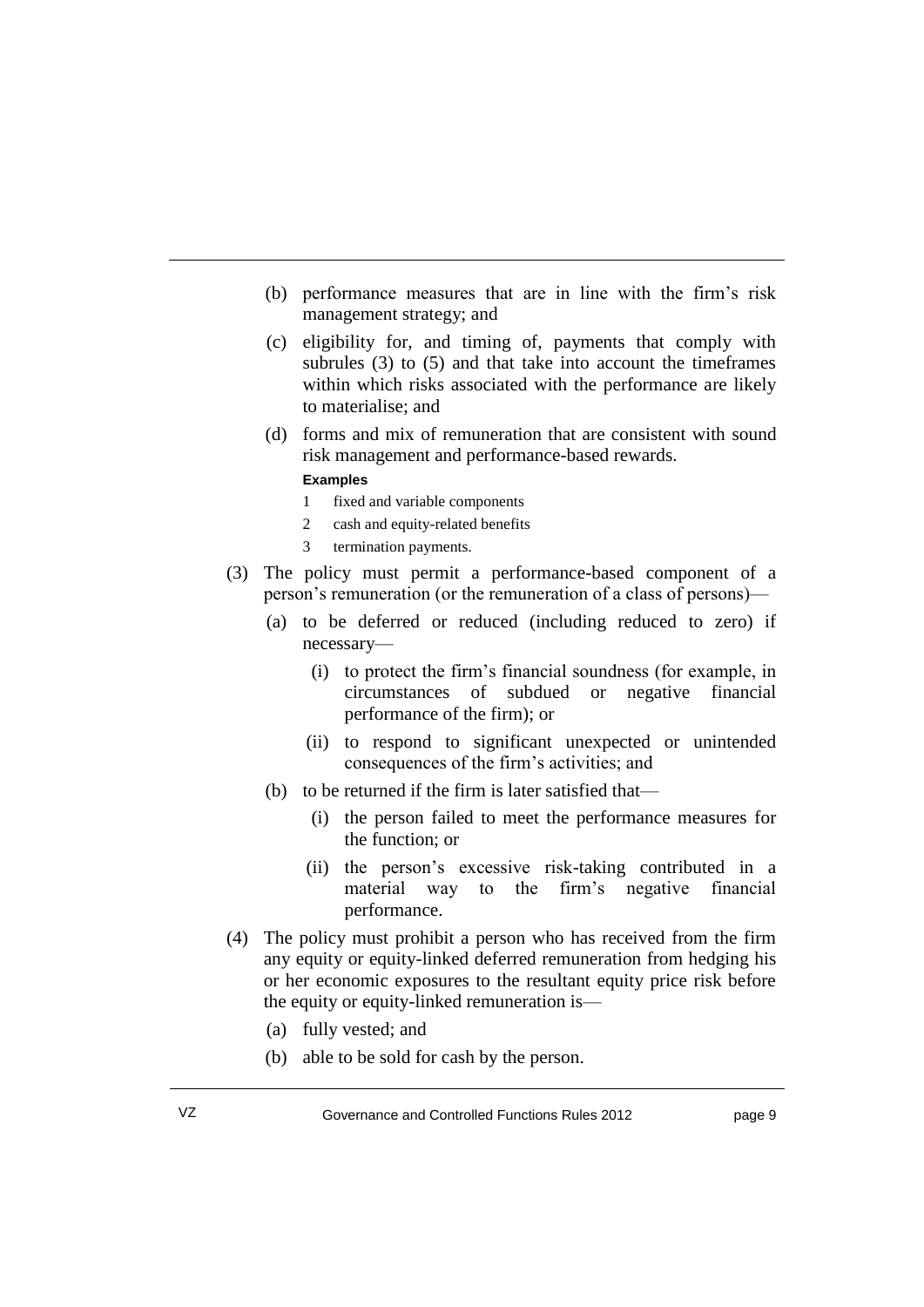(b) performance measures that are in line with the firm's risk management strategy; and

(c) eligibility for, and timing of, payments that comply with subrules (3) to (5) and that take into account the timeframes within which risks associated with the performance are likely to materialise; and

(d) forms and mix of remuneration that are consistent with sound risk management and performance-based rewards.

**Examples**

1 fixed and variable components

2 cash and equity-related benefits

3 termination payments.

(3) The policy must permit a performance-based component of a person's remuneration (or the remuneration of a class of persons)—

(a) to be deferred or reduced (including reduced to zero) if necessary—

(i) to protect the firm's financial soundness (for example, in circumstances of subdued or negative financial performance of the firm); or

(ii) to respond to significant unexpected or unintended consequences of the firm's activities; and

(b) to be returned if the firm is later satisfied that—

(i) the person failed to meet the performance measures for the function; or

(ii) the person's excessive risk-taking contributed in a material way to the firm's negative financial performance.

(4) The policy must prohibit a person who has received from the firm any equity or equity-linked deferred remuneration from hedging his or her economic exposures to the resultant equity price risk before the equity or equity-linked remuneration is—

(a) fully vested; and

(b) able to be sold for cash by the person.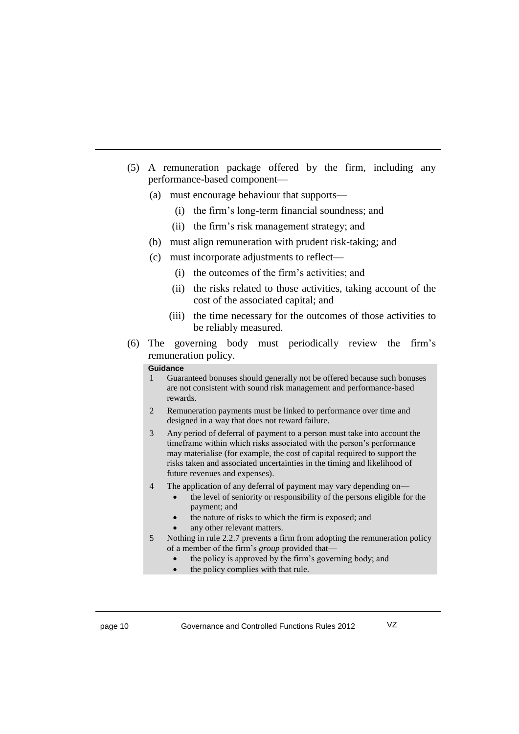(5) A remuneration package offered by the firm, including any performance-based component—

   (a) must encourage behaviour that supports—

      (i) the firm's long-term financial soundness; and

      (ii) the firm's risk management strategy; and

   (b) must align remuneration with prudent risk-taking; and

   (c) must incorporate adjustments to reflect—

      (i) the outcomes of the firm's activities; and

      (ii) the risks related to those activities, taking account of the cost of the associated capital; and

      (iii) the time necessary for the outcomes of those activities to be reliably measured.

(6) The governing body must periodically review the firm's remuneration policy.

**Guidance**

1 Guaranteed bonuses should generally not be offered because such bonuses are not consistent with sound risk management and performance-based rewards.

2 Remuneration payments must be linked to performance over time and designed in a way that does not reward failure.

3 Any period of deferral of payment to a person must take into account the timeframe within which risks associated with the person's performance may materialise (for example, the cost of capital required to support the risks taken and associated uncertainties in the timing and likelihood of future revenues and expenses).

4 The application of any deferral of payment may vary depending on—
- the level of seniority or responsibility of the persons eligible for the payment; and
- the nature of risks to which the firm is exposed; and
- any other relevant matters.

5 Nothing in rule 2.2.7 prevents a firm from adopting the remuneration policy of a member of the firm's *group* provided that—
- the policy is approved by the firm's governing body; and
- the policy complies with that rule.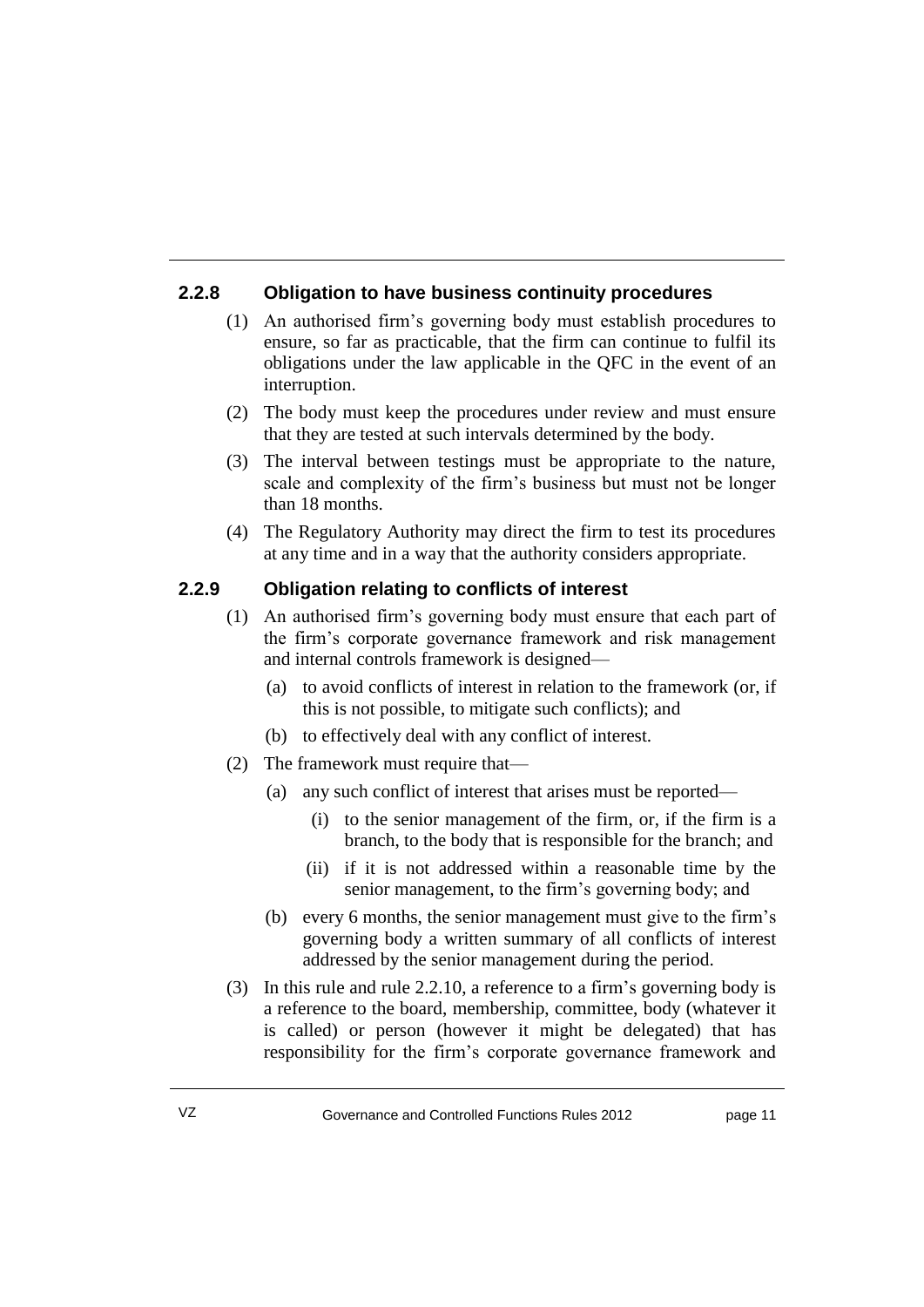### 2.2.8 Obligation to have business continuity procedures

(1) An authorised firm's governing body must establish procedures to ensure, so far as practicable, that the firm can continue to fulfil its obligations under the law applicable in the QFC in the event of an interruption.

(2) The body must keep the procedures under review and must ensure that they are tested at such intervals determined by the body.

(3) The interval between testings must be appropriate to the nature, scale and complexity of the firm's business but must not be longer than 18 months.

(4) The Regulatory Authority may direct the firm to test its procedures at any time and in a way that the authority considers appropriate.

### 2.2.9 Obligation relating to conflicts of interest

(1) An authorised firm's governing body must ensure that each part of the firm's corporate governance framework and risk management and internal controls framework is designed—

- (a) to avoid conflicts of interest in relation to the framework (or, if this is not possible, to mitigate such conflicts); and
- (b) to effectively deal with any conflict of interest.

(2) The framework must require that—

- (a) any such conflict of interest that arises must be reported—
  - (i) to the senior management of the firm, or, if the firm is a branch, to the body that is responsible for the branch; and
  - (ii) if it is not addressed within a reasonable time by the senior management, to the firm's governing body; and
- (b) every 6 months, the senior management must give to the firm's governing body a written summary of all conflicts of interest addressed by the senior management during the period.

(3) In this rule and rule 2.2.10, a reference to a firm's governing body is a reference to the board, membership, committee, body (whatever it is called) or person (however it might be delegated) that has responsibility for the firm's corporate governance framework and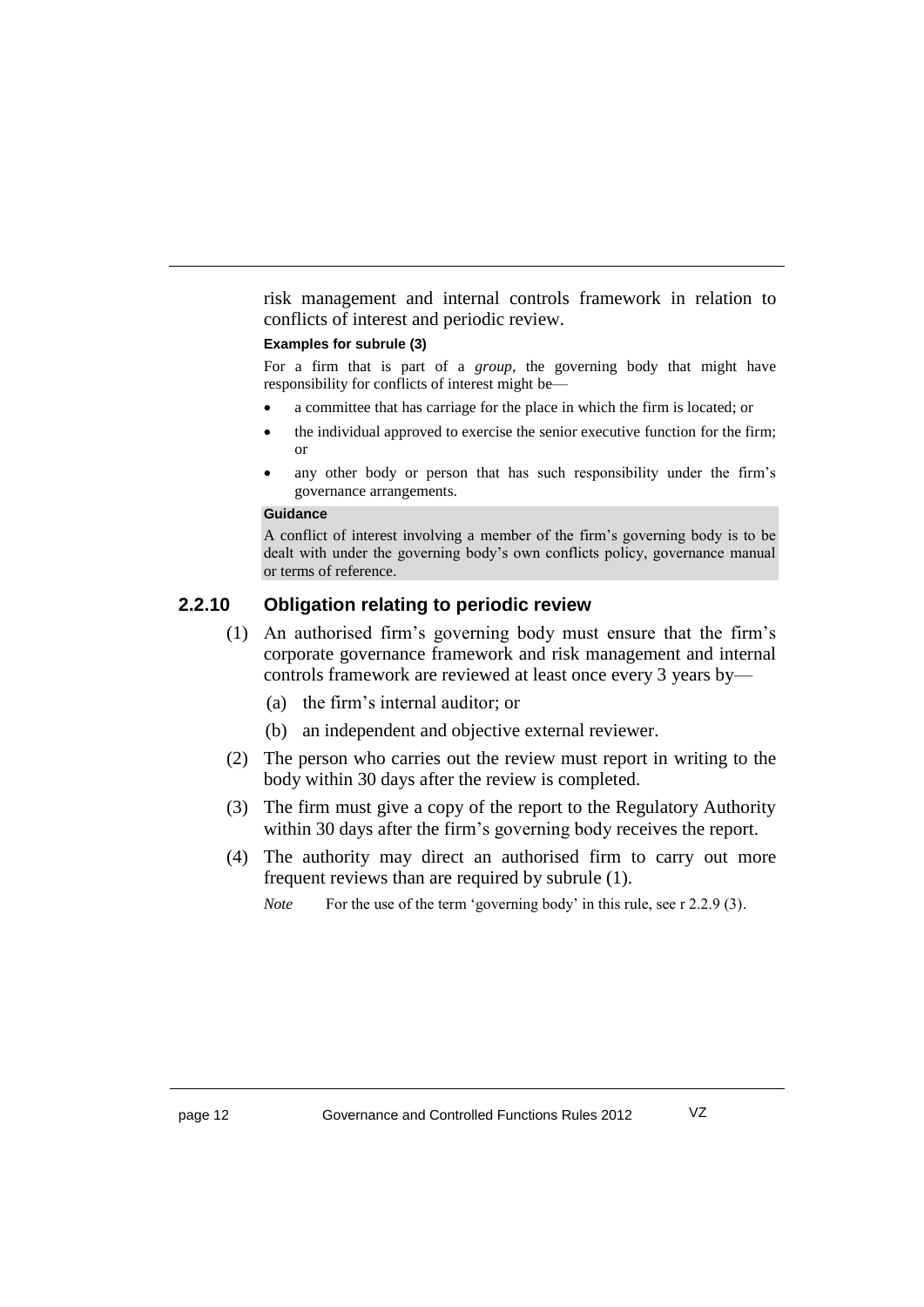risk management and internal controls framework in relation to conflicts of interest and periodic review.

**Examples for subrule (3)**

For a firm that is part of a *group*, the governing body that might have responsibility for conflicts of interest might be—

- a committee that has carriage for the place in which the firm is located; or
- the individual approved to exercise the senior executive function for the firm; or
- any other body or person that has such responsibility under the firm's governance arrangements.

**Guidance**

A conflict of interest involving a member of the firm's governing body is to be dealt with under the governing body's own conflicts policy, governance manual or terms of reference.

### 2.2.10 Obligation relating to periodic review

(1) An authorised firm's governing body must ensure that the firm's corporate governance framework and risk management and internal controls framework are reviewed at least once every 3 years by—

(a) the firm's internal auditor; or

(b) an independent and objective external reviewer.

(2) The person who carries out the review must report in writing to the body within 30 days after the review is completed.

(3) The firm must give a copy of the report to the Regulatory Authority within 30 days after the firm's governing body receives the report.

(4) The authority may direct an authorised firm to carry out more frequent reviews than are required by subrule (1).

*Note* For the use of the term 'governing body' in this rule, see r 2.2.9 (3).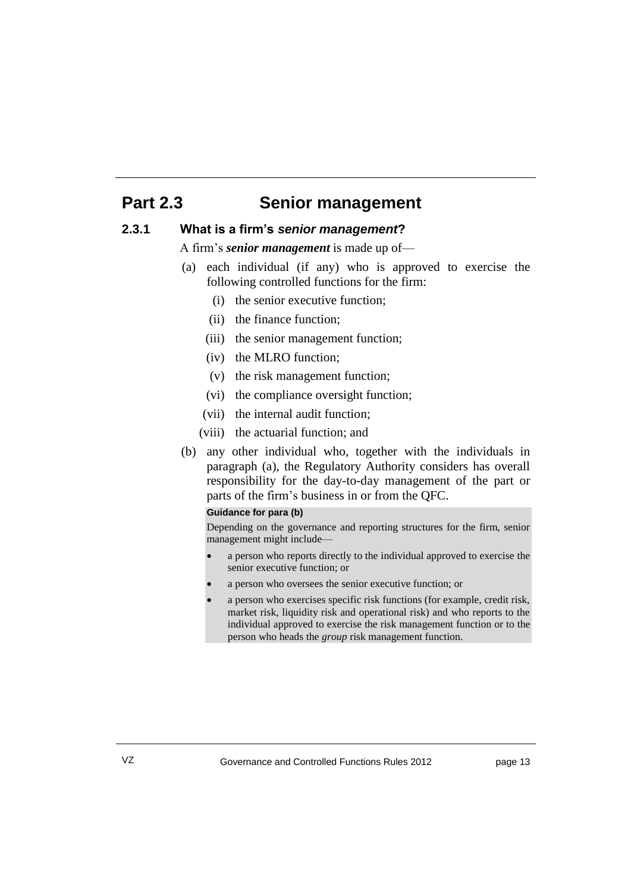# Part 2.3 Senior management

## 2.3.1 What is a firm's *senior management*?

A firm's ***senior management*** is made up of—

(a) each individual (if any) who is approved to exercise the following controlled functions for the firm:

  (i) the senior executive function;

  (ii) the finance function;

  (iii) the senior management function;

  (iv) the MLRO function;

  (v) the risk management function;

  (vi) the compliance oversight function;

  (vii) the internal audit function;

  (viii) the actuarial function; and

(b) any other individual who, together with the individuals in paragraph (a), the Regulatory Authority considers has overall responsibility for the day-to-day management of the part or parts of the firm's business in or from the QFC.

> **Guidance for para (b)**
>
> Depending on the governance and reporting structures for the firm, senior management might include—
>
> - a person who reports directly to the individual approved to exercise the senior executive function; or
> - a person who oversees the senior executive function; or
> - a person who exercises specific risk functions (for example, credit risk, market risk, liquidity risk and operational risk) and who reports to the individual approved to exercise the risk management function or to the person who heads the *group* risk management function.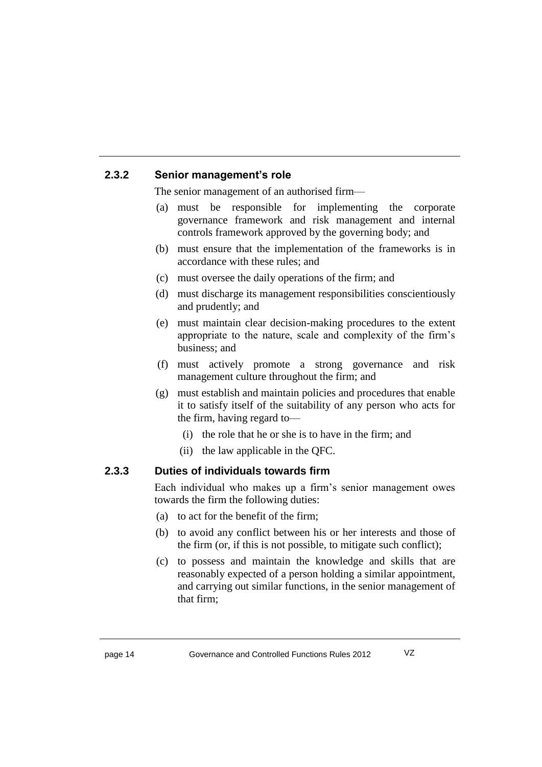### 2.3.2 Senior management's role

The senior management of an authorised firm—

(a) must be responsible for implementing the corporate governance framework and risk management and internal controls framework approved by the governing body; and

(b) must ensure that the implementation of the frameworks is in accordance with these rules; and

(c) must oversee the daily operations of the firm; and

(d) must discharge its management responsibilities conscientiously and prudently; and

(e) must maintain clear decision-making procedures to the extent appropriate to the nature, scale and complexity of the firm's business; and

(f) must actively promote a strong governance and risk management culture throughout the firm; and

(g) must establish and maintain policies and procedures that enable it to satisfy itself of the suitability of any person who acts for the firm, having regard to—

  (i) the role that he or she is to have in the firm; and

  (ii) the law applicable in the QFC.

### 2.3.3 Duties of individuals towards firm

Each individual who makes up a firm's senior management owes towards the firm the following duties:

(a) to act for the benefit of the firm;

(b) to avoid any conflict between his or her interests and those of the firm (or, if this is not possible, to mitigate such conflict);

(c) to possess and maintain the knowledge and skills that are reasonably expected of a person holding a similar appointment, and carrying out similar functions, in the senior management of that firm;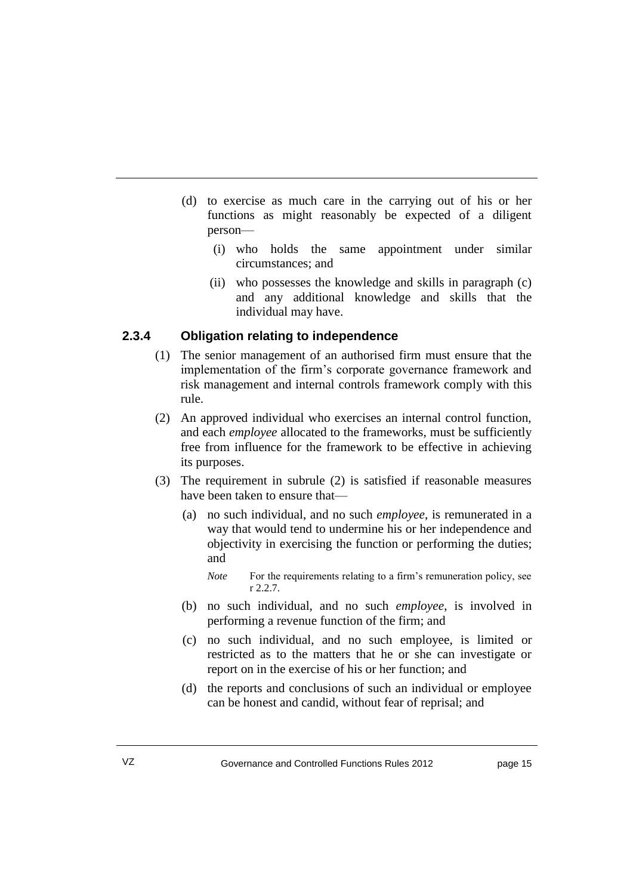(d) to exercise as much care in the carrying out of his or her functions as might reasonably be expected of a diligent person—

  (i) who holds the same appointment under similar circumstances; and

  (ii) who possesses the knowledge and skills in paragraph (c) and any additional knowledge and skills that the individual may have.

### 2.3.4 Obligation relating to independence

(1) The senior management of an authorised firm must ensure that the implementation of the firm's corporate governance framework and risk management and internal controls framework comply with this rule.

(2) An approved individual who exercises an internal control function, and each *employee* allocated to the frameworks, must be sufficiently free from influence for the framework to be effective in achieving its purposes.

(3) The requirement in subrule (2) is satisfied if reasonable measures have been taken to ensure that—

  (a) no such individual, and no such *employee*, is remunerated in a way that would tend to undermine his or her independence and objectivity in exercising the function or performing the duties; and

  *Note* For the requirements relating to a firm's remuneration policy, see r 2.2.7.

  (b) no such individual, and no such *employee*, is involved in performing a revenue function of the firm; and

  (c) no such individual, and no such employee, is limited or restricted as to the matters that he or she can investigate or report on in the exercise of his or her function; and

  (d) the reports and conclusions of such an individual or employee can be honest and candid, without fear of reprisal; and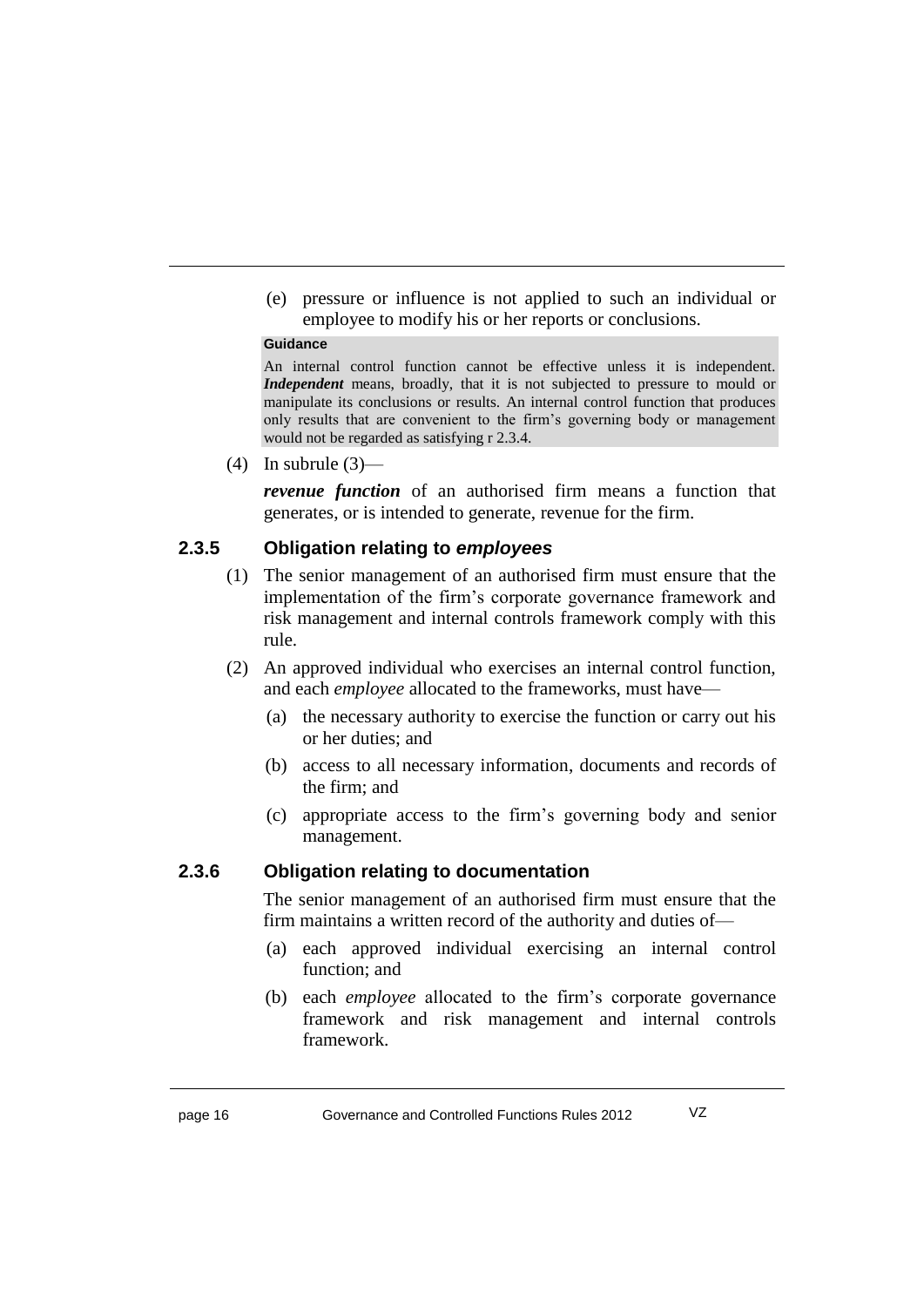(e) pressure or influence is not applied to such an individual or employee to modify his or her reports or conclusions.

**Guidance**

An internal control function cannot be effective unless it is independent. ***Independent*** means, broadly, that it is not subjected to pressure to mould or manipulate its conclusions or results. An internal control function that produces only results that are convenient to the firm's governing body or management would not be regarded as satisfying r 2.3.4.

(4) In subrule (3)—

***revenue function*** of an authorised firm means a function that generates, or is intended to generate, revenue for the firm.

### 2.3.5 Obligation relating to *employees*

(1) The senior management of an authorised firm must ensure that the implementation of the firm's corporate governance framework and risk management and internal controls framework comply with this rule.

(2) An approved individual who exercises an internal control function, and each *employee* allocated to the frameworks, must have—

(a) the necessary authority to exercise the function or carry out his or her duties; and

(b) access to all necessary information, documents and records of the firm; and

(c) appropriate access to the firm's governing body and senior management.

### 2.3.6 Obligation relating to documentation

The senior management of an authorised firm must ensure that the firm maintains a written record of the authority and duties of—

(a) each approved individual exercising an internal control function; and

(b) each *employee* allocated to the firm's corporate governance framework and risk management and internal controls framework.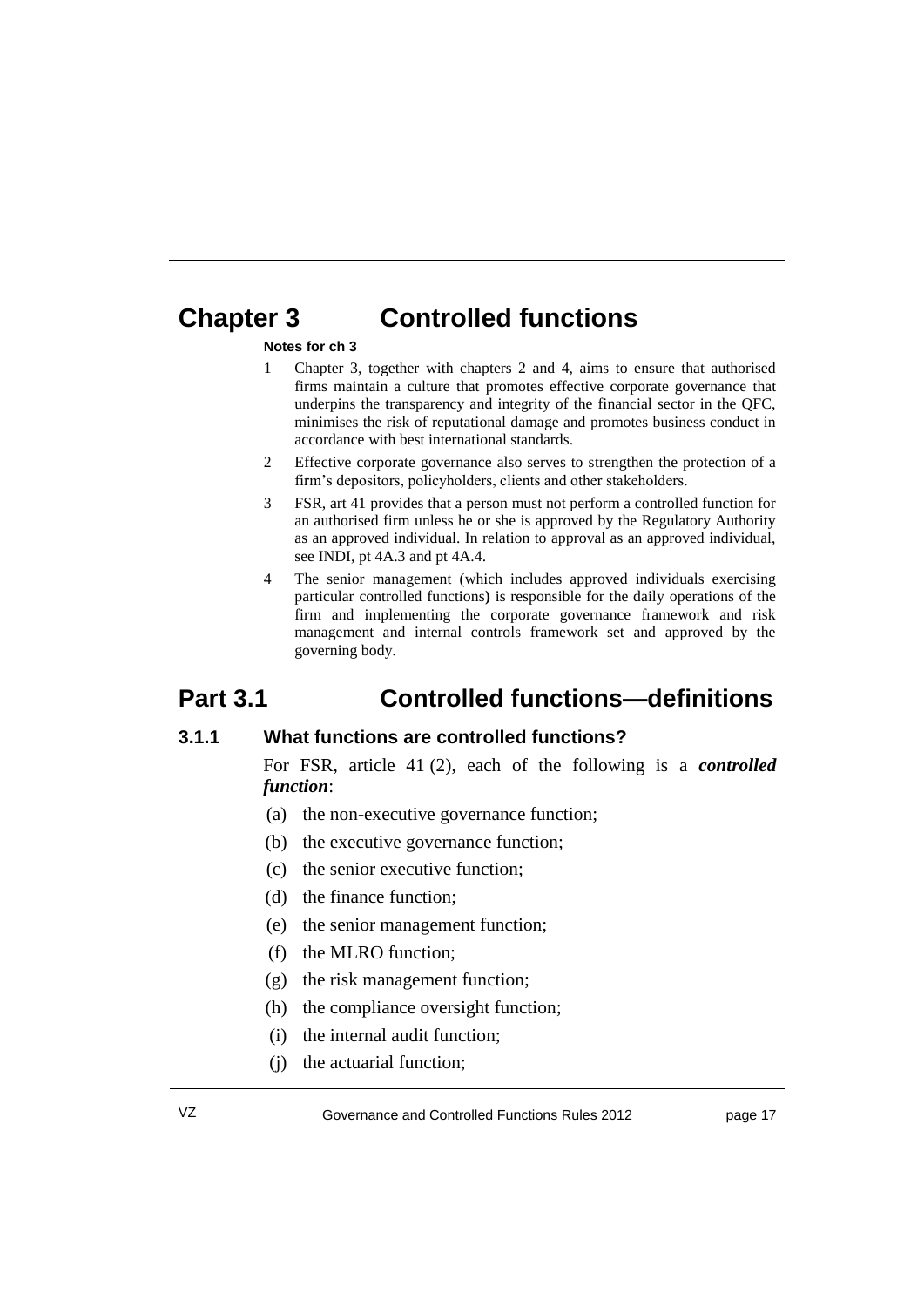# Chapter 3 Controlled functions

**Notes for ch 3**

1. Chapter 3, together with chapters 2 and 4, aims to ensure that authorised firms maintain a culture that promotes effective corporate governance that underpins the transparency and integrity of the financial sector in the QFC, minimises the risk of reputational damage and promotes business conduct in accordance with best international standards.
2. Effective corporate governance also serves to strengthen the protection of a firm's depositors, policyholders, clients and other stakeholders.
3. FSR, art 41 provides that a person must not perform a controlled function for an authorised firm unless he or she is approved by the Regulatory Authority as an approved individual. In relation to approval as an approved individual, see INDI, pt 4A.3 and pt 4A.4.
4. The senior management (which includes approved individuals exercising particular controlled functions**)** is responsible for the daily operations of the firm and implementing the corporate governance framework and risk management and internal controls framework set and approved by the governing body.

## Part 3.1 Controlled functions—definitions

### 3.1.1 What functions are controlled functions?

For FSR, article 41 (2), each of the following is a ***controlled function***:

(a) the non-executive governance function;

(b) the executive governance function;

(c) the senior executive function;

(d) the finance function;

(e) the senior management function;

(f) the MLRO function;

(g) the risk management function;

(h) the compliance oversight function;

(i) the internal audit function;

(j) the actuarial function;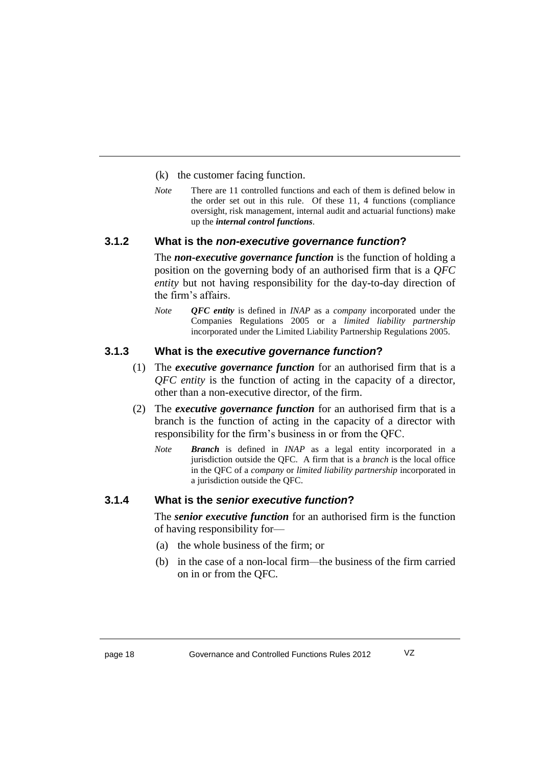(k) the customer facing function.

*Note* There are 11 controlled functions and each of them is defined below in the order set out in this rule. Of these 11, 4 functions (compliance oversight, risk management, internal audit and actuarial functions) make up the ***internal control functions***.

### 3.1.2 What is the *non-executive governance function*?

The ***non-executive governance function*** is the function of holding a position on the governing body of an authorised firm that is a *QFC entity* but not having responsibility for the day-to-day direction of the firm's affairs.

*Note* ***QFC entity*** is defined in *INAP* as a *company* incorporated under the Companies Regulations 2005 or a *limited liability partnership* incorporated under the Limited Liability Partnership Regulations 2005.

### 3.1.3 What is the *executive governance function*?

(1) The ***executive governance function*** for an authorised firm that is a *QFC entity* is the function of acting in the capacity of a director, other than a non-executive director, of the firm.

(2) The ***executive governance function*** for an authorised firm that is a branch is the function of acting in the capacity of a director with responsibility for the firm's business in or from the QFC.

*Note* ***Branch*** is defined in *INAP* as a legal entity incorporated in a jurisdiction outside the QFC. A firm that is a *branch* is the local office in the QFC of a *company* or *limited liability partnership* incorporated in a jurisdiction outside the QFC.

### 3.1.4 What is the *senior executive function*?

The ***senior executive function*** for an authorised firm is the function of having responsibility for—

(a) the whole business of the firm; or

(b) in the case of a non-local firm—the business of the firm carried on in or from the QFC.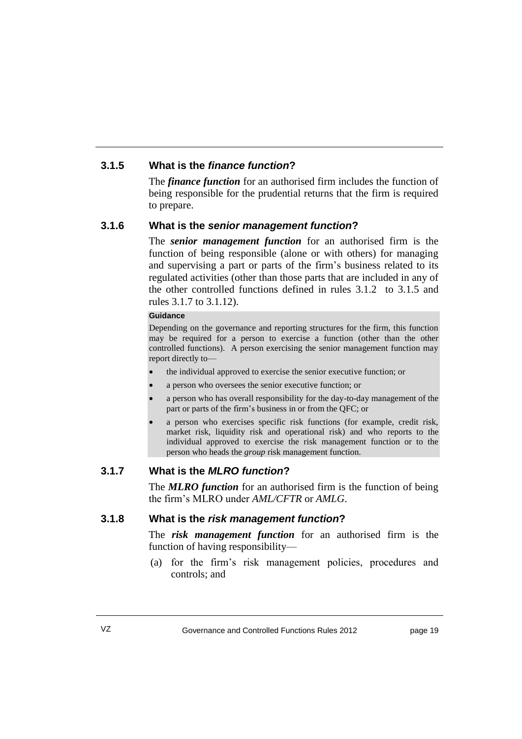### 3.1.5 What is the *finance function*?

The ***finance function*** for an authorised firm includes the function of being responsible for the prudential returns that the firm is required to prepare.

### 3.1.6 What is the *senior management function*?

The ***senior management function*** for an authorised firm is the function of being responsible (alone or with others) for managing and supervising a part or parts of the firm's business related to its regulated activities (other than those parts that are included in any of the other controlled functions defined in rules 3.1.2 to 3.1.5 and rules 3.1.7 to 3.1.12).

**Guidance**

Depending on the governance and reporting structures for the firm, this function may be required for a person to exercise a function (other than the other controlled functions). A person exercising the senior management function may report directly to—

- the individual approved to exercise the senior executive function; or
- a person who oversees the senior executive function; or
- a person who has overall responsibility for the day-to-day management of the part or parts of the firm's business in or from the QFC; or
- a person who exercises specific risk functions (for example, credit risk, market risk, liquidity risk and operational risk) and who reports to the individual approved to exercise the risk management function or to the person who heads the *group* risk management function.

### 3.1.7 What is the *MLRO function*?

The ***MLRO function*** for an authorised firm is the function of being the firm's MLRO under *AML/CFTR* or *AMLG*.

### 3.1.8 What is the *risk management function*?

The ***risk management function*** for an authorised firm is the function of having responsibility—

(a) for the firm's risk management policies, procedures and controls; and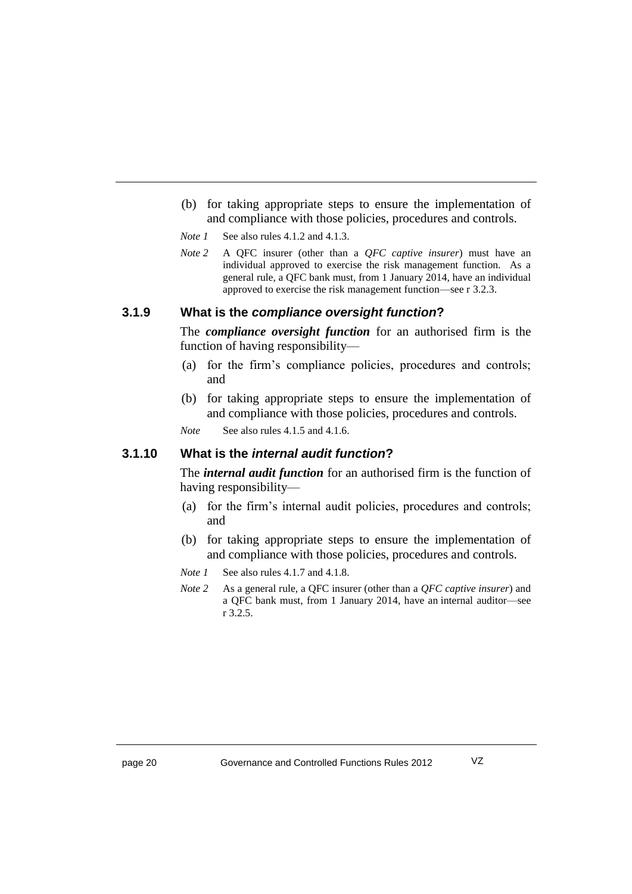(b) for taking appropriate steps to ensure the implementation of and compliance with those policies, procedures and controls.

*Note 1* See also rules 4.1.2 and 4.1.3.

*Note 2* A QFC insurer (other than a *QFC captive insurer*) must have an individual approved to exercise the risk management function. As a general rule, a QFC bank must, from 1 January 2014, have an individual approved to exercise the risk management function—see r 3.2.3.

### 3.1.9 What is the *compliance oversight function*?

The ***compliance oversight function*** for an authorised firm is the function of having responsibility—

(a) for the firm's compliance policies, procedures and controls; and

(b) for taking appropriate steps to ensure the implementation of and compliance with those policies, procedures and controls.

*Note* See also rules 4.1.5 and 4.1.6.

### 3.1.10 What is the *internal audit function*?

The ***internal audit function*** for an authorised firm is the function of having responsibility—

(a) for the firm's internal audit policies, procedures and controls; and

(b) for taking appropriate steps to ensure the implementation of and compliance with those policies, procedures and controls.

*Note 1* See also rules 4.1.7 and 4.1.8.

*Note 2* As a general rule, a QFC insurer (other than a *QFC captive insurer*) and a QFC bank must, from 1 January 2014, have an internal auditor—see r 3.2.5.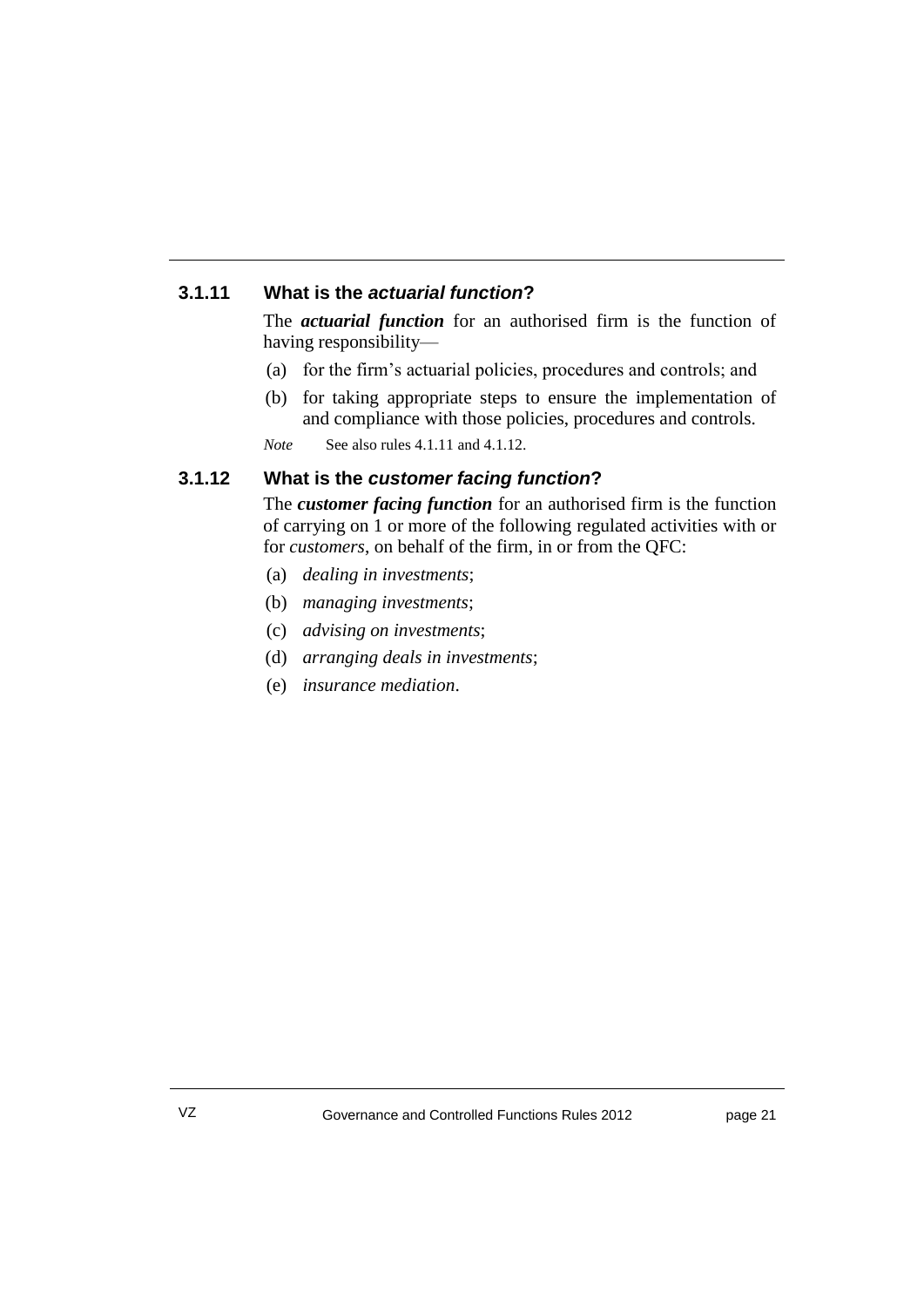### 3.1.11 What is the *actuarial function*?

The ***actuarial function*** for an authorised firm is the function of having responsibility—

(a) for the firm's actuarial policies, procedures and controls; and

(b) for taking appropriate steps to ensure the implementation of and compliance with those policies, procedures and controls.

*Note* See also rules 4.1.11 and 4.1.12.

### 3.1.12 What is the *customer facing function*?

The ***customer facing function*** for an authorised firm is the function of carrying on 1 or more of the following regulated activities with or for *customers*, on behalf of the firm, in or from the QFC:

(a) *dealing in investments*;

(b) *managing investments*;

(c) *advising on investments*;

(d) *arranging deals in investments*;

(e) *insurance mediation*.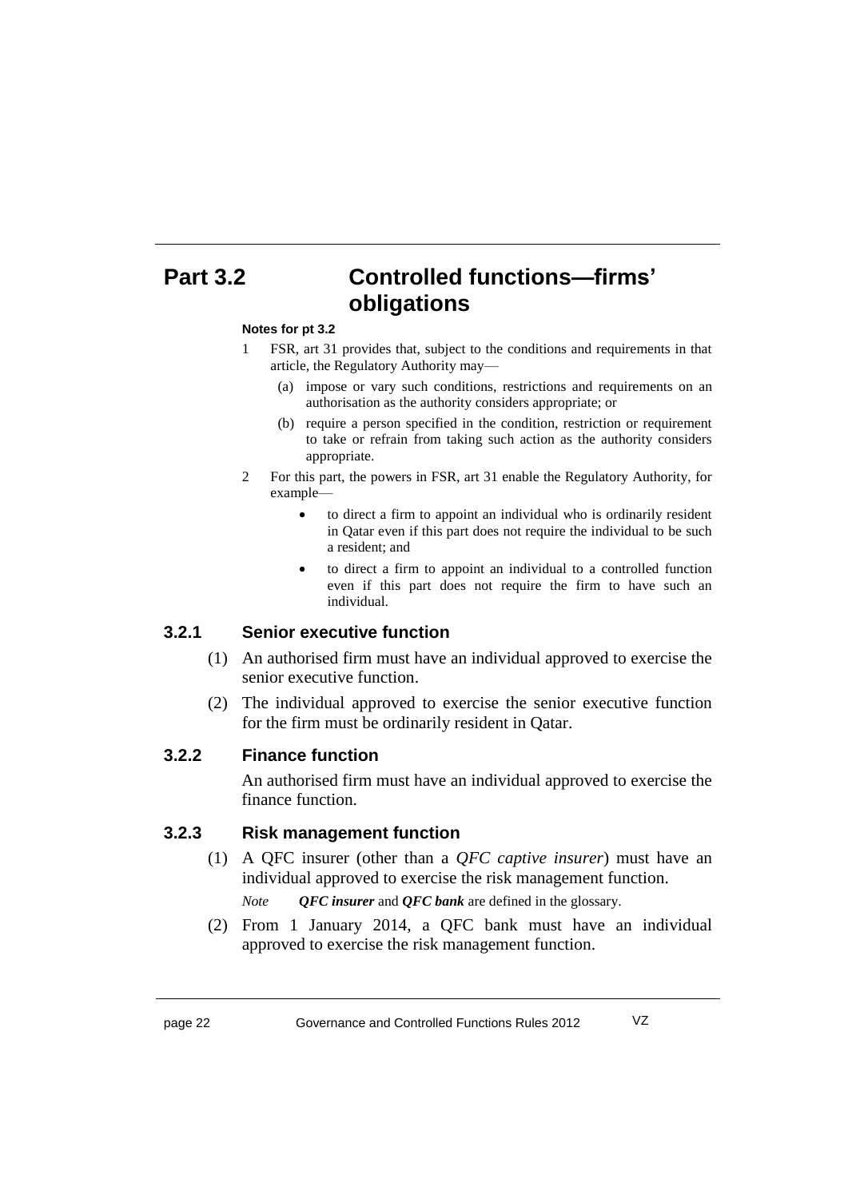# Part 3.2 Controlled functions—firms' obligations

**Notes for pt 3.2**

1. FSR, art 31 provides that, subject to the conditions and requirements in that article, the Regulatory Authority may—
   - (a) impose or vary such conditions, restrictions and requirements on an authorisation as the authority considers appropriate; or
   - (b) require a person specified in the condition, restriction or requirement to take or refrain from taking such action as the authority considers appropriate.
2. For this part, the powers in FSR, art 31 enable the Regulatory Authority, for example—
   - to direct a firm to appoint an individual who is ordinarily resident in Qatar even if this part does not require the individual to be such a resident; and
   - to direct a firm to appoint an individual to a controlled function even if this part does not require the firm to have such an individual.

## 3.2.1 Senior executive function

(1) An authorised firm must have an individual approved to exercise the senior executive function.

(2) The individual approved to exercise the senior executive function for the firm must be ordinarily resident in Qatar.

## 3.2.2 Finance function

An authorised firm must have an individual approved to exercise the finance function.

## 3.2.3 Risk management function

(1) A QFC insurer (other than a *QFC captive insurer*) must have an individual approved to exercise the risk management function.

*Note* ***QFC insurer*** and ***QFC bank*** are defined in the glossary.

(2) From 1 January 2014, a QFC bank must have an individual approved to exercise the risk management function.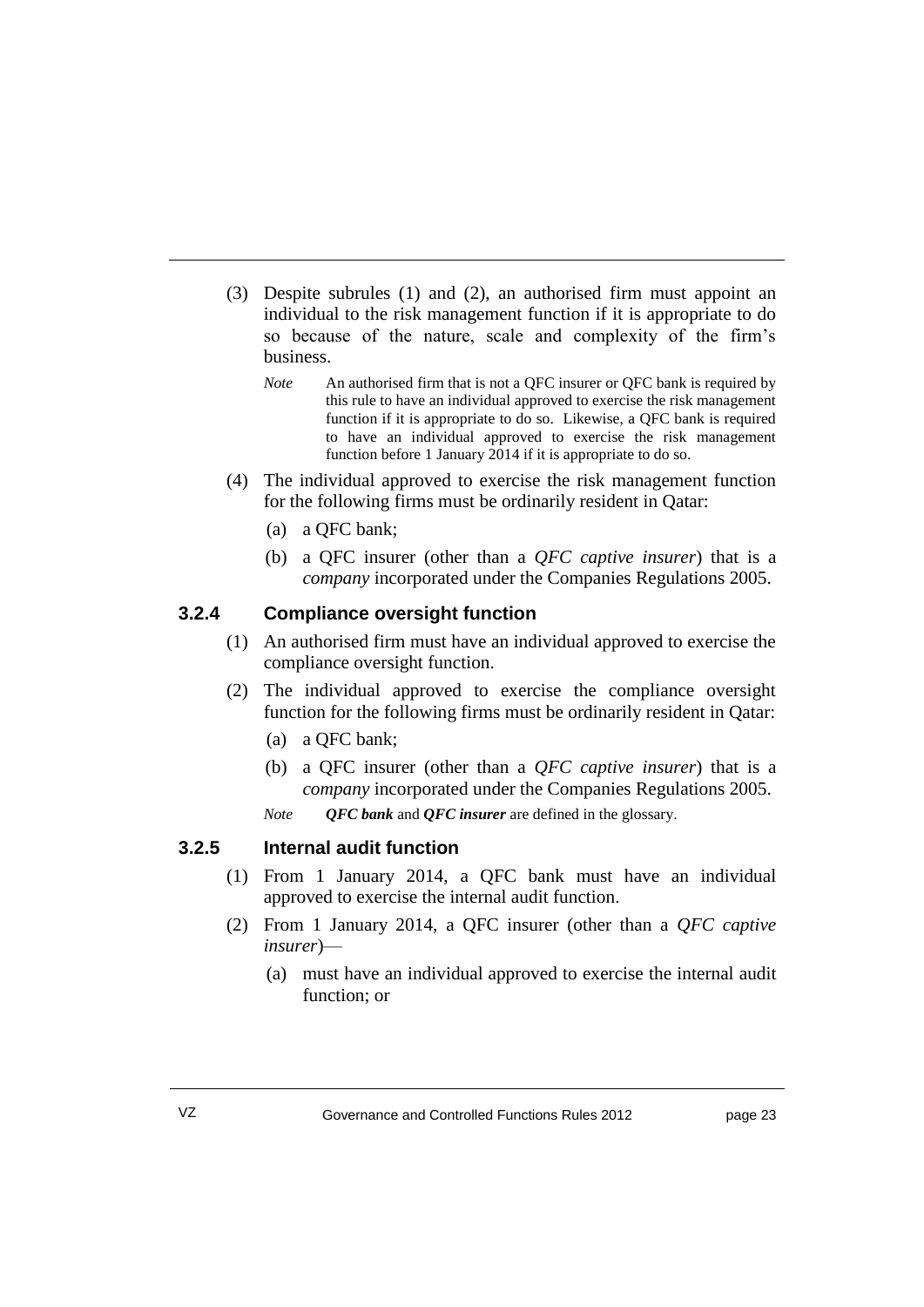(3) Despite subrules (1) and (2), an authorised firm must appoint an individual to the risk management function if it is appropriate to do so because of the nature, scale and complexity of the firm's business.

*Note* An authorised firm that is not a QFC insurer or QFC bank is required by this rule to have an individual approved to exercise the risk management function if it is appropriate to do so. Likewise, a QFC bank is required to have an individual approved to exercise the risk management function before 1 January 2014 if it is appropriate to do so.

(4) The individual approved to exercise the risk management function for the following firms must be ordinarily resident in Qatar:

(a) a QFC bank;

(b) a QFC insurer (other than a *QFC captive insurer*) that is a *company* incorporated under the Companies Regulations 2005.

### 3.2.4 Compliance oversight function

(1) An authorised firm must have an individual approved to exercise the compliance oversight function.

(2) The individual approved to exercise the compliance oversight function for the following firms must be ordinarily resident in Qatar:

(a) a QFC bank;

(b) a QFC insurer (other than a *QFC captive insurer*) that is a *company* incorporated under the Companies Regulations 2005.

*Note* ***QFC bank*** and ***QFC insurer*** are defined in the glossary.

### 3.2.5 Internal audit function

(1) From 1 January 2014, a QFC bank must have an individual approved to exercise the internal audit function.

(2) From 1 January 2014, a QFC insurer (other than a *QFC captive insurer*)—

(a) must have an individual approved to exercise the internal audit function; or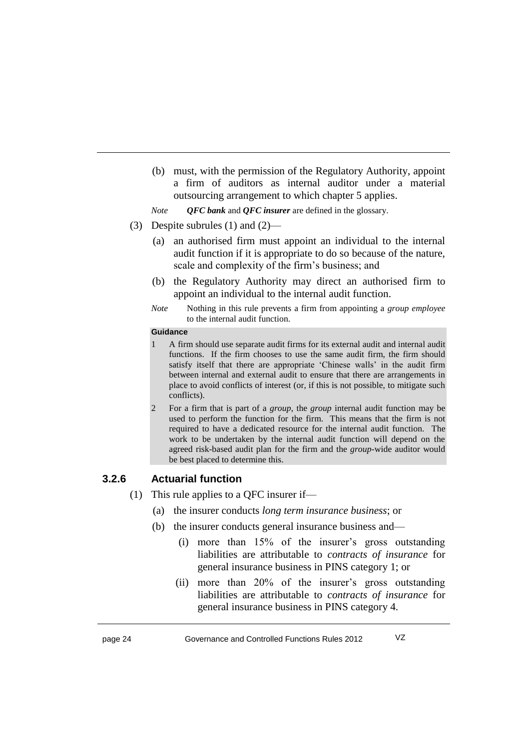(b) must, with the permission of the Regulatory Authority, appoint a firm of auditors as internal auditor under a material outsourcing arrangement to which chapter 5 applies.

*Note* ***QFC bank*** and ***QFC insurer*** are defined in the glossary.

(3) Despite subrules (1) and (2)—

(a) an authorised firm must appoint an individual to the internal audit function if it is appropriate to do so because of the nature, scale and complexity of the firm's business; and

(b) the Regulatory Authority may direct an authorised firm to appoint an individual to the internal audit function.

*Note* Nothing in this rule prevents a firm from appointing a *group employee* to the internal audit function.

**Guidance**

1 A firm should use separate audit firms for its external audit and internal audit functions. If the firm chooses to use the same audit firm, the firm should satisfy itself that there are appropriate 'Chinese walls' in the audit firm between internal and external audit to ensure that there are arrangements in place to avoid conflicts of interest (or, if this is not possible, to mitigate such conflicts).

2 For a firm that is part of a *group*, the *group* internal audit function may be used to perform the function for the firm. This means that the firm is not required to have a dedicated resource for the internal audit function. The work to be undertaken by the internal audit function will depend on the agreed risk-based audit plan for the firm and the *group*-wide auditor would be best placed to determine this.

### 3.2.6 Actuarial function

(1) This rule applies to a QFC insurer if—

(a) the insurer conducts *long term insurance business*; or

(b) the insurer conducts general insurance business and—

(i) more than 15% of the insurer's gross outstanding liabilities are attributable to *contracts of insurance* for general insurance business in PINS category 1; or

(ii) more than 20% of the insurer's gross outstanding liabilities are attributable to *contracts of insurance* for general insurance business in PINS category 4.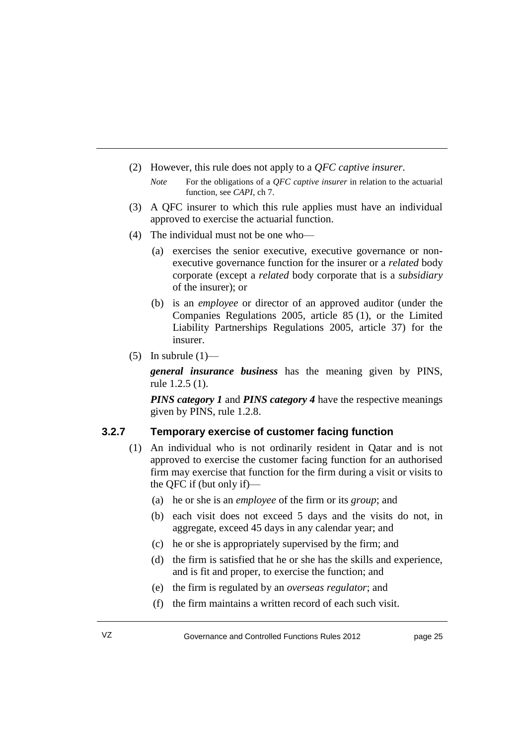(2) However, this rule does not apply to a *QFC captive insurer*.

*Note* For the obligations of a *QFC captive insurer* in relation to the actuarial function, see *CAPI*, ch 7.

(3) A QFC insurer to which this rule applies must have an individual approved to exercise the actuarial function.

(4) The individual must not be one who—

(a) exercises the senior executive, executive governance or non-executive governance function for the insurer or a *related* body corporate (except a *related* body corporate that is a *subsidiary* of the insurer); or

(b) is an *employee* or director of an approved auditor (under the Companies Regulations 2005, article 85 (1), or the Limited Liability Partnerships Regulations 2005, article 37) for the insurer.

(5) In subrule (1)—

***general insurance business*** has the meaning given by PINS, rule 1.2.5 (1).

***PINS category 1*** and ***PINS category 4*** have the respective meanings given by PINS, rule 1.2.8.

### 3.2.7 Temporary exercise of customer facing function

(1) An individual who is not ordinarily resident in Qatar and is not approved to exercise the customer facing function for an authorised firm may exercise that function for the firm during a visit or visits to the QFC if (but only if)—

(a) he or she is an *employee* of the firm or its *group*; and

(b) each visit does not exceed 5 days and the visits do not, in aggregate, exceed 45 days in any calendar year; and

(c) he or she is appropriately supervised by the firm; and

(d) the firm is satisfied that he or she has the skills and experience, and is fit and proper, to exercise the function; and

(e) the firm is regulated by an *overseas regulator*; and

(f) the firm maintains a written record of each such visit.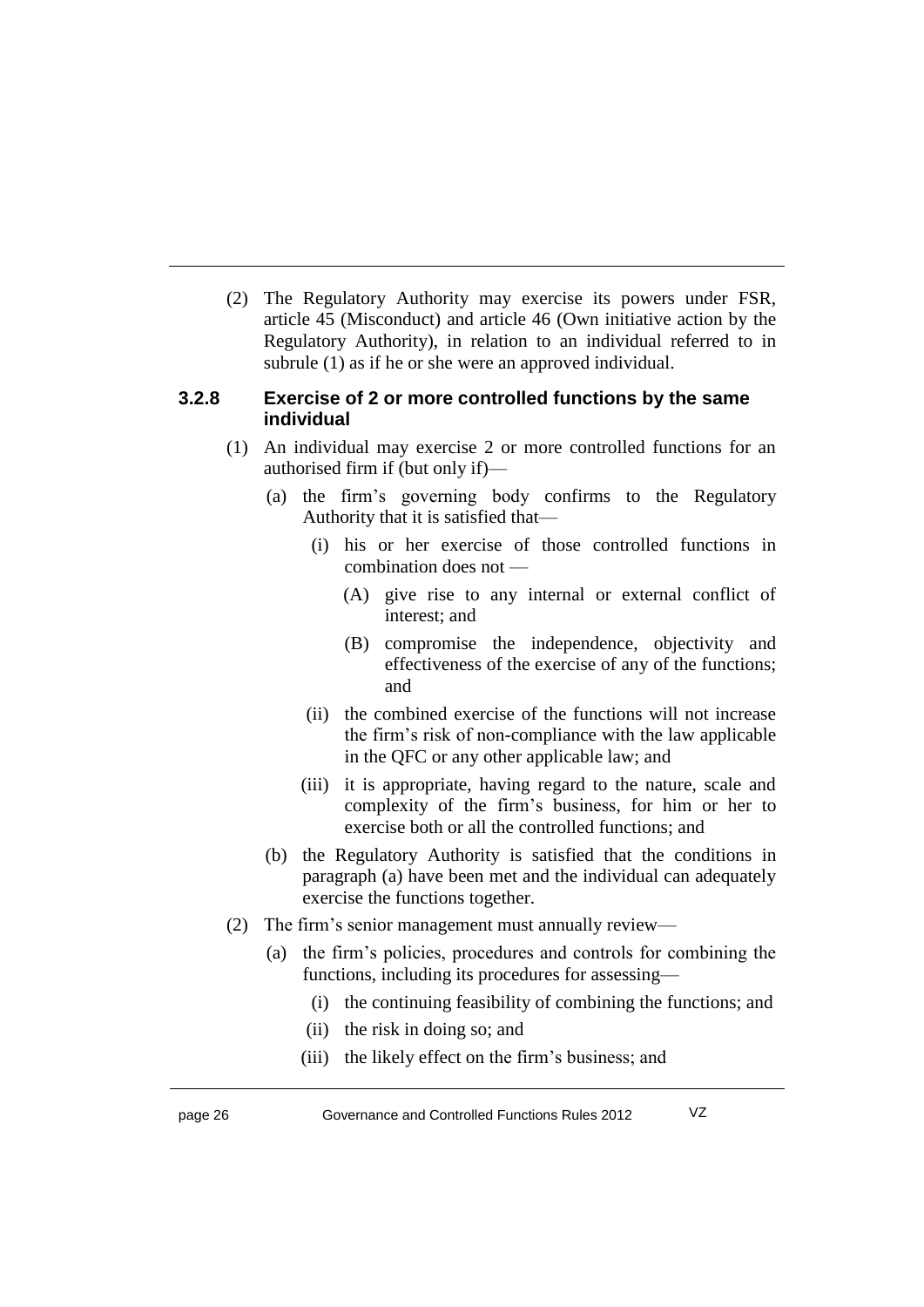(2) The Regulatory Authority may exercise its powers under FSR, article 45 (Misconduct) and article 46 (Own initiative action by the Regulatory Authority), in relation to an individual referred to in subrule (1) as if he or she were an approved individual.

### 3.2.8 Exercise of 2 or more controlled functions by the same individual

(1) An individual may exercise 2 or more controlled functions for an authorised firm if (but only if)—

(a) the firm's governing body confirms to the Regulatory Authority that it is satisfied that—

(i) his or her exercise of those controlled functions in combination does not —

(A) give rise to any internal or external conflict of interest; and

(B) compromise the independence, objectivity and effectiveness of the exercise of any of the functions; and

(ii) the combined exercise of the functions will not increase the firm's risk of non-compliance with the law applicable in the QFC or any other applicable law; and

(iii) it is appropriate, having regard to the nature, scale and complexity of the firm's business, for him or her to exercise both or all the controlled functions; and

(b) the Regulatory Authority is satisfied that the conditions in paragraph (a) have been met and the individual can adequately exercise the functions together.

(2) The firm's senior management must annually review—

(a) the firm's policies, procedures and controls for combining the functions, including its procedures for assessing—

(i) the continuing feasibility of combining the functions; and

(ii) the risk in doing so; and

(iii) the likely effect on the firm's business; and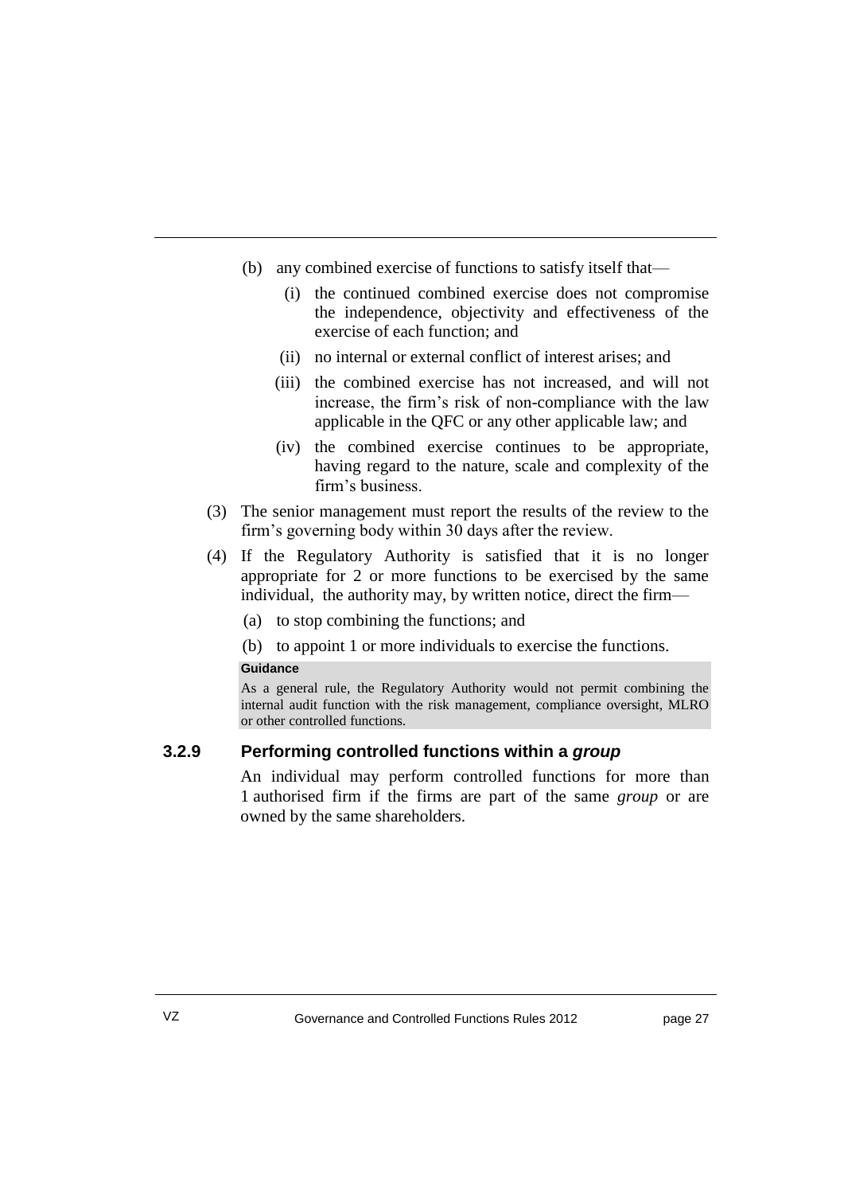(b) any combined exercise of functions to satisfy itself that—

  (i) the continued combined exercise does not compromise the independence, objectivity and effectiveness of the exercise of each function; and

  (ii) no internal or external conflict of interest arises; and

  (iii) the combined exercise has not increased, and will not increase, the firm's risk of non-compliance with the law applicable in the QFC or any other applicable law; and

  (iv) the combined exercise continues to be appropriate, having regard to the nature, scale and complexity of the firm's business.

(3) The senior management must report the results of the review to the firm's governing body within 30 days after the review.

(4) If the Regulatory Authority is satisfied that it is no longer appropriate for 2 or more functions to be exercised by the same individual, the authority may, by written notice, direct the firm—

  (a) to stop combining the functions; and

  (b) to appoint 1 or more individuals to exercise the functions.

**Guidance**

As a general rule, the Regulatory Authority would not permit combining the internal audit function with the risk management, compliance oversight, MLRO or other controlled functions.

### 3.2.9 Performing controlled functions within a *group*

An individual may perform controlled functions for more than 1 authorised firm if the firms are part of the same *group* or are owned by the same shareholders.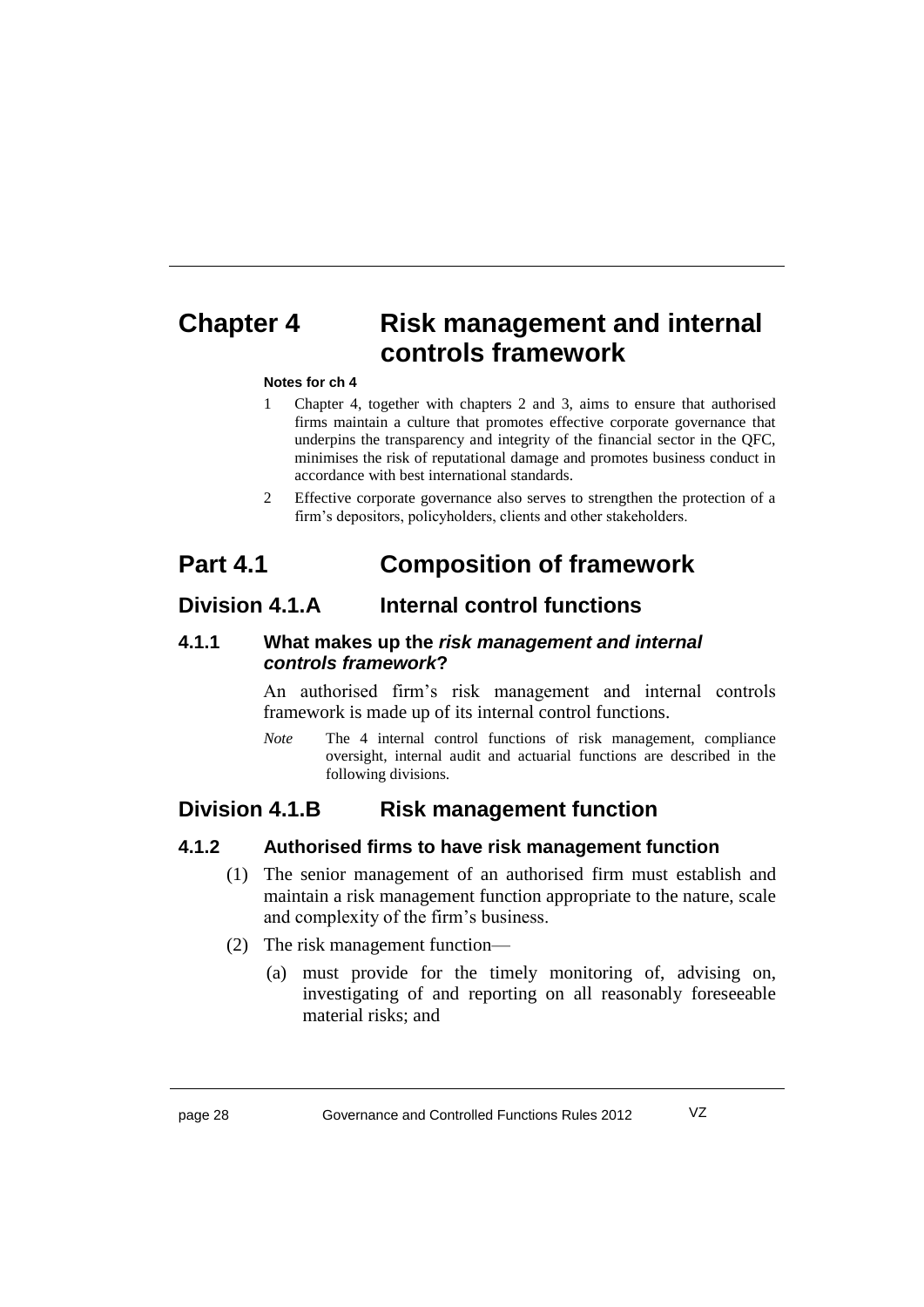# Chapter 4 Risk management and internal controls framework

**Notes for ch 4**

1 Chapter 4, together with chapters 2 and 3, aims to ensure that authorised firms maintain a culture that promotes effective corporate governance that underpins the transparency and integrity of the financial sector in the QFC, minimises the risk of reputational damage and promotes business conduct in accordance with best international standards.

2 Effective corporate governance also serves to strengthen the protection of a firm's depositors, policyholders, clients and other stakeholders.

## Part 4.1 Composition of framework

### Division 4.1.A Internal control functions

#### 4.1.1 What makes up the *risk management and internal controls framework*?

An authorised firm's risk management and internal controls framework is made up of its internal control functions.

*Note* The 4 internal control functions of risk management, compliance oversight, internal audit and actuarial functions are described in the following divisions.

### Division 4.1.B Risk management function

#### 4.1.2 Authorised firms to have risk management function

(1) The senior management of an authorised firm must establish and maintain a risk management function appropriate to the nature, scale and complexity of the firm's business.

(2) The risk management function—

(a) must provide for the timely monitoring of, advising on, investigating of and reporting on all reasonably foreseeable material risks; and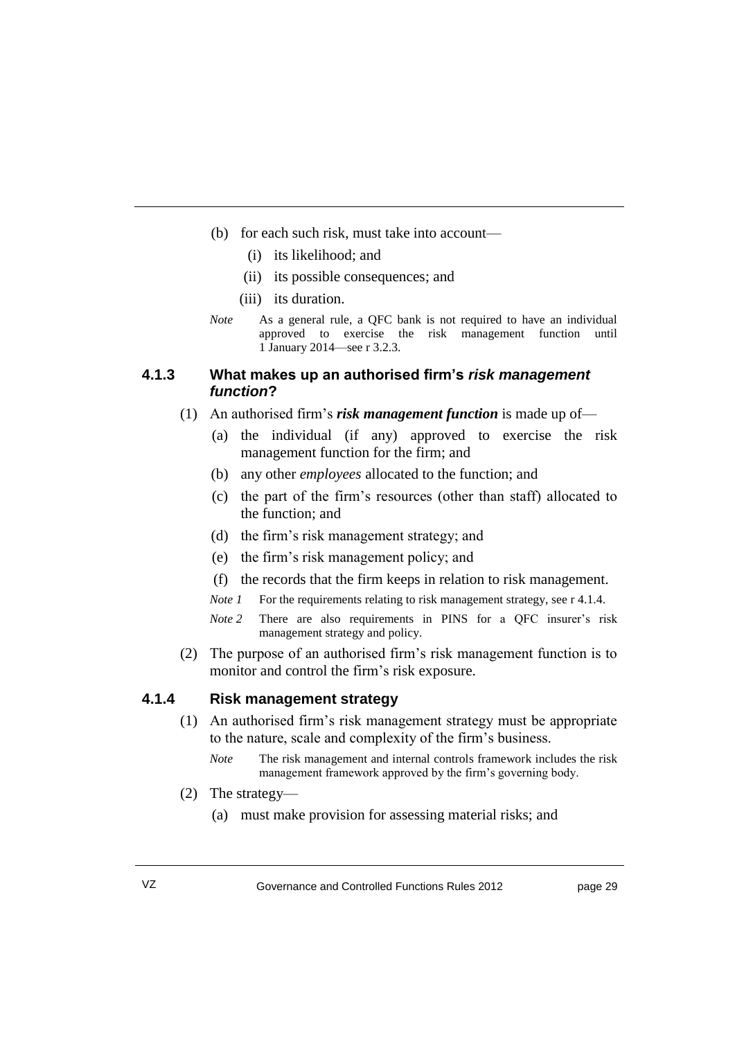(b) for each such risk, must take into account—

   (i) its likelihood; and

   (ii) its possible consequences; and

   (iii) its duration.

*Note* As a general rule, a QFC bank is not required to have an individual approved to exercise the risk management function until 1 January 2014—see r 3.2.3.

### 4.1.3 What makes up an authorised firm's *risk management function*?

(1) An authorised firm's ***risk management function*** is made up of—

   (a) the individual (if any) approved to exercise the risk management function for the firm; and

   (b) any other *employees* allocated to the function; and

   (c) the part of the firm's resources (other than staff) allocated to the function; and

   (d) the firm's risk management strategy; and

   (e) the firm's risk management policy; and

   (f) the records that the firm keeps in relation to risk management.

*Note 1* For the requirements relating to risk management strategy, see r 4.1.4.

*Note 2* There are also requirements in PINS for a QFC insurer's risk management strategy and policy.

(2) The purpose of an authorised firm's risk management function is to monitor and control the firm's risk exposure.

### 4.1.4 Risk management strategy

(1) An authorised firm's risk management strategy must be appropriate to the nature, scale and complexity of the firm's business.

*Note* The risk management and internal controls framework includes the risk management framework approved by the firm's governing body.

(2) The strategy—

   (a) must make provision for assessing material risks; and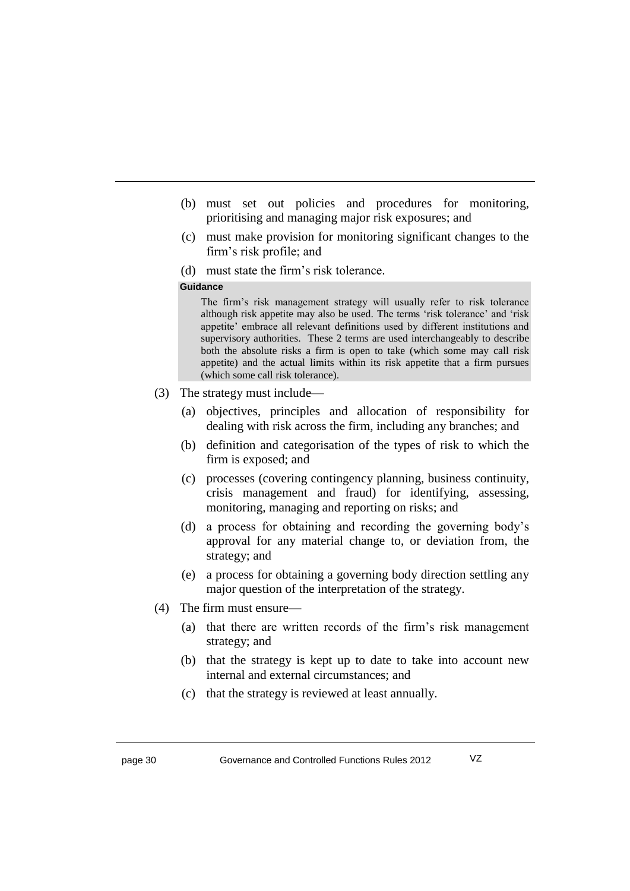(b) must set out policies and procedures for monitoring, prioritising and managing major risk exposures; and

(c) must make provision for monitoring significant changes to the firm's risk profile; and

(d) must state the firm's risk tolerance.

**Guidance**

The firm's risk management strategy will usually refer to risk tolerance although risk appetite may also be used. The terms 'risk tolerance' and 'risk appetite' embrace all relevant definitions used by different institutions and supervisory authorities. These 2 terms are used interchangeably to describe both the absolute risks a firm is open to take (which some may call risk appetite) and the actual limits within its risk appetite that a firm pursues (which some call risk tolerance).

(3) The strategy must include—

(a) objectives, principles and allocation of responsibility for dealing with risk across the firm, including any branches; and

(b) definition and categorisation of the types of risk to which the firm is exposed; and

(c) processes (covering contingency planning, business continuity, crisis management and fraud) for identifying, assessing, monitoring, managing and reporting on risks; and

(d) a process for obtaining and recording the governing body's approval for any material change to, or deviation from, the strategy; and

(e) a process for obtaining a governing body direction settling any major question of the interpretation of the strategy.

(4) The firm must ensure—

(a) that there are written records of the firm's risk management strategy; and

(b) that the strategy is kept up to date to take into account new internal and external circumstances; and

(c) that the strategy is reviewed at least annually.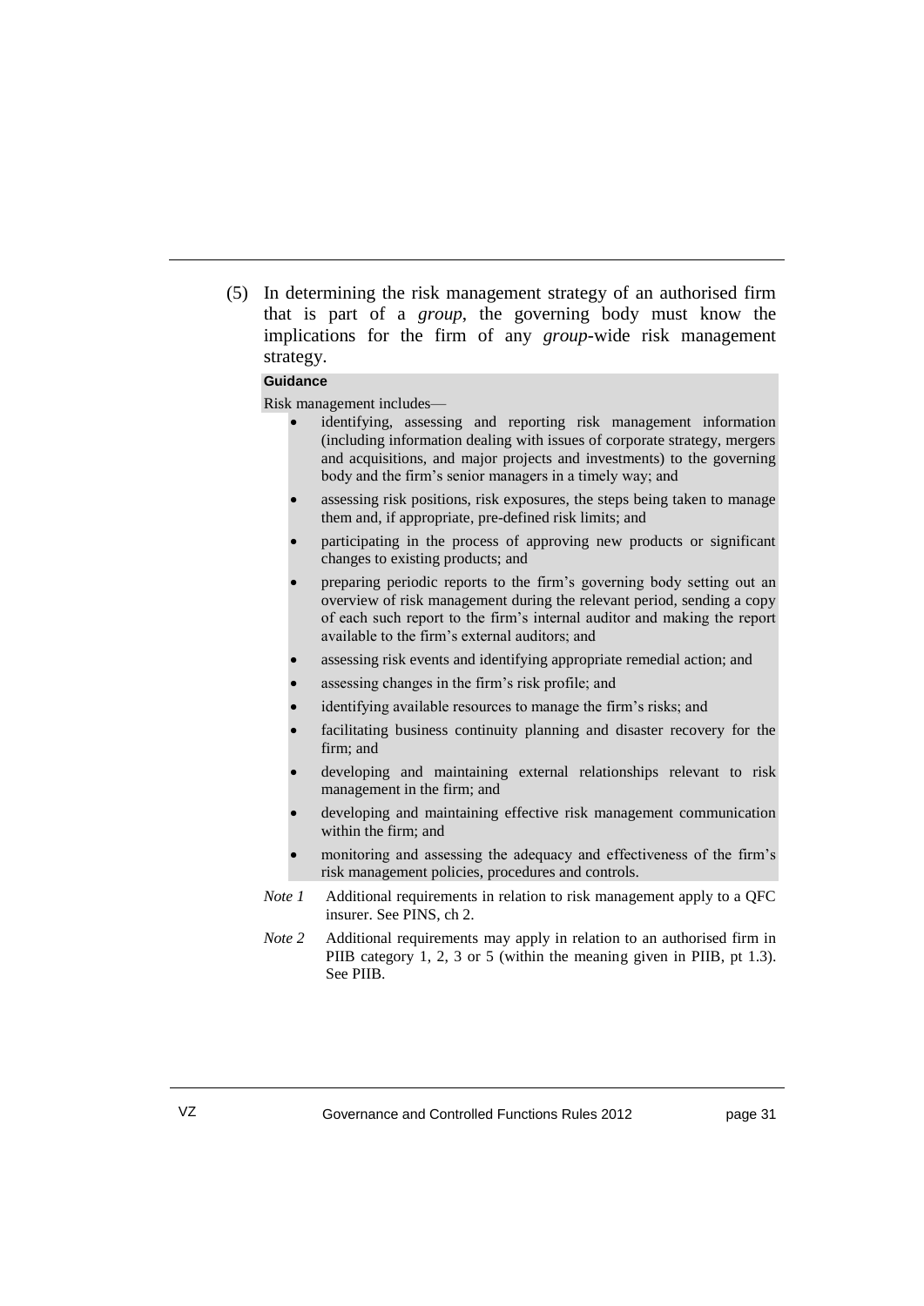(5) In determining the risk management strategy of an authorised firm that is part of a *group*, the governing body must know the implications for the firm of any *group*-wide risk management strategy.

**Guidance**

Risk management includes—

- identifying, assessing and reporting risk management information (including information dealing with issues of corporate strategy, mergers and acquisitions, and major projects and investments) to the governing body and the firm's senior managers in a timely way; and
- assessing risk positions, risk exposures, the steps being taken to manage them and, if appropriate, pre-defined risk limits; and
- participating in the process of approving new products or significant changes to existing products; and
- preparing periodic reports to the firm's governing body setting out an overview of risk management during the relevant period, sending a copy of each such report to the firm's internal auditor and making the report available to the firm's external auditors; and
- assessing risk events and identifying appropriate remedial action; and
- assessing changes in the firm's risk profile; and
- identifying available resources to manage the firm's risks; and
- facilitating business continuity planning and disaster recovery for the firm; and
- developing and maintaining external relationships relevant to risk management in the firm; and
- developing and maintaining effective risk management communication within the firm; and
- monitoring and assessing the adequacy and effectiveness of the firm's risk management policies, procedures and controls.

*Note 1* Additional requirements in relation to risk management apply to a QFC insurer. See PINS, ch 2.

*Note 2* Additional requirements may apply in relation to an authorised firm in PIIB category 1, 2, 3 or 5 (within the meaning given in PIIB, pt 1.3). See PIIB.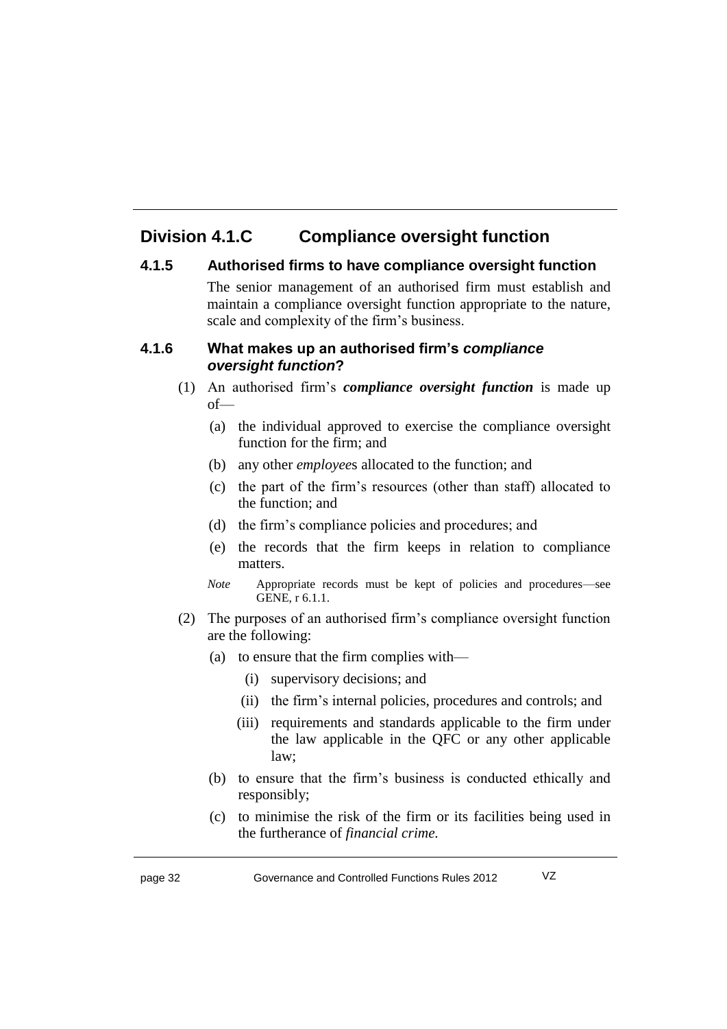## Division 4.1.C Compliance oversight function

### 4.1.5 Authorised firms to have compliance oversight function

The senior management of an authorised firm must establish and maintain a compliance oversight function appropriate to the nature, scale and complexity of the firm's business.

### 4.1.6 What makes up an authorised firm's *compliance oversight function*?

(1) An authorised firm's ***compliance oversight function*** is made up of—

(a) the individual approved to exercise the compliance oversight function for the firm; and

(b) any other *employee*s allocated to the function; and

(c) the part of the firm's resources (other than staff) allocated to the function; and

(d) the firm's compliance policies and procedures; and

(e) the records that the firm keeps in relation to compliance matters.

*Note* Appropriate records must be kept of policies and procedures—see GENE, r 6.1.1.

(2) The purposes of an authorised firm's compliance oversight function are the following:

(a) to ensure that the firm complies with—

(i) supervisory decisions; and

(ii) the firm's internal policies, procedures and controls; and

(iii) requirements and standards applicable to the firm under the law applicable in the QFC or any other applicable law;

(b) to ensure that the firm's business is conducted ethically and responsibly;

(c) to minimise the risk of the firm or its facilities being used in the furtherance of *financial crime.*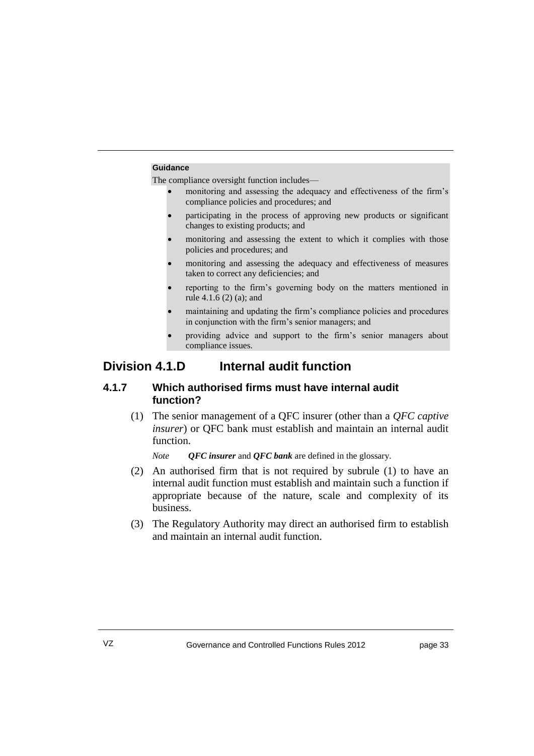**Guidance**

The compliance oversight function includes—

- monitoring and assessing the adequacy and effectiveness of the firm's compliance policies and procedures; and
- participating in the process of approving new products or significant changes to existing products; and
- monitoring and assessing the extent to which it complies with those policies and procedures; and
- monitoring and assessing the adequacy and effectiveness of measures taken to correct any deficiencies; and
- reporting to the firm's governing body on the matters mentioned in rule 4.1.6 (2) (a); and
- maintaining and updating the firm's compliance policies and procedures in conjunction with the firm's senior managers; and
- providing advice and support to the firm's senior managers about compliance issues.

## Division 4.1.D Internal audit function

### 4.1.7 Which authorised firms must have internal audit function?

(1) The senior management of a QFC insurer (other than a *QFC captive insurer*) or QFC bank must establish and maintain an internal audit function.

*Note* ***QFC insurer*** and ***QFC bank*** are defined in the glossary.

(2) An authorised firm that is not required by subrule (1) to have an internal audit function must establish and maintain such a function if appropriate because of the nature, scale and complexity of its business.

(3) The Regulatory Authority may direct an authorised firm to establish and maintain an internal audit function.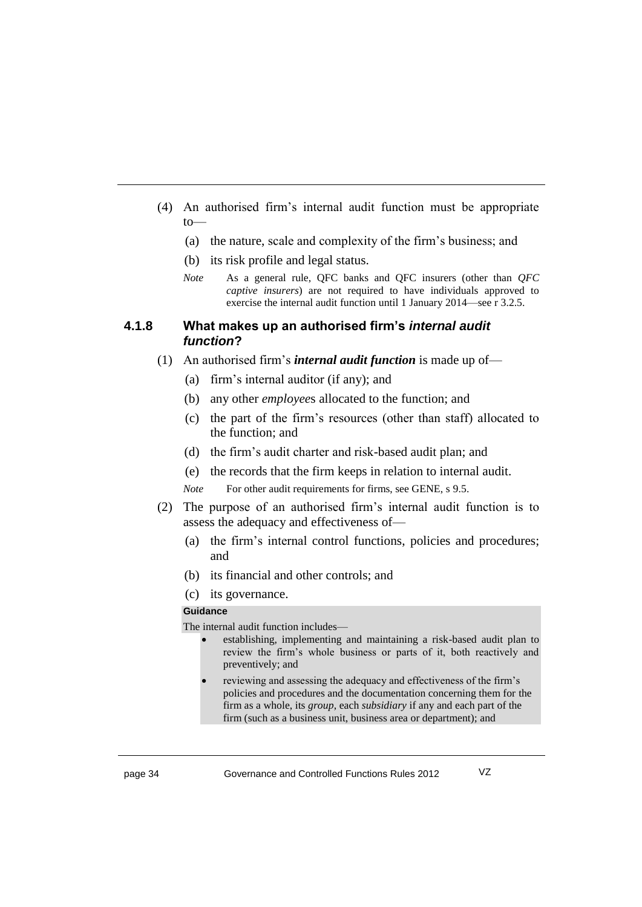(4) An authorised firm's internal audit function must be appropriate to—

(a) the nature, scale and complexity of the firm's business; and

(b) its risk profile and legal status.

*Note* As a general rule, QFC banks and QFC insurers (other than *QFC captive insurers*) are not required to have individuals approved to exercise the internal audit function until 1 January 2014—see r 3.2.5.

### 4.1.8 What makes up an authorised firm's *internal audit function*?

(1) An authorised firm's ***internal audit function*** is made up of—

(a) firm's internal auditor (if any); and

(b) any other *employee*s allocated to the function; and

(c) the part of the firm's resources (other than staff) allocated to the function; and

(d) the firm's audit charter and risk-based audit plan; and

(e) the records that the firm keeps in relation to internal audit.

*Note* For other audit requirements for firms, see GENE, s 9.5.

(2) The purpose of an authorised firm's internal audit function is to assess the adequacy and effectiveness of—

(a) the firm's internal control functions, policies and procedures; and

(b) its financial and other controls; and

(c) its governance.

**Guidance**

The internal audit function includes—

- establishing, implementing and maintaining a risk-based audit plan to review the firm's whole business or parts of it, both reactively and preventively; and
- reviewing and assessing the adequacy and effectiveness of the firm's policies and procedures and the documentation concerning them for the firm as a whole, its *group*, each *subsidiary* if any and each part of the firm (such as a business unit, business area or department); and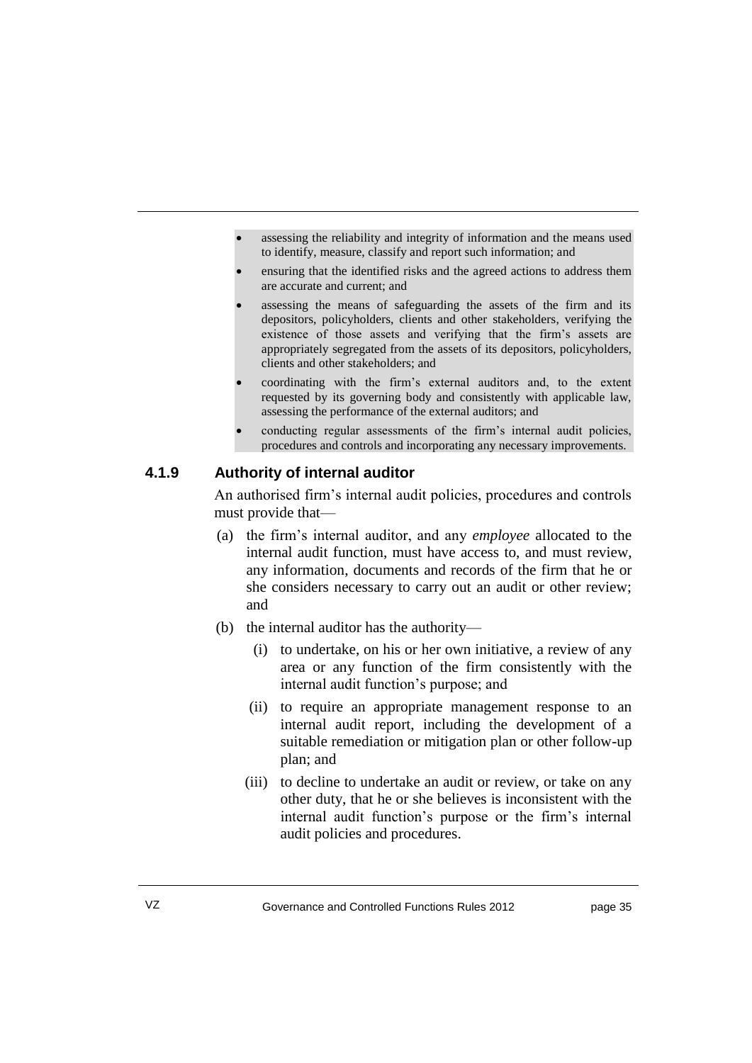- assessing the reliability and integrity of information and the means used to identify, measure, classify and report such information; and
- ensuring that the identified risks and the agreed actions to address them are accurate and current; and
- assessing the means of safeguarding the assets of the firm and its depositors, policyholders, clients and other stakeholders, verifying the existence of those assets and verifying that the firm's assets are appropriately segregated from the assets of its depositors, policyholders, clients and other stakeholders; and
- coordinating with the firm's external auditors and, to the extent requested by its governing body and consistently with applicable law, assessing the performance of the external auditors; and
- conducting regular assessments of the firm's internal audit policies, procedures and controls and incorporating any necessary improvements.

### 4.1.9 Authority of internal auditor

An authorised firm's internal audit policies, procedures and controls must provide that—

(a) the firm's internal auditor, and any *employee* allocated to the internal audit function, must have access to, and must review, any information, documents and records of the firm that he or she considers necessary to carry out an audit or other review; and

(b) the internal auditor has the authority—

  (i) to undertake, on his or her own initiative, a review of any area or any function of the firm consistently with the internal audit function's purpose; and

  (ii) to require an appropriate management response to an internal audit report, including the development of a suitable remediation or mitigation plan or other follow-up plan; and

  (iii) to decline to undertake an audit or review, or take on any other duty, that he or she believes is inconsistent with the internal audit function's purpose or the firm's internal audit policies and procedures.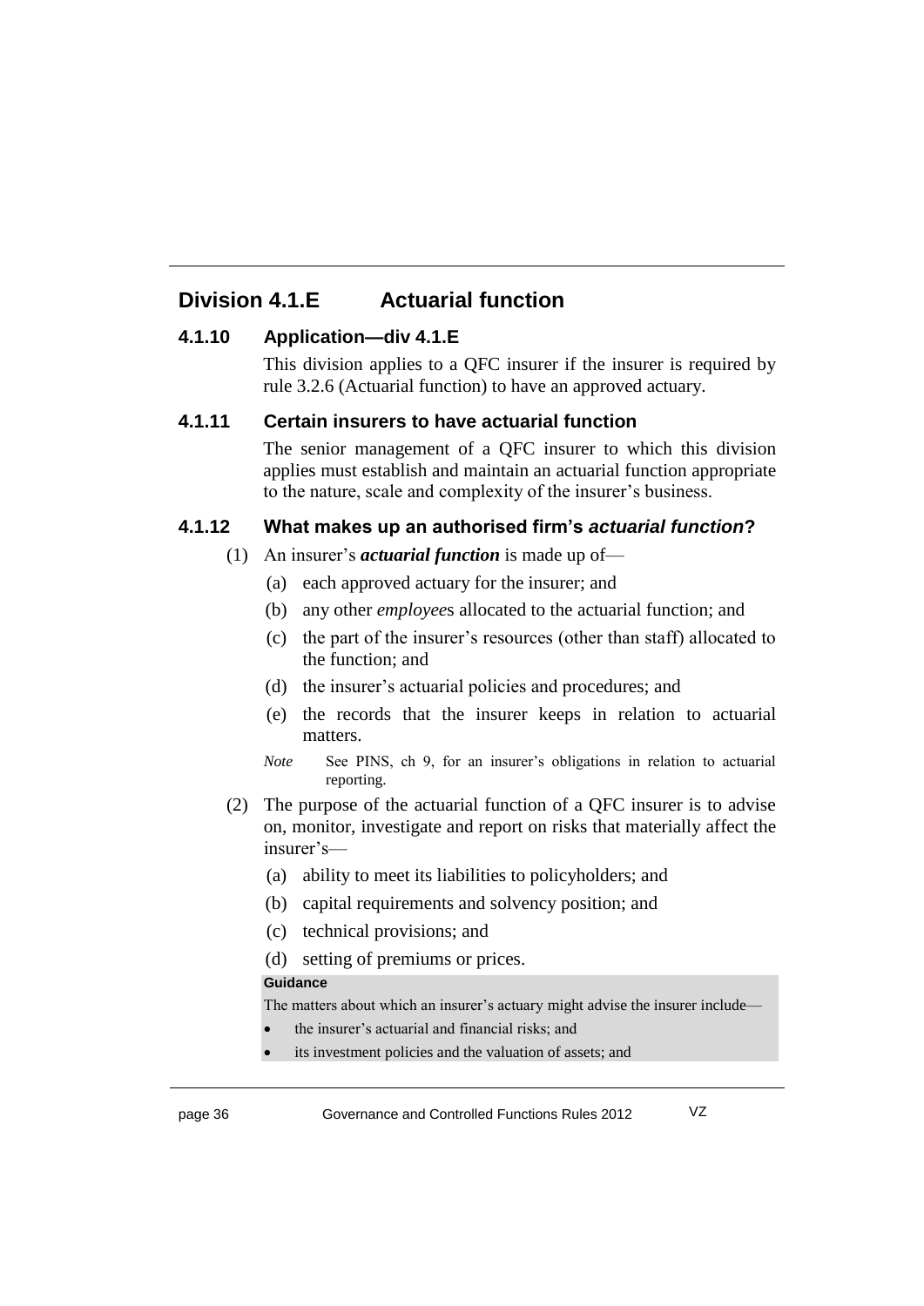## Division 4.1.E Actuarial function

### 4.1.10 Application—div 4.1.E

This division applies to a QFC insurer if the insurer is required by rule 3.2.6 (Actuarial function) to have an approved actuary.

### 4.1.11 Certain insurers to have actuarial function

The senior management of a QFC insurer to which this division applies must establish and maintain an actuarial function appropriate to the nature, scale and complexity of the insurer's business.

### 4.1.12 What makes up an authorised firm's *actuarial function*?

(1) An insurer's ***actuarial function*** is made up of—

- (a) each approved actuary for the insurer; and
- (b) any other *employee*s allocated to the actuarial function; and
- (c) the part of the insurer's resources (other than staff) allocated to the function; and
- (d) the insurer's actuarial policies and procedures; and
- (e) the records that the insurer keeps in relation to actuarial matters.

*Note* See PINS, ch 9, for an insurer's obligations in relation to actuarial reporting.

(2) The purpose of the actuarial function of a QFC insurer is to advise on, monitor, investigate and report on risks that materially affect the insurer's—

- (a) ability to meet its liabilities to policyholders; and
- (b) capital requirements and solvency position; and
- (c) technical provisions; and
- (d) setting of premiums or prices.

**Guidance**

The matters about which an insurer's actuary might advise the insurer include—

- the insurer's actuarial and financial risks; and
- its investment policies and the valuation of assets; and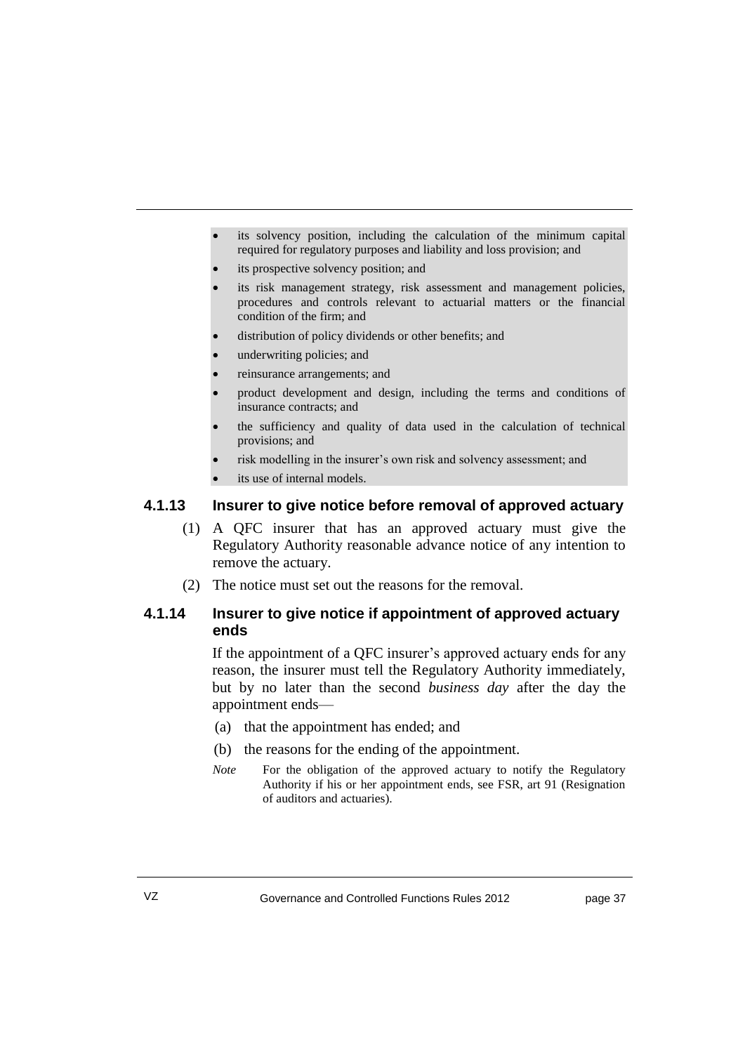- its solvency position, including the calculation of the minimum capital required for regulatory purposes and liability and loss provision; and
- its prospective solvency position; and
- its risk management strategy, risk assessment and management policies, procedures and controls relevant to actuarial matters or the financial condition of the firm; and
- distribution of policy dividends or other benefits; and
- underwriting policies; and
- reinsurance arrangements; and
- product development and design, including the terms and conditions of insurance contracts; and
- the sufficiency and quality of data used in the calculation of technical provisions; and
- risk modelling in the insurer's own risk and solvency assessment; and
- its use of internal models.

### 4.1.13 Insurer to give notice before removal of approved actuary

(1) A QFC insurer that has an approved actuary must give the Regulatory Authority reasonable advance notice of any intention to remove the actuary.

(2) The notice must set out the reasons for the removal.

### 4.1.14 Insurer to give notice if appointment of approved actuary ends

If the appointment of a QFC insurer's approved actuary ends for any reason, the insurer must tell the Regulatory Authority immediately, but by no later than the second *business day* after the day the appointment ends—

(a) that the appointment has ended; and

(b) the reasons for the ending of the appointment.

*Note* For the obligation of the approved actuary to notify the Regulatory Authority if his or her appointment ends, see FSR, art 91 (Resignation of auditors and actuaries).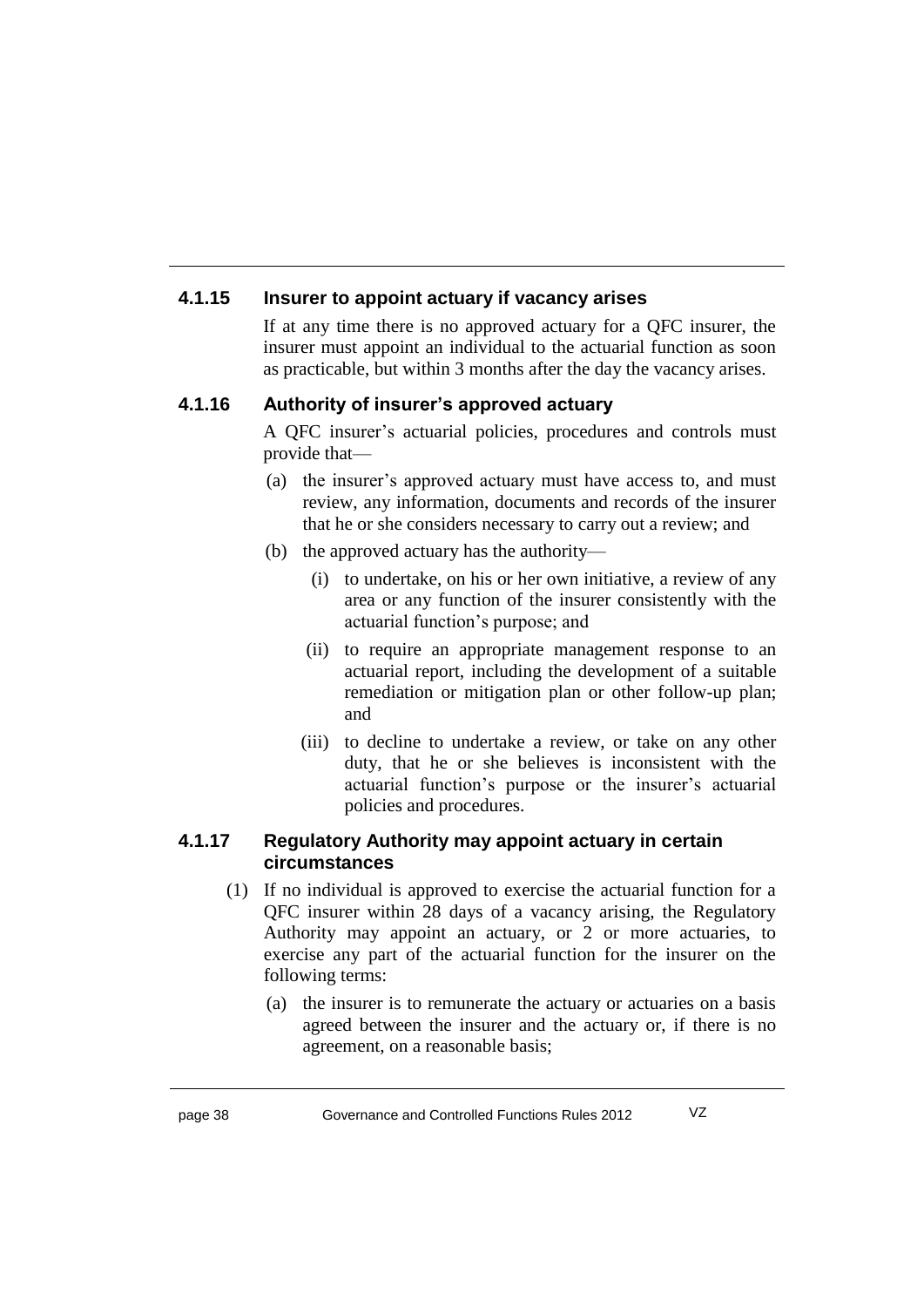### 4.1.15 Insurer to appoint actuary if vacancy arises

If at any time there is no approved actuary for a QFC insurer, the insurer must appoint an individual to the actuarial function as soon as practicable, but within 3 months after the day the vacancy arises.

### 4.1.16 Authority of insurer's approved actuary

A QFC insurer's actuarial policies, procedures and controls must provide that—

(a) the insurer's approved actuary must have access to, and must review, any information, documents and records of the insurer that he or she considers necessary to carry out a review; and

(b) the approved actuary has the authority—

(i) to undertake, on his or her own initiative, a review of any area or any function of the insurer consistently with the actuarial function's purpose; and

(ii) to require an appropriate management response to an actuarial report, including the development of a suitable remediation or mitigation plan or other follow-up plan; and

(iii) to decline to undertake a review, or take on any other duty, that he or she believes is inconsistent with the actuarial function's purpose or the insurer's actuarial policies and procedures.

### 4.1.17 Regulatory Authority may appoint actuary in certain circumstances

(1) If no individual is approved to exercise the actuarial function for a QFC insurer within 28 days of a vacancy arising, the Regulatory Authority may appoint an actuary, or 2 or more actuaries, to exercise any part of the actuarial function for the insurer on the following terms:

(a) the insurer is to remunerate the actuary or actuaries on a basis agreed between the insurer and the actuary or, if there is no agreement, on a reasonable basis;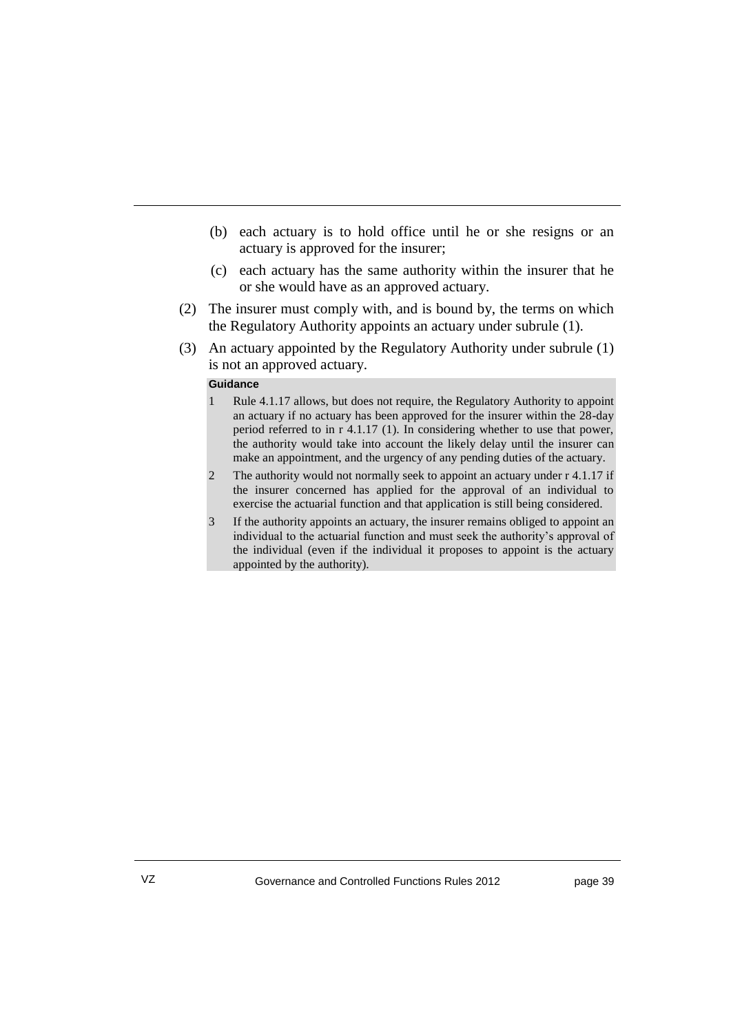(b) each actuary is to hold office until he or she resigns or an actuary is approved for the insurer;

(c) each actuary has the same authority within the insurer that he or she would have as an approved actuary.

(2) The insurer must comply with, and is bound by, the terms on which the Regulatory Authority appoints an actuary under subrule (1).

(3) An actuary appointed by the Regulatory Authority under subrule (1) is not an approved actuary.

**Guidance**

1 Rule 4.1.17 allows, but does not require, the Regulatory Authority to appoint an actuary if no actuary has been approved for the insurer within the 28-day period referred to in r 4.1.17 (1). In considering whether to use that power, the authority would take into account the likely delay until the insurer can make an appointment, and the urgency of any pending duties of the actuary.

2 The authority would not normally seek to appoint an actuary under r 4.1.17 if the insurer concerned has applied for the approval of an individual to exercise the actuarial function and that application is still being considered.

3 If the authority appoints an actuary, the insurer remains obliged to appoint an individual to the actuarial function and must seek the authority's approval of the individual (even if the individual it proposes to appoint is the actuary appointed by the authority).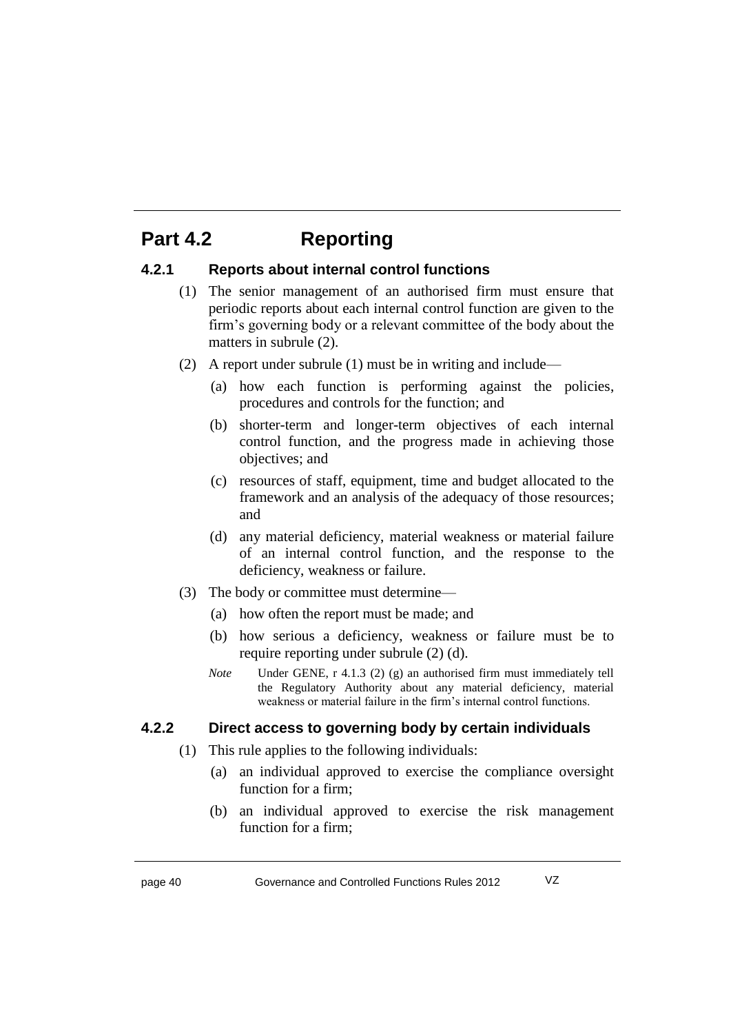# Part 4.2 Reporting

## 4.2.1 Reports about internal control functions

(1) The senior management of an authorised firm must ensure that periodic reports about each internal control function are given to the firm's governing body or a relevant committee of the body about the matters in subrule (2).

(2) A report under subrule (1) must be in writing and include—

(a) how each function is performing against the policies, procedures and controls for the function; and

(b) shorter-term and longer-term objectives of each internal control function, and the progress made in achieving those objectives; and

(c) resources of staff, equipment, time and budget allocated to the framework and an analysis of the adequacy of those resources; and

(d) any material deficiency, material weakness or material failure of an internal control function, and the response to the deficiency, weakness or failure.

(3) The body or committee must determine—

(a) how often the report must be made; and

(b) how serious a deficiency, weakness or failure must be to require reporting under subrule (2) (d).

*Note* Under GENE, r 4.1.3 (2) (g) an authorised firm must immediately tell the Regulatory Authority about any material deficiency, material weakness or material failure in the firm's internal control functions.

## 4.2.2 Direct access to governing body by certain individuals

(1) This rule applies to the following individuals:

(a) an individual approved to exercise the compliance oversight function for a firm;

(b) an individual approved to exercise the risk management function for a firm;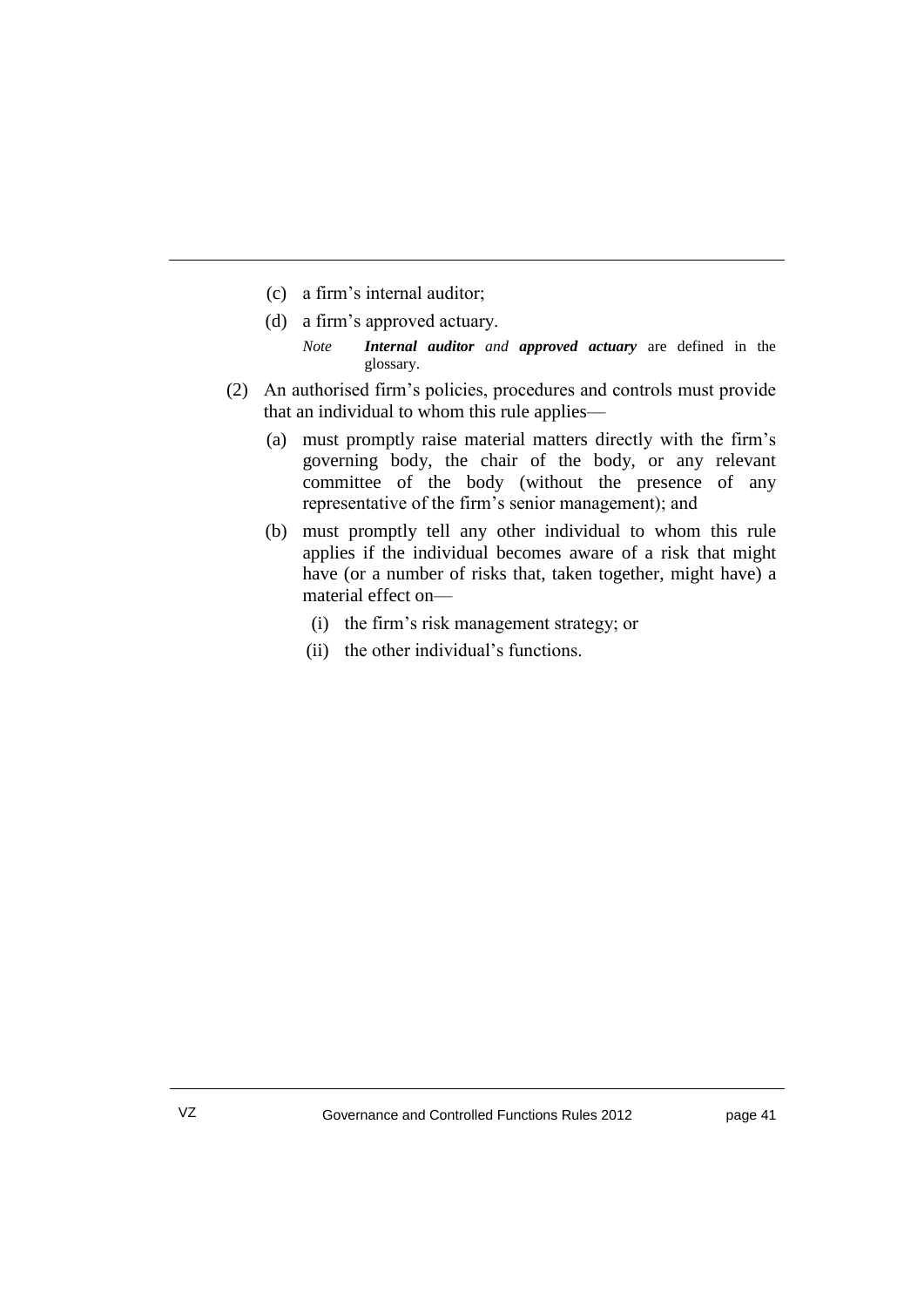(c) a firm's internal auditor;

(d) a firm's approved actuary.

*Note* ***Internal auditor*** *and* ***approved actuary*** are defined in the glossary.

(2) An authorised firm's policies, procedures and controls must provide that an individual to whom this rule applies—

(a) must promptly raise material matters directly with the firm's governing body, the chair of the body, or any relevant committee of the body (without the presence of any representative of the firm's senior management); and

(b) must promptly tell any other individual to whom this rule applies if the individual becomes aware of a risk that might have (or a number of risks that, taken together, might have) a material effect on—

(i) the firm's risk management strategy; or

(ii) the other individual's functions.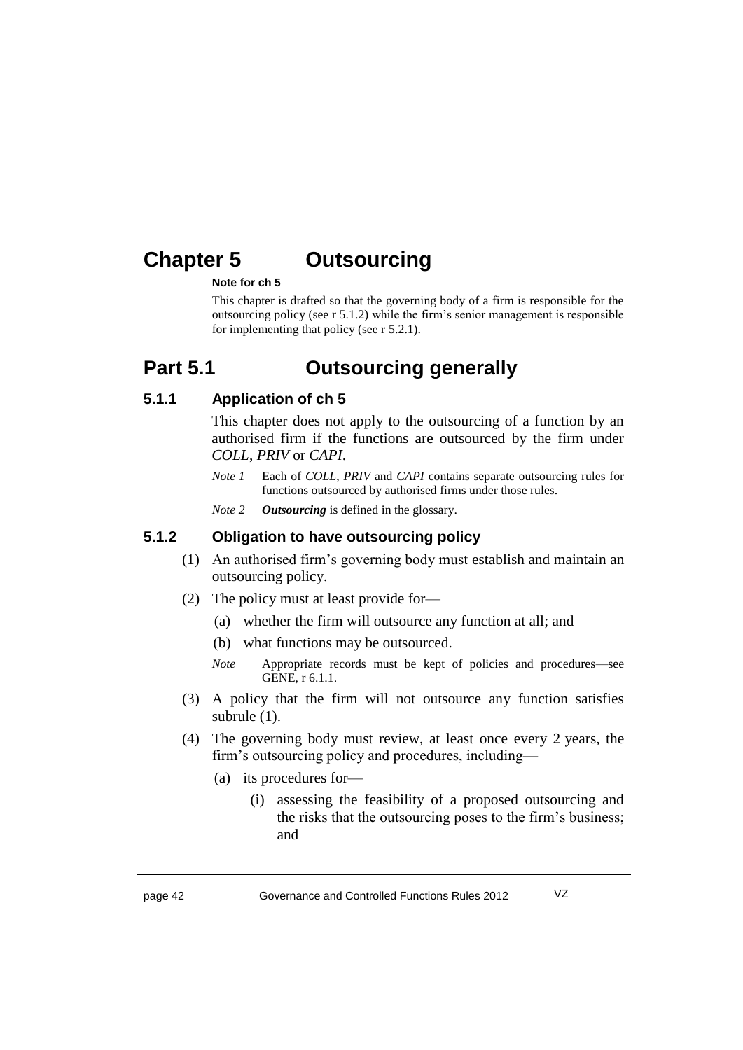# Chapter 5 Outsourcing

**Note for ch 5**

This chapter is drafted so that the governing body of a firm is responsible for the outsourcing policy (see r 5.1.2) while the firm's senior management is responsible for implementing that policy (see r 5.2.1).

## Part 5.1 Outsourcing generally

### 5.1.1 Application of ch 5

This chapter does not apply to the outsourcing of a function by an authorised firm if the functions are outsourced by the firm under *COLL*, *PRIV* or *CAPI*.

*Note 1* Each of *COLL*, *PRIV* and *CAPI* contains separate outsourcing rules for functions outsourced by authorised firms under those rules.

*Note 2* ***Outsourcing*** is defined in the glossary.

### 5.1.2 Obligation to have outsourcing policy

(1) An authorised firm's governing body must establish and maintain an outsourcing policy.

(2) The policy must at least provide for—

(a) whether the firm will outsource any function at all; and

(b) what functions may be outsourced.

*Note* Appropriate records must be kept of policies and procedures—see GENE, r 6.1.1.

(3) A policy that the firm will not outsource any function satisfies subrule (1).

(4) The governing body must review, at least once every 2 years, the firm's outsourcing policy and procedures, including—

(a) its procedures for—

(i) assessing the feasibility of a proposed outsourcing and the risks that the outsourcing poses to the firm's business; and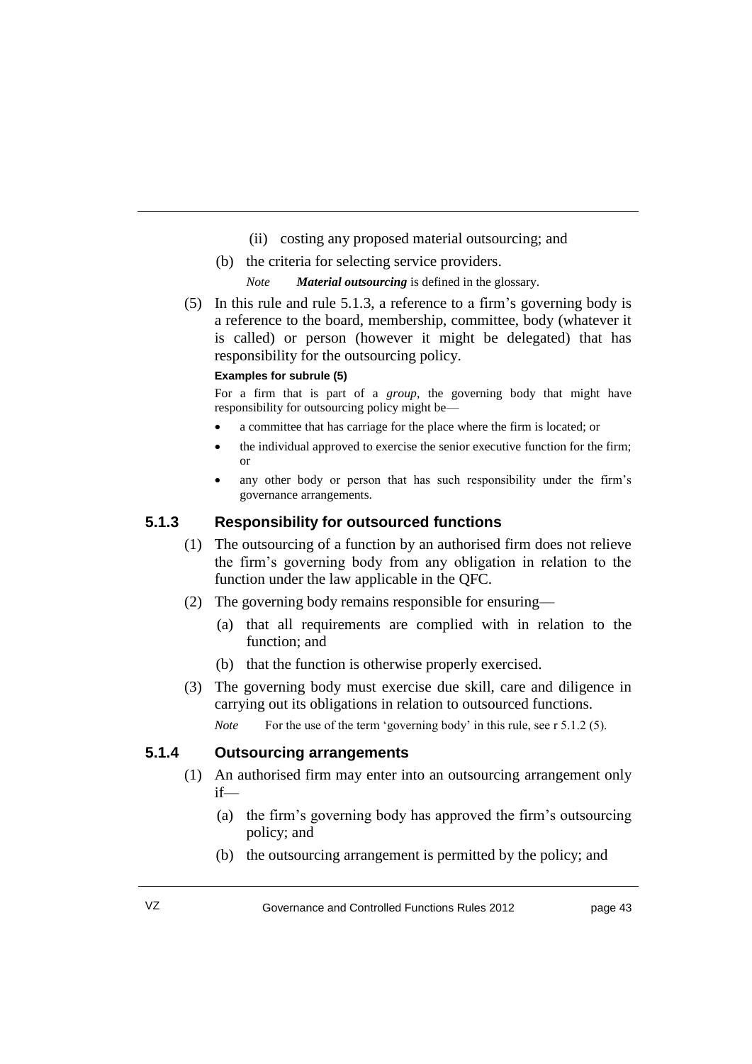(ii) costing any proposed material outsourcing; and

(b) the criteria for selecting service providers.

*Note* ***Material outsourcing*** is defined in the glossary.

(5) In this rule and rule 5.1.3, a reference to a firm's governing body is a reference to the board, membership, committee, body (whatever it is called) or person (however it might be delegated) that has responsibility for the outsourcing policy.

**Examples for subrule (5)**

For a firm that is part of a *group*, the governing body that might have responsibility for outsourcing policy might be—

- a committee that has carriage for the place where the firm is located; or
- the individual approved to exercise the senior executive function for the firm; or
- any other body or person that has such responsibility under the firm's governance arrangements.

### 5.1.3 Responsibility for outsourced functions

(1) The outsourcing of a function by an authorised firm does not relieve the firm's governing body from any obligation in relation to the function under the law applicable in the QFC.

(2) The governing body remains responsible for ensuring—

(a) that all requirements are complied with in relation to the function; and

(b) that the function is otherwise properly exercised.

(3) The governing body must exercise due skill, care and diligence in carrying out its obligations in relation to outsourced functions.

*Note* For the use of the term 'governing body' in this rule, see r 5.1.2 (5).

### 5.1.4 Outsourcing arrangements

(1) An authorised firm may enter into an outsourcing arrangement only if—

(a) the firm's governing body has approved the firm's outsourcing policy; and

(b) the outsourcing arrangement is permitted by the policy; and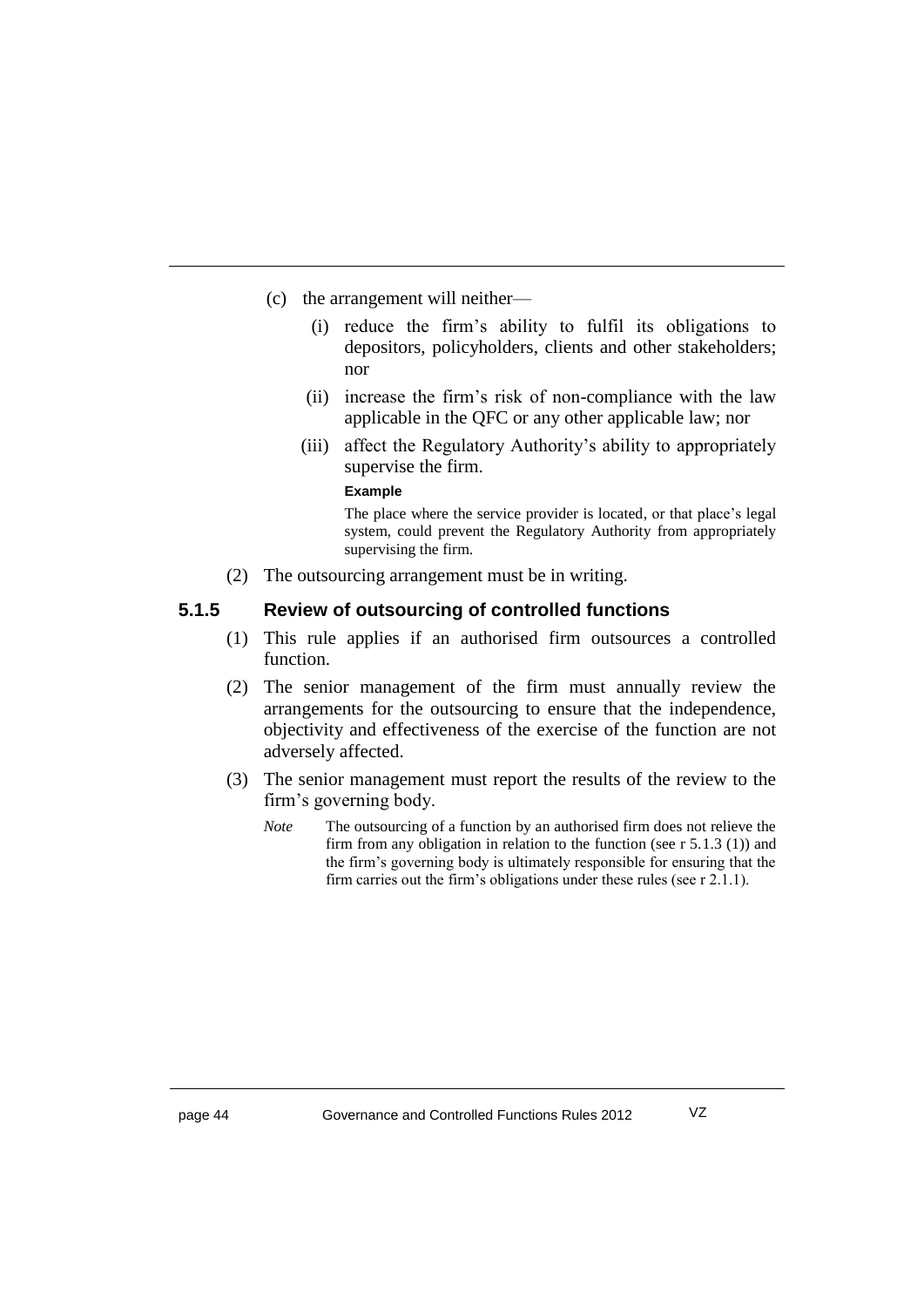(c) the arrangement will neither—

  (i) reduce the firm's ability to fulfil its obligations to depositors, policyholders, clients and other stakeholders; nor

  (ii) increase the firm's risk of non-compliance with the law applicable in the QFC or any other applicable law; nor

  (iii) affect the Regulatory Authority's ability to appropriately supervise the firm.

  **Example**

  The place where the service provider is located, or that place's legal system, could prevent the Regulatory Authority from appropriately supervising the firm.

(2) The outsourcing arrangement must be in writing.

### 5.1.5 Review of outsourcing of controlled functions

(1) This rule applies if an authorised firm outsources a controlled function.

(2) The senior management of the firm must annually review the arrangements for the outsourcing to ensure that the independence, objectivity and effectiveness of the exercise of the function are not adversely affected.

(3) The senior management must report the results of the review to the firm's governing body.

*Note* The outsourcing of a function by an authorised firm does not relieve the firm from any obligation in relation to the function (see r 5.1.3 (1)) and the firm's governing body is ultimately responsible for ensuring that the firm carries out the firm's obligations under these rules (see r 2.1.1).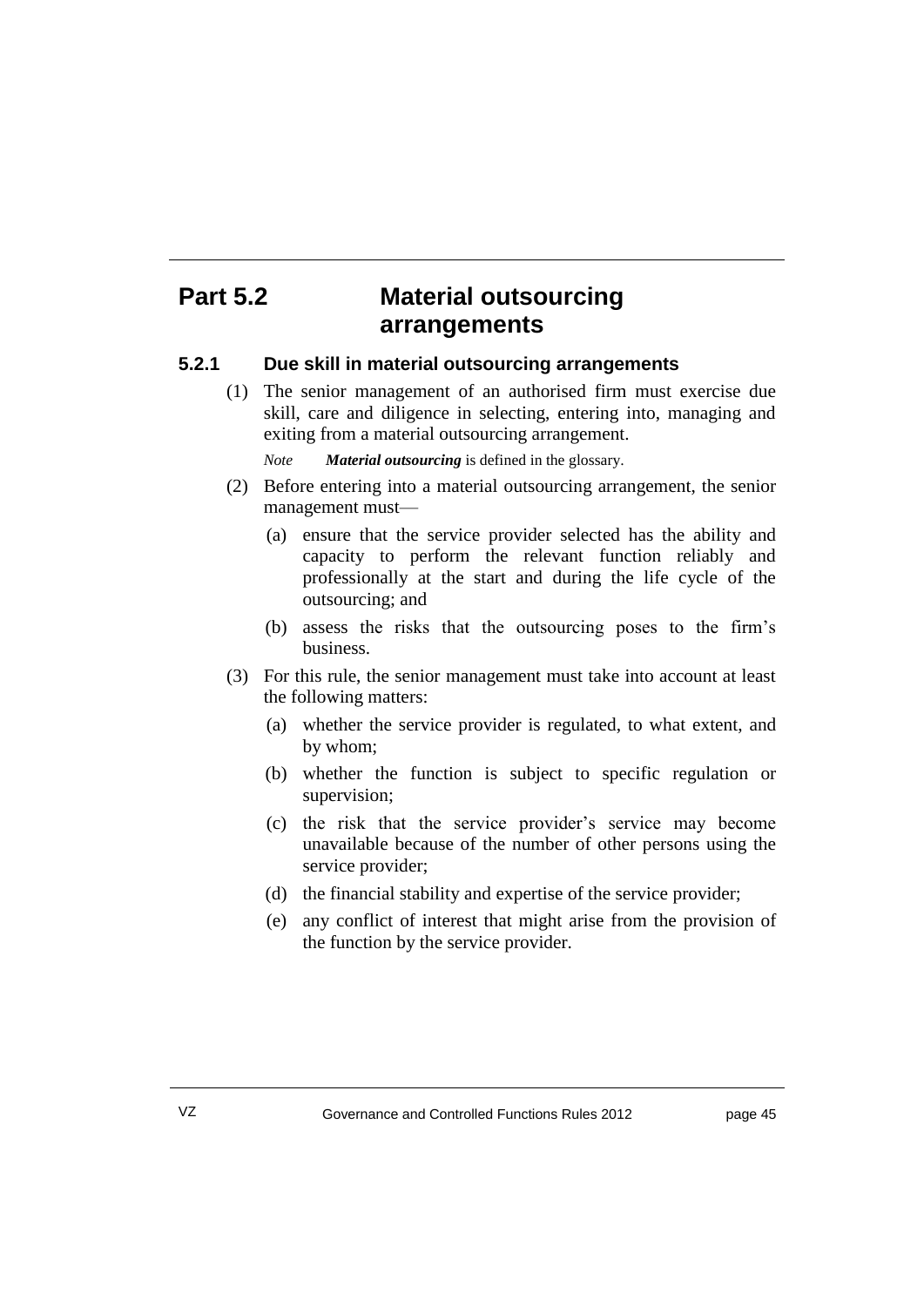# Part 5.2 Material outsourcing arrangements

## 5.2.1 Due skill in material outsourcing arrangements

(1) The senior management of an authorised firm must exercise due skill, care and diligence in selecting, entering into, managing and exiting from a material outsourcing arrangement.

*Note* ***Material outsourcing*** is defined in the glossary.

(2) Before entering into a material outsourcing arrangement, the senior management must—

- (a) ensure that the service provider selected has the ability and capacity to perform the relevant function reliably and professionally at the start and during the life cycle of the outsourcing; and
- (b) assess the risks that the outsourcing poses to the firm's business.

(3) For this rule, the senior management must take into account at least the following matters:

- (a) whether the service provider is regulated, to what extent, and by whom;
- (b) whether the function is subject to specific regulation or supervision;
- (c) the risk that the service provider's service may become unavailable because of the number of other persons using the service provider;
- (d) the financial stability and expertise of the service provider;
- (e) any conflict of interest that might arise from the provision of the function by the service provider.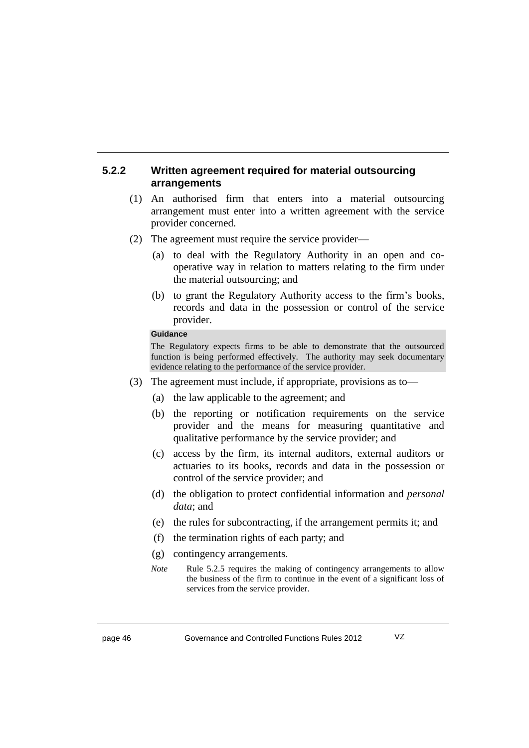### 5.2.2 Written agreement required for material outsourcing arrangements

(1) An authorised firm that enters into a material outsourcing arrangement must enter into a written agreement with the service provider concerned.

(2) The agreement must require the service provider—

(a) to deal with the Regulatory Authority in an open and co-operative way in relation to matters relating to the firm under the material outsourcing; and

(b) to grant the Regulatory Authority access to the firm's books, records and data in the possession or control of the service provider.

**Guidance**

The Regulatory expects firms to be able to demonstrate that the outsourced function is being performed effectively. The authority may seek documentary evidence relating to the performance of the service provider.

(3) The agreement must include, if appropriate, provisions as to—

(a) the law applicable to the agreement; and

(b) the reporting or notification requirements on the service provider and the means for measuring quantitative and qualitative performance by the service provider; and

(c) access by the firm, its internal auditors, external auditors or actuaries to its books, records and data in the possession or control of the service provider; and

(d) the obligation to protect confidential information and *personal data*; and

(e) the rules for subcontracting, if the arrangement permits it; and

(f) the termination rights of each party; and

(g) contingency arrangements.

*Note* Rule 5.2.5 requires the making of contingency arrangements to allow the business of the firm to continue in the event of a significant loss of services from the service provider.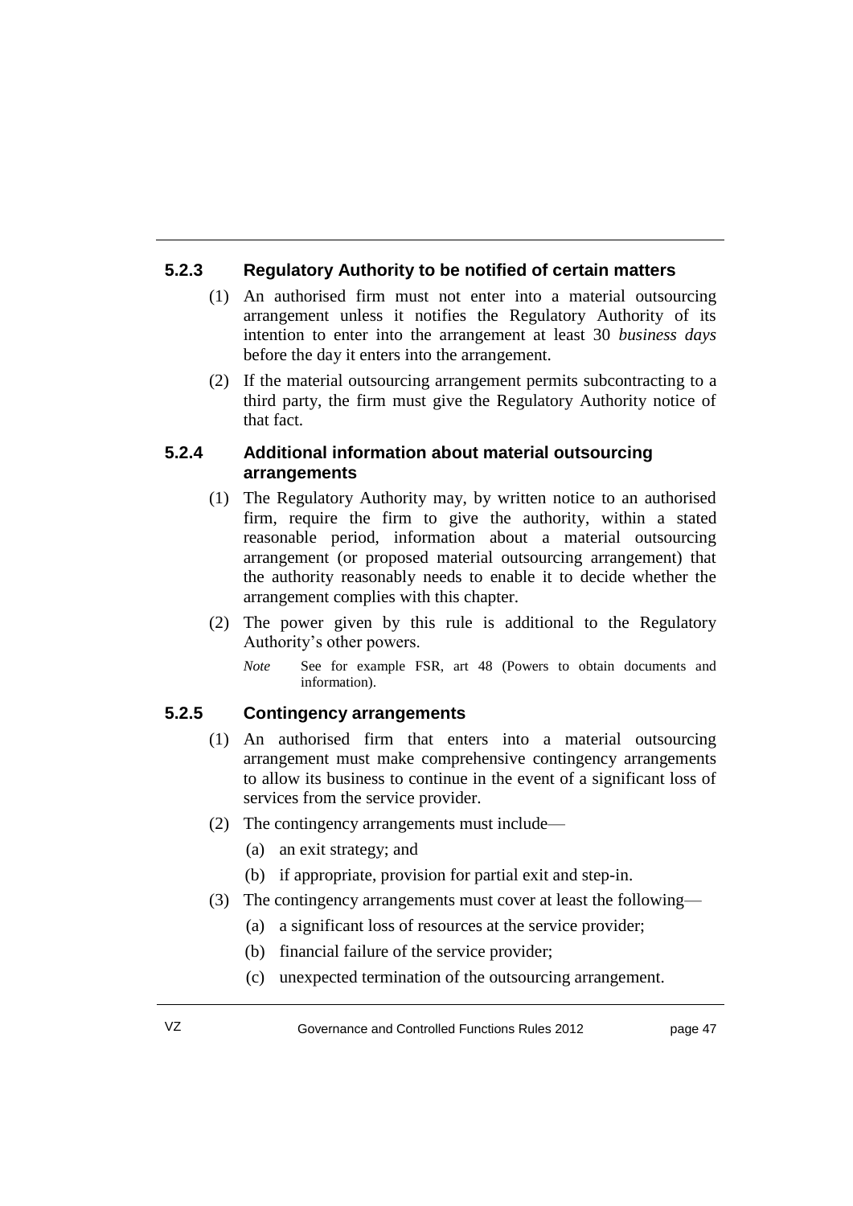### 5.2.3 Regulatory Authority to be notified of certain matters

(1) An authorised firm must not enter into a material outsourcing arrangement unless it notifies the Regulatory Authority of its intention to enter into the arrangement at least 30 *business days* before the day it enters into the arrangement.

(2) If the material outsourcing arrangement permits subcontracting to a third party, the firm must give the Regulatory Authority notice of that fact.

### 5.2.4 Additional information about material outsourcing arrangements

(1) The Regulatory Authority may, by written notice to an authorised firm, require the firm to give the authority, within a stated reasonable period, information about a material outsourcing arrangement (or proposed material outsourcing arrangement) that the authority reasonably needs to enable it to decide whether the arrangement complies with this chapter.

(2) The power given by this rule is additional to the Regulatory Authority's other powers.

*Note* See for example FSR, art 48 (Powers to obtain documents and information).

### 5.2.5 Contingency arrangements

(1) An authorised firm that enters into a material outsourcing arrangement must make comprehensive contingency arrangements to allow its business to continue in the event of a significant loss of services from the service provider.

(2) The contingency arrangements must include—

(a) an exit strategy; and

(b) if appropriate, provision for partial exit and step-in.

(3) The contingency arrangements must cover at least the following—

(a) a significant loss of resources at the service provider;

(b) financial failure of the service provider;

(c) unexpected termination of the outsourcing arrangement.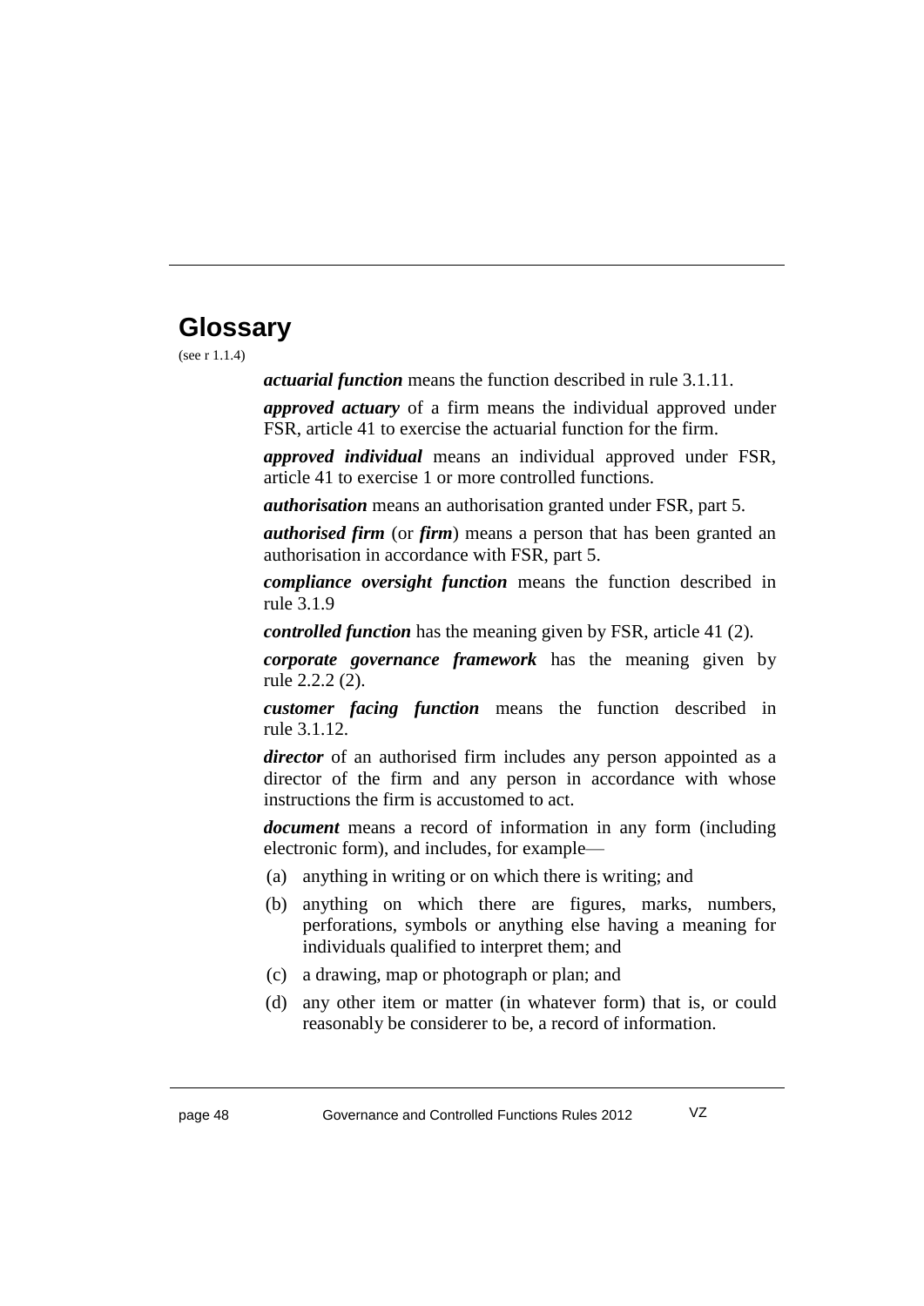# Glossary

(see r 1.1.4)

***actuarial function*** means the function described in rule 3.1.11.

***approved actuary*** of a firm means the individual approved under FSR, article 41 to exercise the actuarial function for the firm.

***approved individual*** means an individual approved under FSR, article 41 to exercise 1 or more controlled functions.

***authorisation*** means an authorisation granted under FSR, part 5.

***authorised firm*** (or ***firm***) means a person that has been granted an authorisation in accordance with FSR, part 5.

***compliance oversight function*** means the function described in rule 3.1.9

***controlled function*** has the meaning given by FSR, article 41 (2).

***corporate governance framework*** has the meaning given by rule 2.2.2 (2).

***customer facing function*** means the function described in rule 3.1.12.

***director*** of an authorised firm includes any person appointed as a director of the firm and any person in accordance with whose instructions the firm is accustomed to act.

***document*** means a record of information in any form (including electronic form), and includes, for example—

(a) anything in writing or on which there is writing; and

(b) anything on which there are figures, marks, numbers, perforations, symbols or anything else having a meaning for individuals qualified to interpret them; and

(c) a drawing, map or photograph or plan; and

(d) any other item or matter (in whatever form) that is, or could reasonably be considerer to be, a record of information.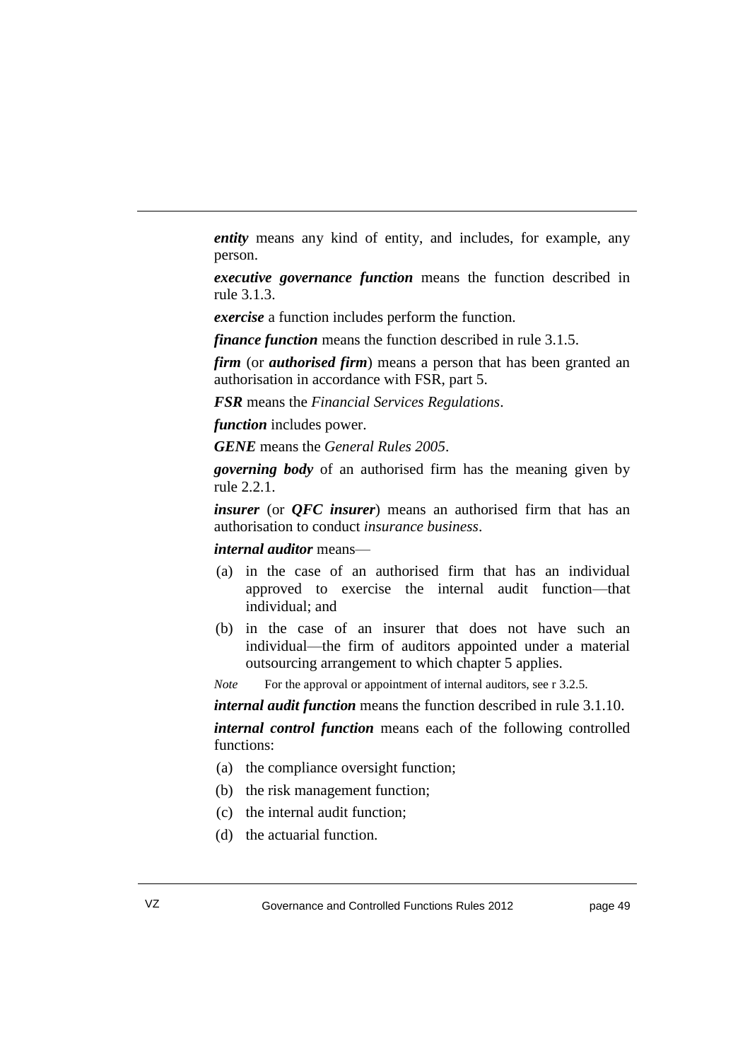***entity*** means any kind of entity, and includes, for example, any person.

***executive governance function*** means the function described in rule 3.1.3.

***exercise*** a function includes perform the function.

***finance function*** means the function described in rule 3.1.5.

***firm*** (or ***authorised firm***) means a person that has been granted an authorisation in accordance with FSR, part 5.

***FSR*** means the *Financial Services Regulations*.

***function*** includes power.

***GENE*** means the *General Rules 2005*.

***governing body*** of an authorised firm has the meaning given by rule 2.2.1.

***insurer*** (or ***QFC insurer***) means an authorised firm that has an authorisation to conduct *insurance business*.

***internal auditor*** means—

(a) in the case of an authorised firm that has an individual approved to exercise the internal audit function—that individual; and

(b) in the case of an insurer that does not have such an individual—the firm of auditors appointed under a material outsourcing arrangement to which chapter 5 applies.

*Note* For the approval or appointment of internal auditors, see r 3.2.5.

***internal audit function*** means the function described in rule 3.1.10.

***internal control function*** means each of the following controlled functions:

(a) the compliance oversight function;

(b) the risk management function;

(c) the internal audit function;

(d) the actuarial function.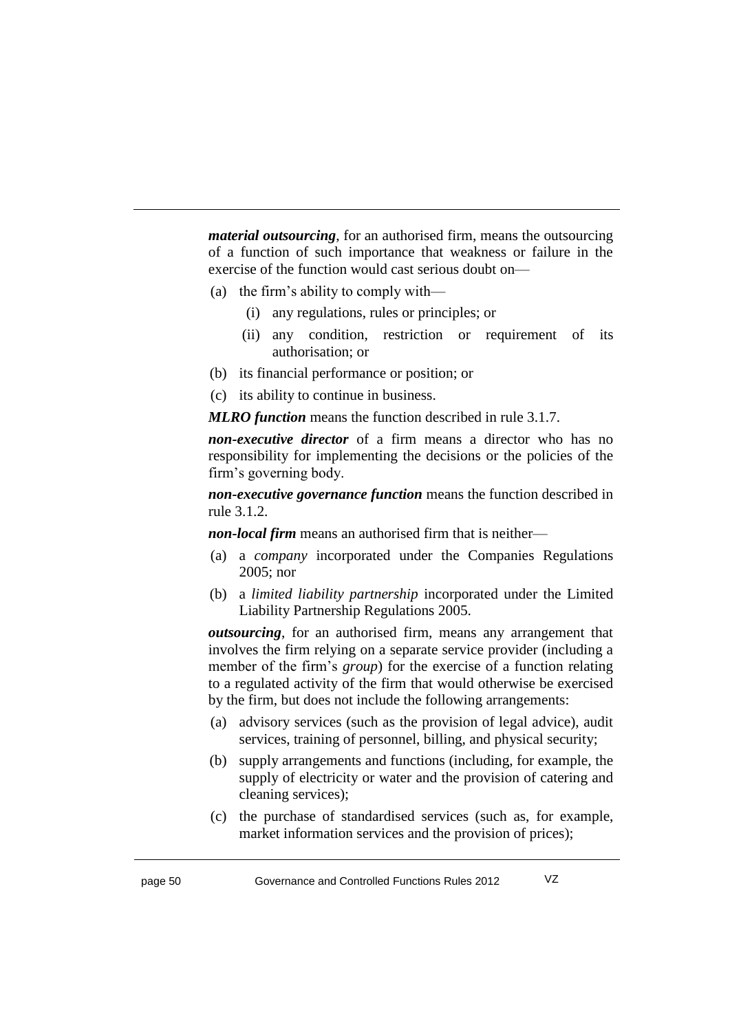***material outsourcing***, for an authorised firm, means the outsourcing of a function of such importance that weakness or failure in the exercise of the function would cast serious doubt on—

(a) the firm's ability to comply with—

(i) any regulations, rules or principles; or

(ii) any condition, restriction or requirement of its authorisation; or

(b) its financial performance or position; or

(c) its ability to continue in business.

***MLRO function*** means the function described in rule 3.1.7.

***non-executive director*** of a firm means a director who has no responsibility for implementing the decisions or the policies of the firm's governing body.

***non-executive governance function*** means the function described in rule 3.1.2.

***non-local firm*** means an authorised firm that is neither—

(a) a *company* incorporated under the Companies Regulations 2005; nor

(b) a *limited liability partnership* incorporated under the Limited Liability Partnership Regulations 2005.

***outsourcing***, for an authorised firm, means any arrangement that involves the firm relying on a separate service provider (including a member of the firm's *group*) for the exercise of a function relating to a regulated activity of the firm that would otherwise be exercised by the firm, but does not include the following arrangements:

(a) advisory services (such as the provision of legal advice), audit services, training of personnel, billing, and physical security;

(b) supply arrangements and functions (including, for example, the supply of electricity or water and the provision of catering and cleaning services);

(c) the purchase of standardised services (such as, for example, market information services and the provision of prices);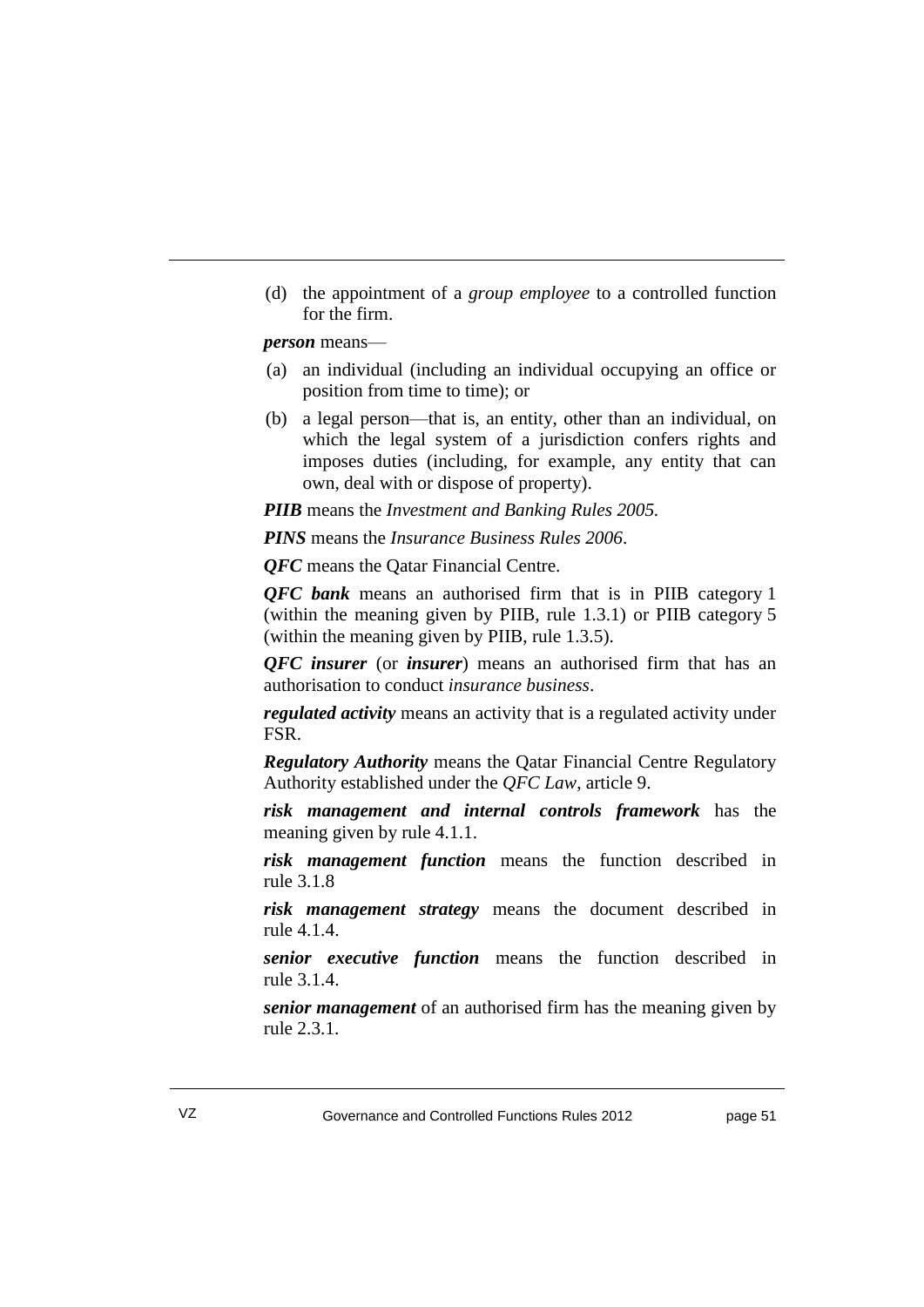(d) the appointment of a *group employee* to a controlled function for the firm.

***person*** means—

(a) an individual (including an individual occupying an office or position from time to time); or

(b) a legal person—that is, an entity, other than an individual, on which the legal system of a jurisdiction confers rights and imposes duties (including, for example, any entity that can own, deal with or dispose of property).

***PIIB*** means the *Investment and Banking Rules 2005.*

***PINS*** means the *Insurance Business Rules 2006*.

***QFC*** means the Qatar Financial Centre.

***QFC bank*** means an authorised firm that is in PIIB category 1 (within the meaning given by PIIB, rule 1.3.1) or PIIB category 5 (within the meaning given by PIIB, rule 1.3.5).

***QFC insurer*** (or ***insurer***) means an authorised firm that has an authorisation to conduct *insurance business*.

***regulated activity*** means an activity that is a regulated activity under FSR.

***Regulatory Authority*** means the Qatar Financial Centre Regulatory Authority established under the *QFC Law*, article 9.

***risk management and internal controls framework*** has the meaning given by rule 4.1.1.

***risk management function*** means the function described in rule 3.1.8

***risk management strategy*** means the document described in rule 4.1.4.

***senior executive function*** means the function described in rule 3.1.4.

***senior management*** of an authorised firm has the meaning given by rule 2.3.1.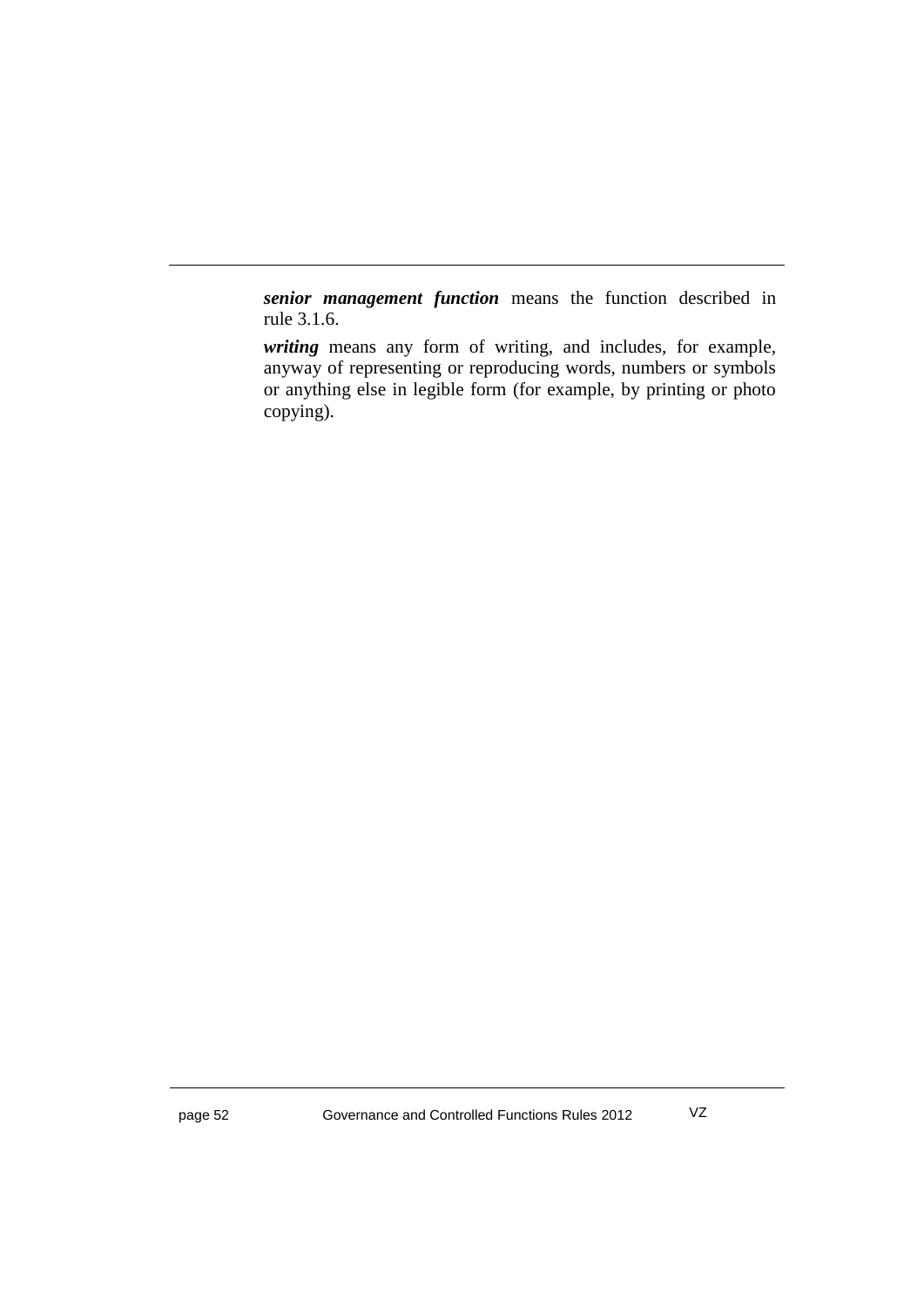***senior management function*** means the function described in rule 3.1.6.

***writing*** means any form of writing, and includes, for example, anyway of representing or reproducing words, numbers or symbols or anything else in legible form (for example, by printing or photo copying).